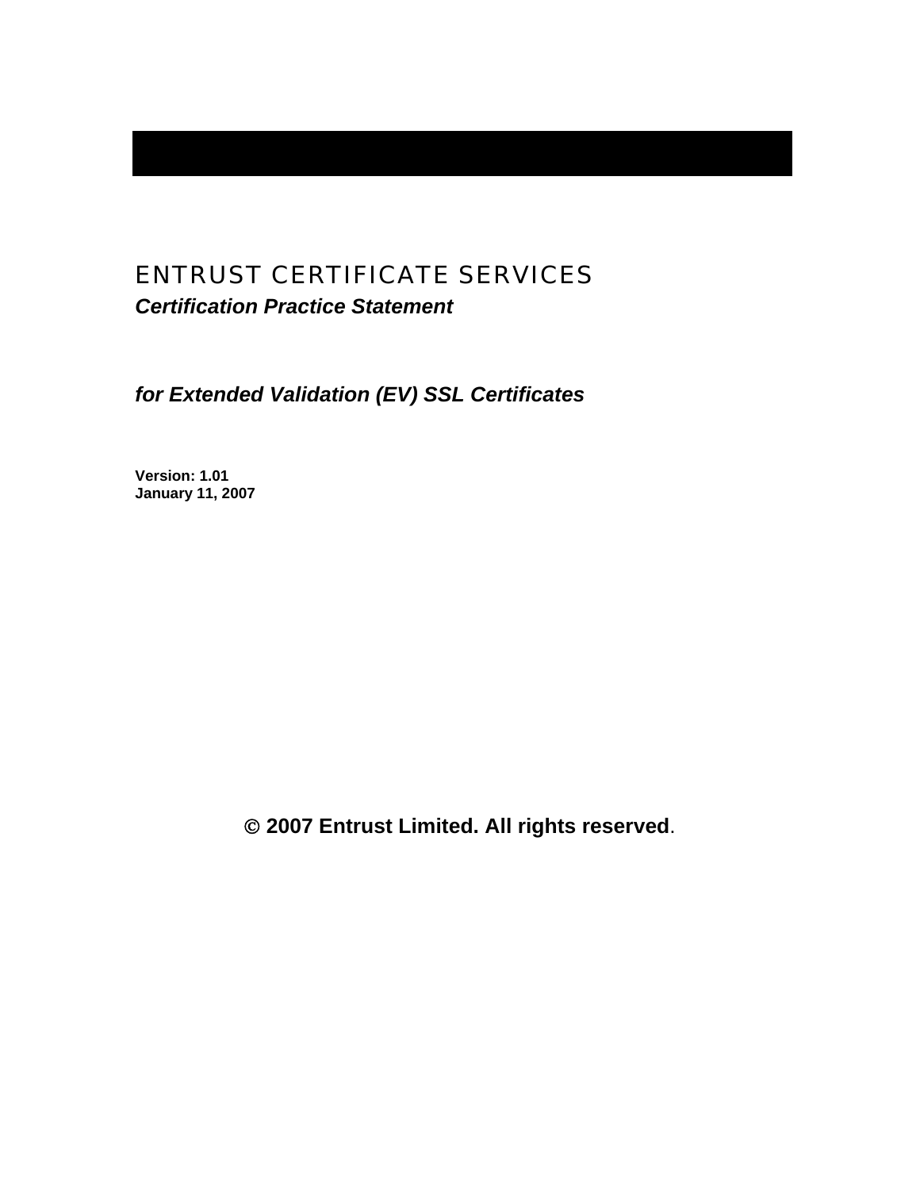# ENTRUST CERTIFICATE SERVICES

***Certification Practice Statement***

***for Extended Validation (EV) SSL Certificates***

**Version: 1.01**
**January 11, 2007**

**© 2007 Entrust Limited. All rights reserved**.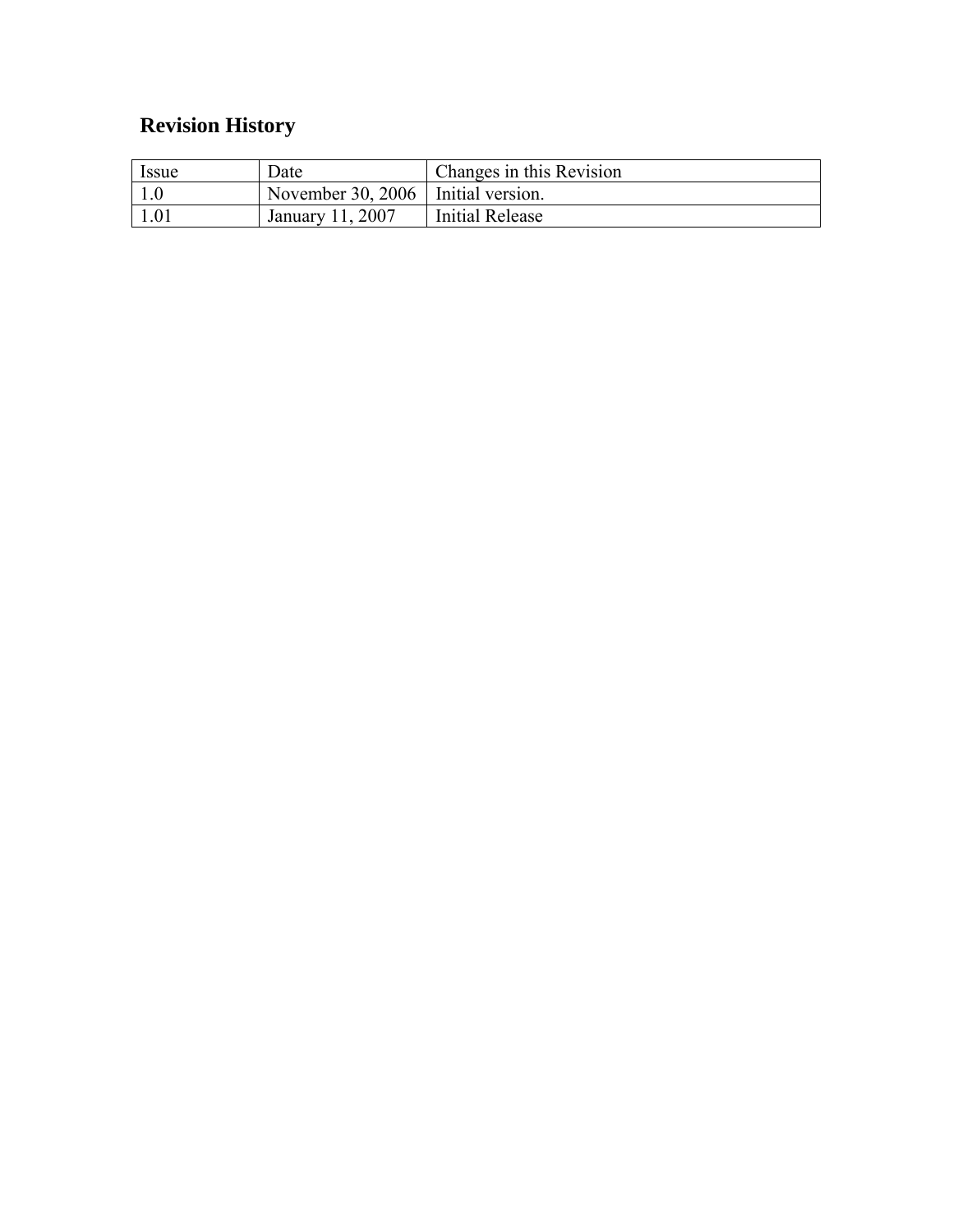## Revision History

| Issue | Date | Changes in this Revision |
|---|---|---|
| 1.0 | November 30, 2006 | Initial version. |
| 1.01 | January 11, 2007 | Initial Release |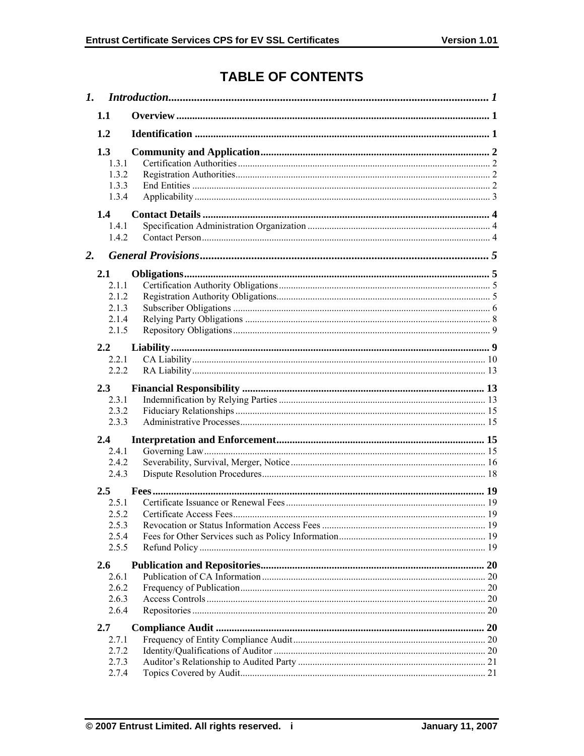# TABLE OF CONTENTS

*1. Introduction* ..... 1

**1.1 Overview** ..... 1

**1.2 Identification** ..... 1

**1.3 Community and Application** ..... 2

- 1.3.1 Certification Authorities ..... 2
- 1.3.2 Registration Authorities ..... 2
- 1.3.3 End Entities ..... 2
- 1.3.4 Applicability ..... 3

**1.4 Contact Details** ..... 4

- 1.4.1 Specification Administration Organization ..... 4
- 1.4.2 Contact Person ..... 4

*2. General Provisions* ..... 5

**2.1 Obligations** ..... 5

- 2.1.1 Certification Authority Obligations ..... 5
- 2.1.2 Registration Authority Obligations ..... 5
- 2.1.3 Subscriber Obligations ..... 6
- 2.1.4 Relying Party Obligations ..... 8
- 2.1.5 Repository Obligations ..... 9

**2.2 Liability** ..... 9

- 2.2.1 CA Liability ..... 10
- 2.2.2 RA Liability ..... 13

**2.3 Financial Responsibility** ..... 13

- 2.3.1 Indemnification by Relying Parties ..... 13
- 2.3.2 Fiduciary Relationships ..... 15
- 2.3.3 Administrative Processes ..... 15

**2.4 Interpretation and Enforcement** ..... 15

- 2.4.1 Governing Law ..... 15
- 2.4.2 Severability, Survival, Merger, Notice ..... 16
- 2.4.3 Dispute Resolution Procedures ..... 18

**2.5 Fees** ..... 19

- 2.5.1 Certificate Issuance or Renewal Fees ..... 19
- 2.5.2 Certificate Access Fees ..... 19
- 2.5.3 Revocation or Status Information Access Fees ..... 19
- 2.5.4 Fees for Other Services such as Policy Information ..... 19
- 2.5.5 Refund Policy ..... 19

**2.6 Publication and Repositories** ..... 20

- 2.6.1 Publication of CA Information ..... 20
- 2.6.2 Frequency of Publication ..... 20
- 2.6.3 Access Controls ..... 20
- 2.6.4 Repositories ..... 20

**2.7 Compliance Audit** ..... 20

- 2.7.1 Frequency of Entity Compliance Audit ..... 20
- 2.7.2 Identity/Qualifications of Auditor ..... 20
- 2.7.3 Auditor's Relationship to Audited Party ..... 21
- 2.7.4 Topics Covered by Audit ..... 21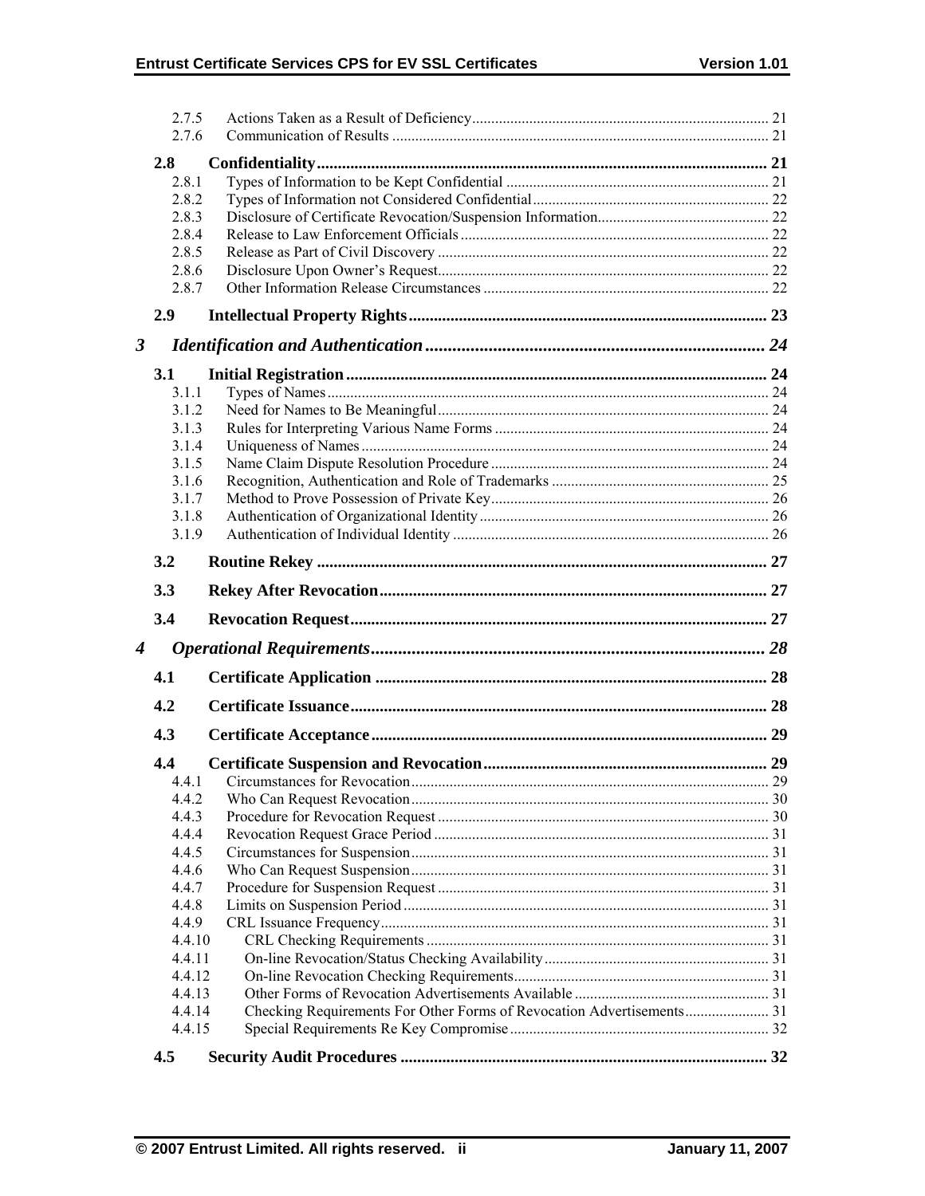2.7.5 Actions Taken as a Result of Deficiency ... 21
2.7.6 Communication of Results ... 21

**2.8 Confidentiality ... 21**

2.8.1 Types of Information to be Kept Confidential ... 21
2.8.2 Types of Information not Considered Confidential ... 22
2.8.3 Disclosure of Certificate Revocation/Suspension Information ... 22
2.8.4 Release to Law Enforcement Officials ... 22
2.8.5 Release as Part of Civil Discovery ... 22
2.8.6 Disclosure Upon Owner's Request ... 22
2.8.7 Other Information Release Circumstances ... 22

**2.9 Intellectual Property Rights ... 23**

***3 Identification and Authentication ... 24***

**3.1 Initial Registration ... 24**

3.1.1 Types of Names ... 24
3.1.2 Need for Names to Be Meaningful ... 24
3.1.3 Rules for Interpreting Various Name Forms ... 24
3.1.4 Uniqueness of Names ... 24
3.1.5 Name Claim Dispute Resolution Procedure ... 24
3.1.6 Recognition, Authentication and Role of Trademarks ... 25
3.1.7 Method to Prove Possession of Private Key ... 26
3.1.8 Authentication of Organizational Identity ... 26
3.1.9 Authentication of Individual Identity ... 26

**3.2 Routine Rekey ... 27**

**3.3 Rekey After Revocation ... 27**

**3.4 Revocation Request ... 27**

***4 Operational Requirements ... 28***

**4.1 Certificate Application ... 28**

**4.2 Certificate Issuance ... 28**

**4.3 Certificate Acceptance ... 29**

**4.4 Certificate Suspension and Revocation ... 29**

4.4.1 Circumstances for Revocation ... 29
4.4.2 Who Can Request Revocation ... 30
4.4.3 Procedure for Revocation Request ... 30
4.4.4 Revocation Request Grace Period ... 31
4.4.5 Circumstances for Suspension ... 31
4.4.6 Who Can Request Suspension ... 31
4.4.7 Procedure for Suspension Request ... 31
4.4.8 Limits on Suspension Period ... 31
4.4.9 CRL Issuance Frequency ... 31
4.4.10 CRL Checking Requirements ... 31
4.4.11 On-line Revocation/Status Checking Availability ... 31
4.4.12 On-line Revocation Checking Requirements ... 31
4.4.13 Other Forms of Revocation Advertisements Available ... 31
4.4.14 Checking Requirements For Other Forms of Revocation Advertisements ... 31
4.4.15 Special Requirements Re Key Compromise ... 32

**4.5 Security Audit Procedures ... 32**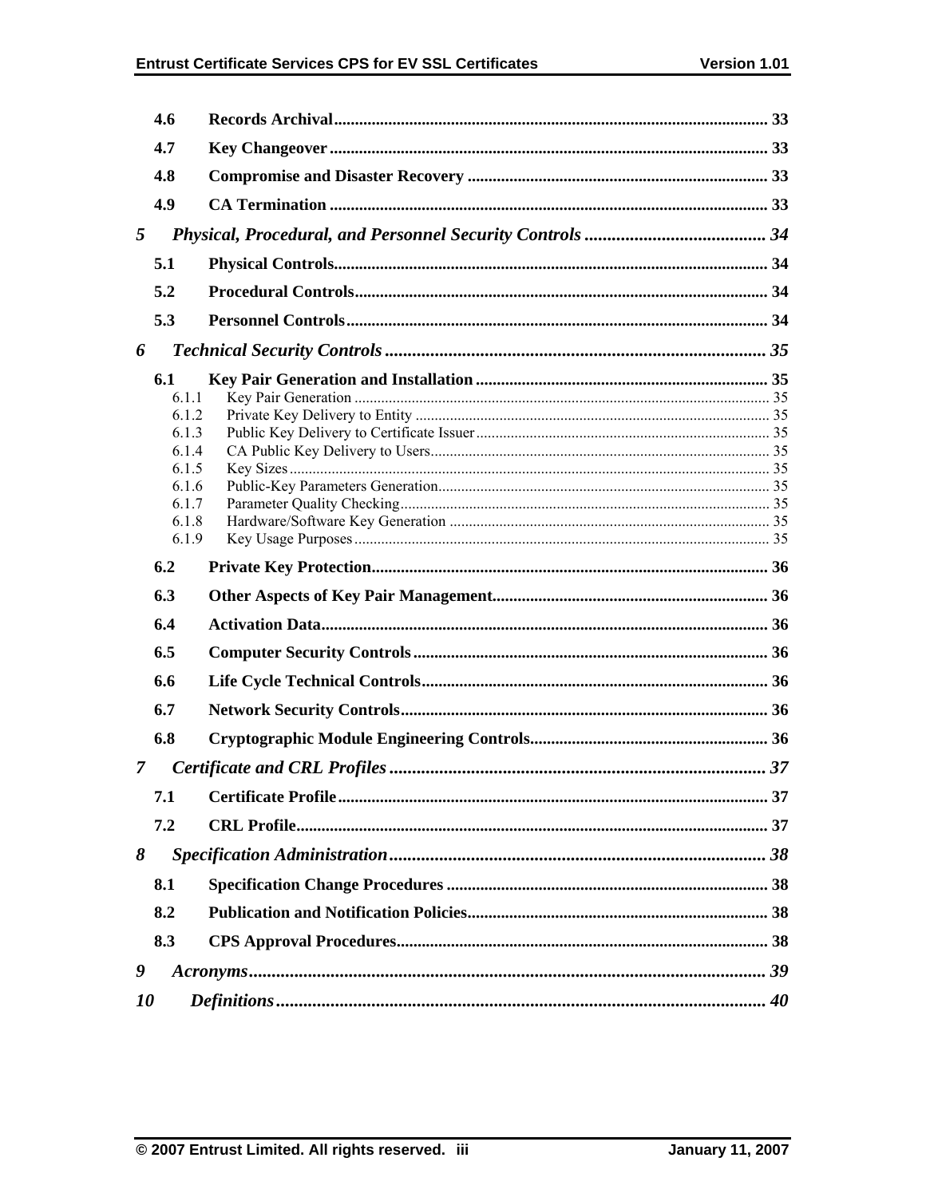4.6 Records Archival ..... 33

4.7 Key Changeover ..... 33

4.8 Compromise and Disaster Recovery ..... 33

4.9 CA Termination ..... 33

*5 Physical, Procedural, and Personnel Security Controls ..... 34*

5.1 Physical Controls ..... 34

5.2 Procedural Controls ..... 34

5.3 Personnel Controls ..... 34

*6 Technical Security Controls ..... 35*

6.1 Key Pair Generation and Installation ..... 35

- 6.1.1 Key Pair Generation ..... 35
- 6.1.2 Private Key Delivery to Entity ..... 35
- 6.1.3 Public Key Delivery to Certificate Issuer ..... 35
- 6.1.4 CA Public Key Delivery to Users ..... 35
- 6.1.5 Key Sizes ..... 35
- 6.1.6 Public-Key Parameters Generation ..... 35
- 6.1.7 Parameter Quality Checking ..... 35
- 6.1.8 Hardware/Software Key Generation ..... 35
- 6.1.9 Key Usage Purposes ..... 35

6.2 Private Key Protection ..... 36

6.3 Other Aspects of Key Pair Management ..... 36

6.4 Activation Data ..... 36

6.5 Computer Security Controls ..... 36

6.6 Life Cycle Technical Controls ..... 36

6.7 Network Security Controls ..... 36

6.8 Cryptographic Module Engineering Controls ..... 36

*7 Certificate and CRL Profiles ..... 37*

7.1 Certificate Profile ..... 37

7.2 CRL Profile ..... 37

*8 Specification Administration ..... 38*

8.1 Specification Change Procedures ..... 38

8.2 Publication and Notification Policies ..... 38

8.3 CPS Approval Procedures ..... 38

*9 Acronyms ..... 39*

*10 Definitions ..... 40*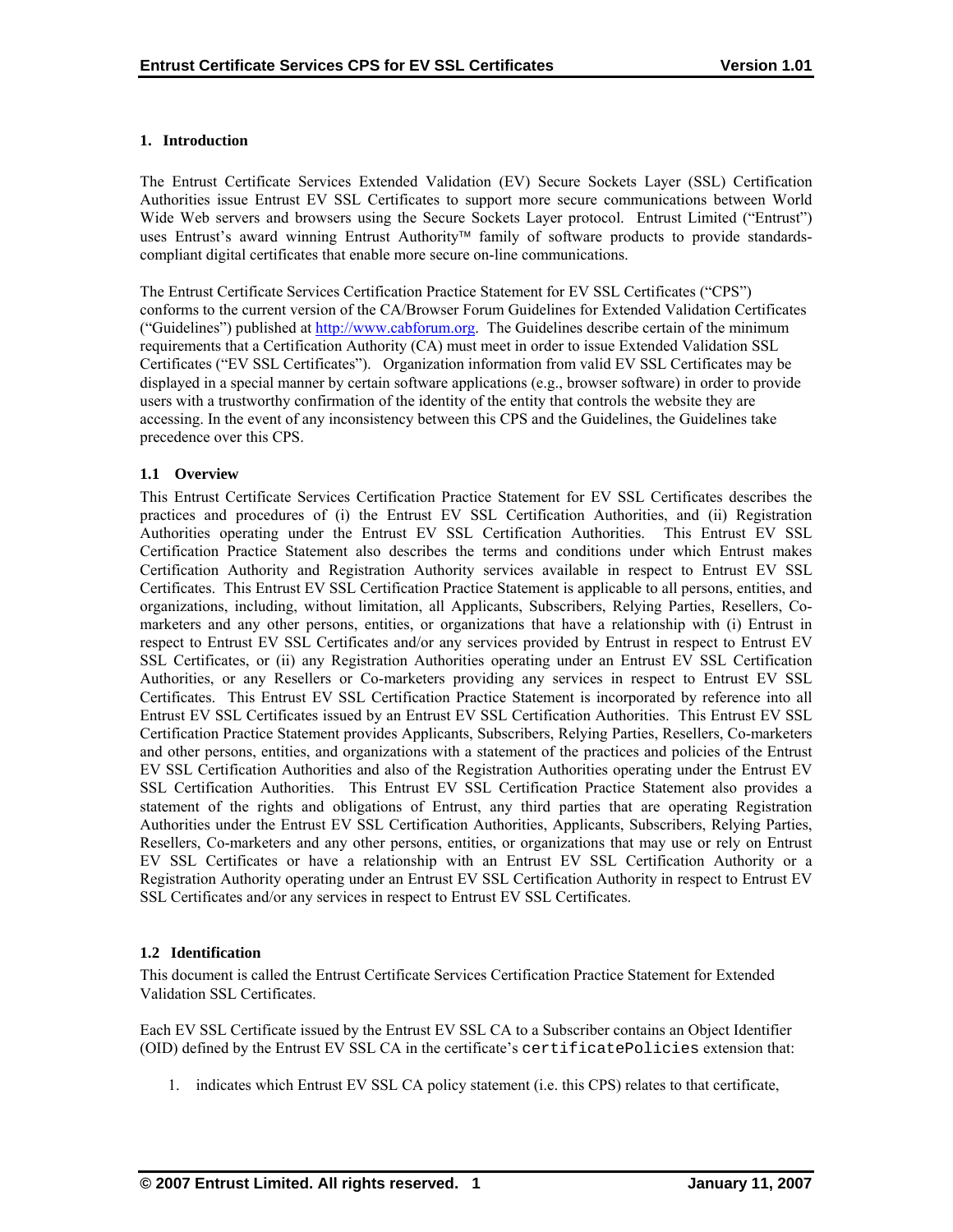# 1. Introduction

The Entrust Certificate Services Extended Validation (EV) Secure Sockets Layer (SSL) Certification Authorities issue Entrust EV SSL Certificates to support more secure communications between World Wide Web servers and browsers using the Secure Sockets Layer protocol. Entrust Limited ("Entrust") uses Entrust's award winning Entrust Authority™ family of software products to provide standards-compliant digital certificates that enable more secure on-line communications.

The Entrust Certificate Services Certification Practice Statement for EV SSL Certificates ("CPS") conforms to the current version of the CA/Browser Forum Guidelines for Extended Validation Certificates ("Guidelines") published at http://www.cabforum.org. The Guidelines describe certain of the minimum requirements that a Certification Authority (CA) must meet in order to issue Extended Validation SSL Certificates ("EV SSL Certificates"). Organization information from valid EV SSL Certificates may be displayed in a special manner by certain software applications (e.g., browser software) in order to provide users with a trustworthy confirmation of the identity of the entity that controls the website they are accessing. In the event of any inconsistency between this CPS and the Guidelines, the Guidelines take precedence over this CPS.

## 1.1 Overview

This Entrust Certificate Services Certification Practice Statement for EV SSL Certificates describes the practices and procedures of (i) the Entrust EV SSL Certification Authorities, and (ii) Registration Authorities operating under the Entrust EV SSL Certification Authorities. This Entrust EV SSL Certification Practice Statement also describes the terms and conditions under which Entrust makes Certification Authority and Registration Authority services available in respect to Entrust EV SSL Certificates. This Entrust EV SSL Certification Practice Statement is applicable to all persons, entities, and organizations, including, without limitation, all Applicants, Subscribers, Relying Parties, Resellers, Co-marketers and any other persons, entities, or organizations that have a relationship with (i) Entrust in respect to Entrust EV SSL Certificates and/or any services provided by Entrust in respect to Entrust EV SSL Certificates, or (ii) any Registration Authorities operating under an Entrust EV SSL Certification Authorities, or any Resellers or Co-marketers providing any services in respect to Entrust EV SSL Certificates. This Entrust EV SSL Certification Practice Statement is incorporated by reference into all Entrust EV SSL Certificates issued by an Entrust EV SSL Certification Authorities. This Entrust EV SSL Certification Practice Statement provides Applicants, Subscribers, Relying Parties, Resellers, Co-marketers and other persons, entities, and organizations with a statement of the practices and policies of the Entrust EV SSL Certification Authorities and also of the Registration Authorities operating under the Entrust EV SSL Certification Authorities. This Entrust EV SSL Certification Practice Statement also provides a statement of the rights and obligations of Entrust, any third parties that are operating Registration Authorities under the Entrust EV SSL Certification Authorities, Applicants, Subscribers, Relying Parties, Resellers, Co-marketers and any other persons, entities, or organizations that may use or rely on Entrust EV SSL Certificates or have a relationship with an Entrust EV SSL Certification Authority or a Registration Authority operating under an Entrust EV SSL Certification Authority in respect to Entrust EV SSL Certificates and/or any services in respect to Entrust EV SSL Certificates.

## 1.2 Identification

This document is called the Entrust Certificate Services Certification Practice Statement for Extended Validation SSL Certificates.

Each EV SSL Certificate issued by the Entrust EV SSL CA to a Subscriber contains an Object Identifier (OID) defined by the Entrust EV SSL CA in the certificate's `certificatePolicies` extension that:

1. indicates which Entrust EV SSL CA policy statement (i.e. this CPS) relates to that certificate,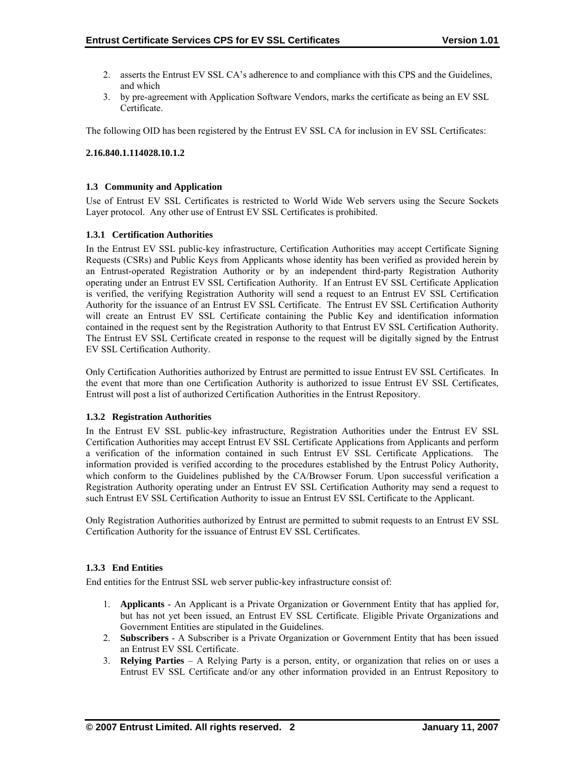2. asserts the Entrust EV SSL CA's adherence to and compliance with this CPS and the Guidelines, and which
3. by pre-agreement with Application Software Vendors, marks the certificate as being an EV SSL Certificate.

The following OID has been registered by the Entrust EV SSL CA for inclusion in EV SSL Certificates:

**2.16.840.1.114028.10.1.2**

## 1.3 Community and Application

Use of Entrust EV SSL Certificates is restricted to World Wide Web servers using the Secure Sockets Layer protocol. Any other use of Entrust EV SSL Certificates is prohibited.

### 1.3.1 Certification Authorities

In the Entrust EV SSL public-key infrastructure, Certification Authorities may accept Certificate Signing Requests (CSRs) and Public Keys from Applicants whose identity has been verified as provided herein by an Entrust-operated Registration Authority or by an independent third-party Registration Authority operating under an Entrust EV SSL Certification Authority. If an Entrust EV SSL Certificate Application is verified, the verifying Registration Authority will send a request to an Entrust EV SSL Certification Authority for the issuance of an Entrust EV SSL Certificate. The Entrust EV SSL Certification Authority will create an Entrust EV SSL Certificate containing the Public Key and identification information contained in the request sent by the Registration Authority to that Entrust EV SSL Certification Authority. The Entrust EV SSL Certificate created in response to the request will be digitally signed by the Entrust EV SSL Certification Authority.

Only Certification Authorities authorized by Entrust are permitted to issue Entrust EV SSL Certificates. In the event that more than one Certification Authority is authorized to issue Entrust EV SSL Certificates, Entrust will post a list of authorized Certification Authorities in the Entrust Repository.

### 1.3.2 Registration Authorities

In the Entrust EV SSL public-key infrastructure, Registration Authorities under the Entrust EV SSL Certification Authorities may accept Entrust EV SSL Certificate Applications from Applicants and perform a verification of the information contained in such Entrust EV SSL Certificate Applications. The information provided is verified according to the procedures established by the Entrust Policy Authority, which conform to the Guidelines published by the CA/Browser Forum. Upon successful verification a Registration Authority operating under an Entrust EV SSL Certification Authority may send a request to such Entrust EV SSL Certification Authority to issue an Entrust EV SSL Certificate to the Applicant.

Only Registration Authorities authorized by Entrust are permitted to submit requests to an Entrust EV SSL Certification Authority for the issuance of Entrust EV SSL Certificates.

### 1.3.3 End Entities

End entities for the Entrust SSL web server public-key infrastructure consist of:

1. **Applicants** - An Applicant is a Private Organization or Government Entity that has applied for, but has not yet been issued, an Entrust EV SSL Certificate. Eligible Private Organizations and Government Entities are stipulated in the Guidelines.
2. **Subscribers** - A Subscriber is a Private Organization or Government Entity that has been issued an Entrust EV SSL Certificate.
3. **Relying Parties** – A Relying Party is a person, entity, or organization that relies on or uses a Entrust EV SSL Certificate and/or any other information provided in an Entrust Repository to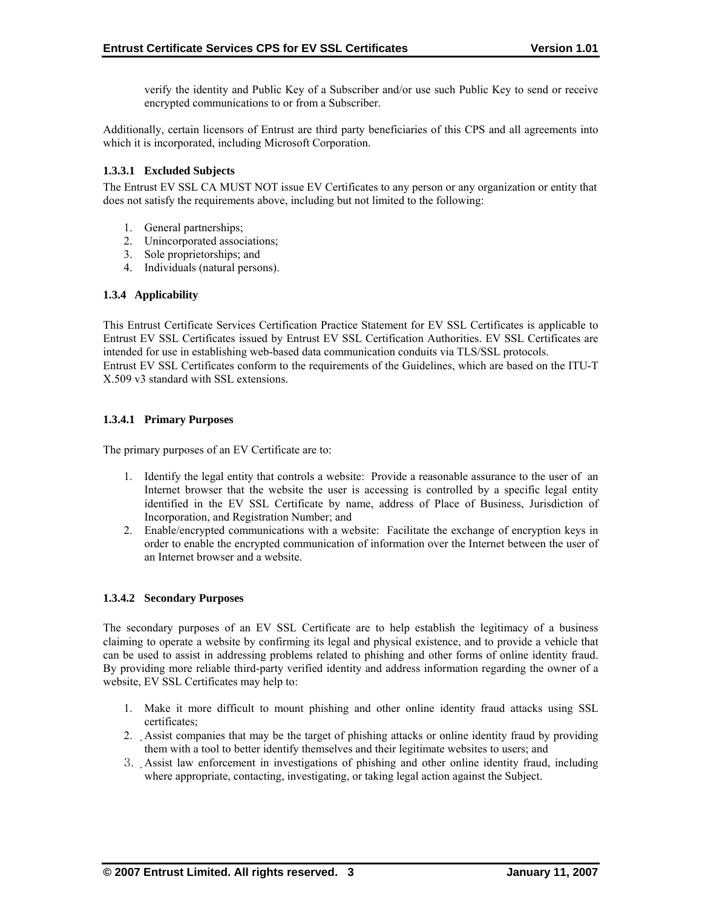verify the identity and Public Key of a Subscriber and/or use such Public Key to send or receive encrypted communications to or from a Subscriber.

Additionally, certain licensors of Entrust are third party beneficiaries of this CPS and all agreements into which it is incorporated, including Microsoft Corporation.

#### 1.3.3.1 Excluded Subjects

The Entrust EV SSL CA MUST NOT issue EV Certificates to any person or any organization or entity that does not satisfy the requirements above, including but not limited to the following:

1. General partnerships;
2. Unincorporated associations;
3. Sole proprietorships; and
4. Individuals (natural persons).

### 1.3.4 Applicability

This Entrust Certificate Services Certification Practice Statement for EV SSL Certificates is applicable to Entrust EV SSL Certificates issued by Entrust EV SSL Certification Authorities. EV SSL Certificates are intended for use in establishing web-based data communication conduits via TLS/SSL protocols.
Entrust EV SSL Certificates conform to the requirements of the Guidelines, which are based on the ITU-T X.509 v3 standard with SSL extensions.

#### 1.3.4.1 Primary Purposes

The primary purposes of an EV Certificate are to:

1. Identify the legal entity that controls a website: Provide a reasonable assurance to the user of an Internet browser that the website the user is accessing is controlled by a specific legal entity identified in the EV SSL Certificate by name, address of Place of Business, Jurisdiction of Incorporation, and Registration Number; and
2. Enable/encrypted communications with a website: Facilitate the exchange of encryption keys in order to enable the encrypted communication of information over the Internet between the user of an Internet browser and a website.

#### 1.3.4.2 Secondary Purposes

The secondary purposes of an EV SSL Certificate are to help establish the legitimacy of a business claiming to operate a website by confirming its legal and physical existence, and to provide a vehicle that can be used to assist in addressing problems related to phishing and other forms of online identity fraud. By providing more reliable third-party verified identity and address information regarding the owner of a website, EV SSL Certificates may help to:

1. Make it more difficult to mount phishing and other online identity fraud attacks using SSL certificates;
2. Assist companies that may be the target of phishing attacks or online identity fraud by providing them with a tool to better identify themselves and their legitimate websites to users; and
3. Assist law enforcement in investigations of phishing and other online identity fraud, including where appropriate, contacting, investigating, or taking legal action against the Subject.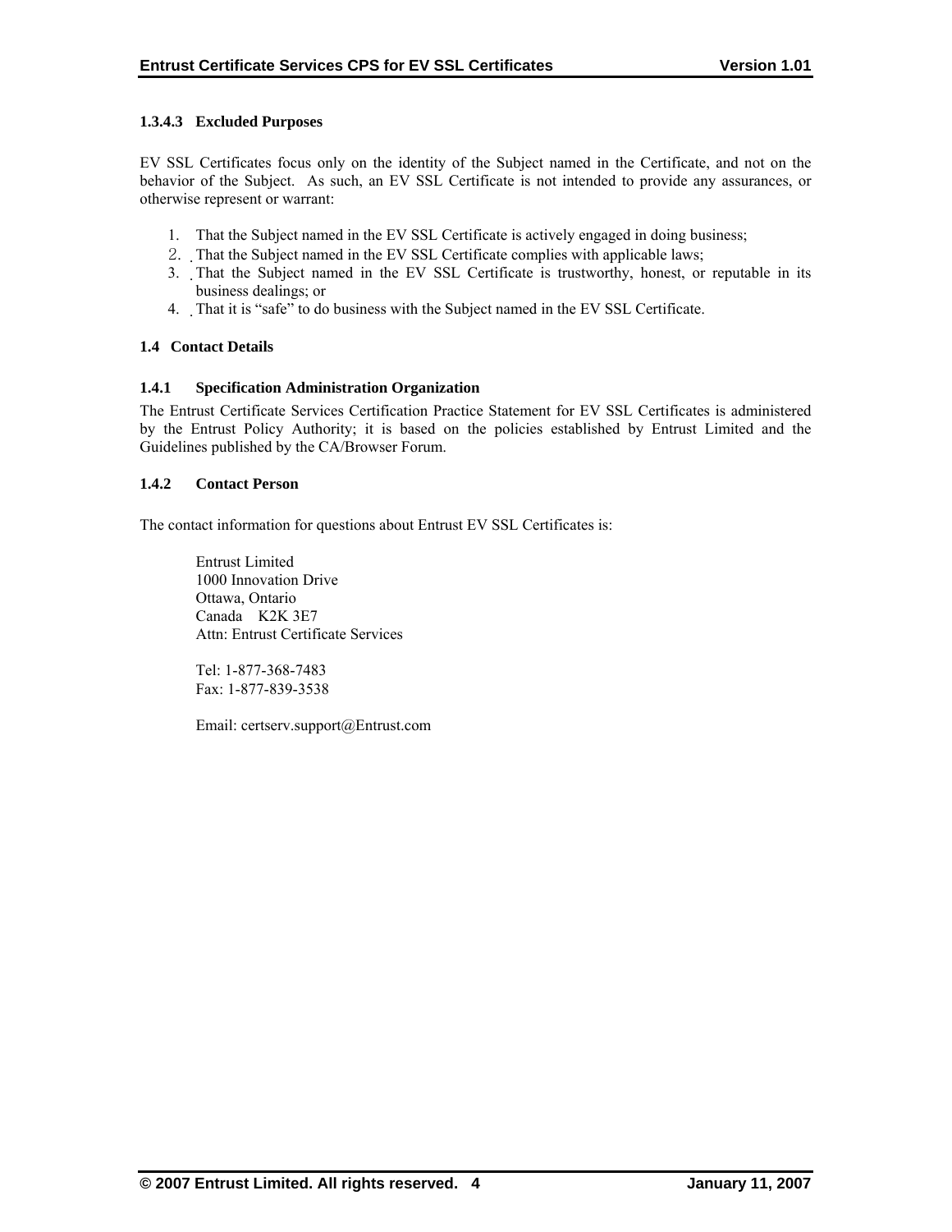### 1.3.4.3 Excluded Purposes

EV SSL Certificates focus only on the identity of the Subject named in the Certificate, and not on the behavior of the Subject. As such, an EV SSL Certificate is not intended to provide any assurances, or otherwise represent or warrant:

1. That the Subject named in the EV SSL Certificate is actively engaged in doing business;
2. That the Subject named in the EV SSL Certificate complies with applicable laws;
3. That the Subject named in the EV SSL Certificate is trustworthy, honest, or reputable in its business dealings; or
4. That it is "safe" to do business with the Subject named in the EV SSL Certificate.

## 1.4 Contact Details

### 1.4.1 Specification Administration Organization

The Entrust Certificate Services Certification Practice Statement for EV SSL Certificates is administered by the Entrust Policy Authority; it is based on the policies established by Entrust Limited and the Guidelines published by the CA/Browser Forum.

### 1.4.2 Contact Person

The contact information for questions about Entrust EV SSL Certificates is:

Entrust Limited
1000 Innovation Drive
Ottawa, Ontario
Canada K2K 3E7
Attn: Entrust Certificate Services

Tel: 1-877-368-7483
Fax: 1-877-839-3538

Email: certserv.support@Entrust.com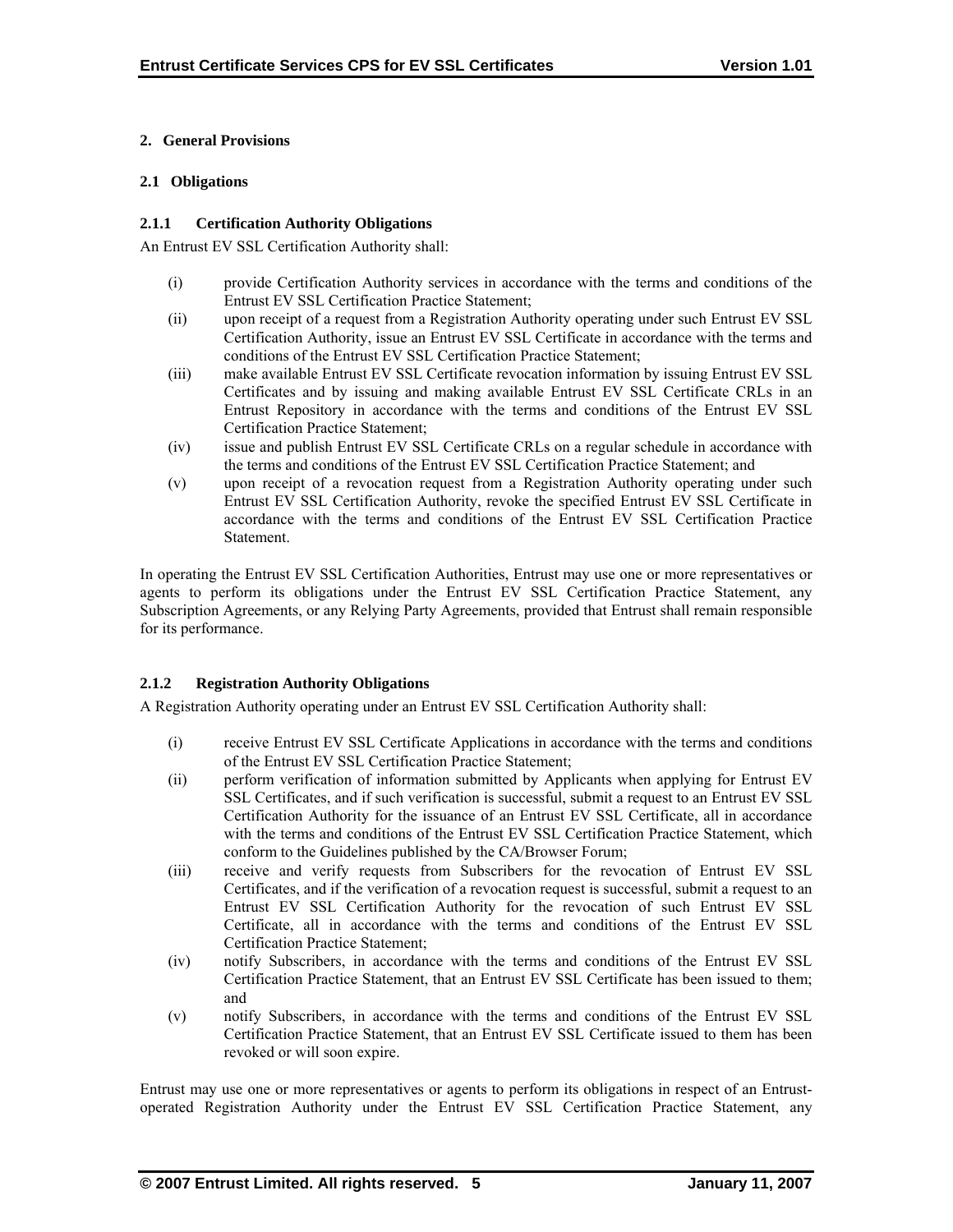## 2. General Provisions

### 2.1 Obligations

#### 2.1.1 Certification Authority Obligations

An Entrust EV SSL Certification Authority shall:

(i) provide Certification Authority services in accordance with the terms and conditions of the Entrust EV SSL Certification Practice Statement;

(ii) upon receipt of a request from a Registration Authority operating under such Entrust EV SSL Certification Authority, issue an Entrust EV SSL Certificate in accordance with the terms and conditions of the Entrust EV SSL Certification Practice Statement;

(iii) make available Entrust EV SSL Certificate revocation information by issuing Entrust EV SSL Certificates and by issuing and making available Entrust EV SSL Certificate CRLs in an Entrust Repository in accordance with the terms and conditions of the Entrust EV SSL Certification Practice Statement;

(iv) issue and publish Entrust EV SSL Certificate CRLs on a regular schedule in accordance with the terms and conditions of the Entrust EV SSL Certification Practice Statement; and

(v) upon receipt of a revocation request from a Registration Authority operating under such Entrust EV SSL Certification Authority, revoke the specified Entrust EV SSL Certificate in accordance with the terms and conditions of the Entrust EV SSL Certification Practice Statement.

In operating the Entrust EV SSL Certification Authorities, Entrust may use one or more representatives or agents to perform its obligations under the Entrust EV SSL Certification Practice Statement, any Subscription Agreements, or any Relying Party Agreements, provided that Entrust shall remain responsible for its performance.

#### 2.1.2 Registration Authority Obligations

A Registration Authority operating under an Entrust EV SSL Certification Authority shall:

(i) receive Entrust EV SSL Certificate Applications in accordance with the terms and conditions of the Entrust EV SSL Certification Practice Statement;

(ii) perform verification of information submitted by Applicants when applying for Entrust EV SSL Certificates, and if such verification is successful, submit a request to an Entrust EV SSL Certification Authority for the issuance of an Entrust EV SSL Certificate, all in accordance with the terms and conditions of the Entrust EV SSL Certification Practice Statement, which conform to the Guidelines published by the CA/Browser Forum;

(iii) receive and verify requests from Subscribers for the revocation of Entrust EV SSL Certificates, and if the verification of a revocation request is successful, submit a request to an Entrust EV SSL Certification Authority for the revocation of such Entrust EV SSL Certificate, all in accordance with the terms and conditions of the Entrust EV SSL Certification Practice Statement;

(iv) notify Subscribers, in accordance with the terms and conditions of the Entrust EV SSL Certification Practice Statement, that an Entrust EV SSL Certificate has been issued to them; and

(v) notify Subscribers, in accordance with the terms and conditions of the Entrust EV SSL Certification Practice Statement, that an Entrust EV SSL Certificate issued to them has been revoked or will soon expire.

Entrust may use one or more representatives or agents to perform its obligations in respect of an Entrust-operated Registration Authority under the Entrust EV SSL Certification Practice Statement, any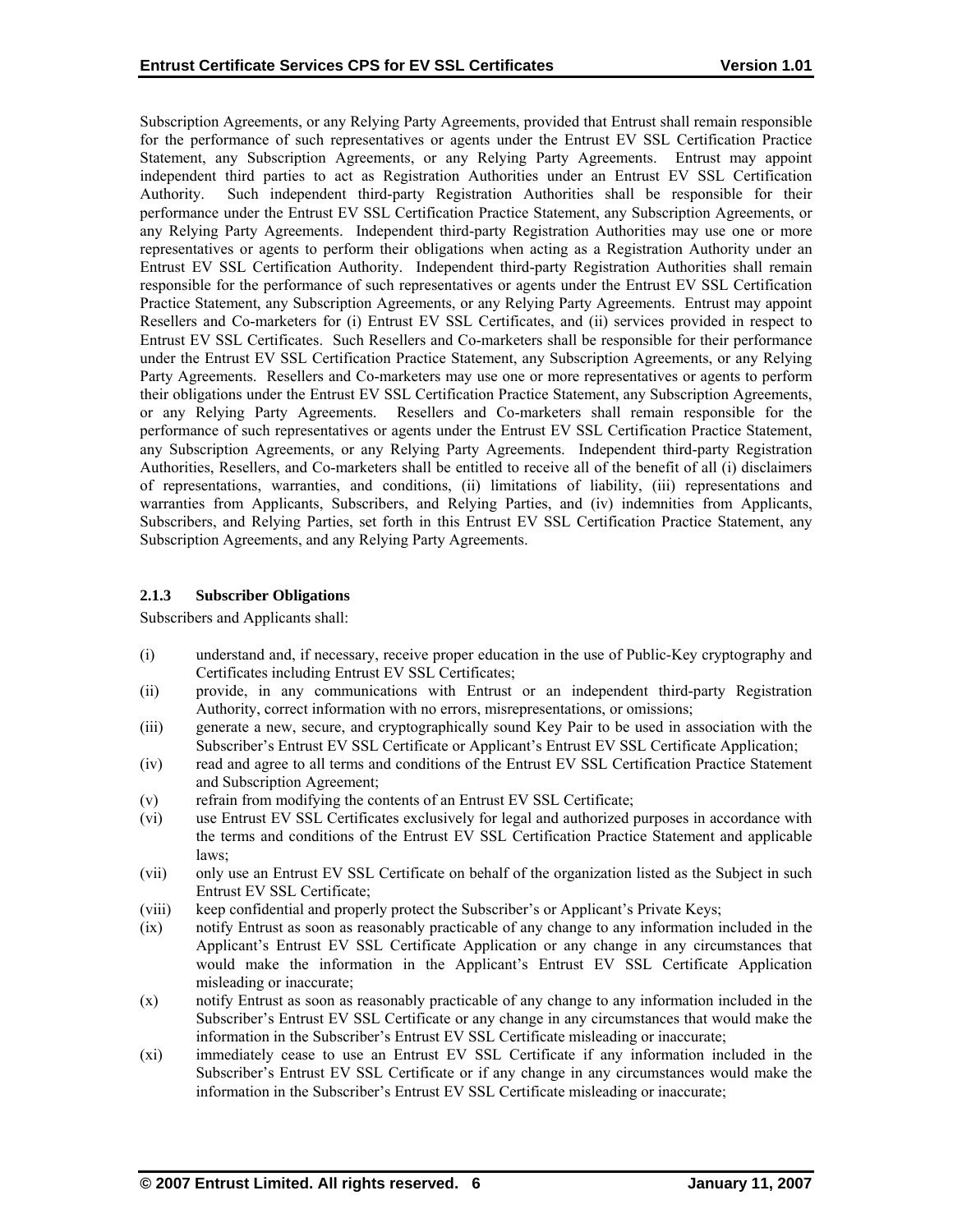Subscription Agreements, or any Relying Party Agreements, provided that Entrust shall remain responsible for the performance of such representatives or agents under the Entrust EV SSL Certification Practice Statement, any Subscription Agreements, or any Relying Party Agreements. Entrust may appoint independent third parties to act as Registration Authorities under an Entrust EV SSL Certification Authority. Such independent third-party Registration Authorities shall be responsible for their performance under the Entrust EV SSL Certification Practice Statement, any Subscription Agreements, or any Relying Party Agreements. Independent third-party Registration Authorities may use one or more representatives or agents to perform their obligations when acting as a Registration Authority under an Entrust EV SSL Certification Authority. Independent third-party Registration Authorities shall remain responsible for the performance of such representatives or agents under the Entrust EV SSL Certification Practice Statement, any Subscription Agreements, or any Relying Party Agreements. Entrust may appoint Resellers and Co-marketers for (i) Entrust EV SSL Certificates, and (ii) services provided in respect to Entrust EV SSL Certificates. Such Resellers and Co-marketers shall be responsible for their performance under the Entrust EV SSL Certification Practice Statement, any Subscription Agreements, or any Relying Party Agreements. Resellers and Co-marketers may use one or more representatives or agents to perform their obligations under the Entrust EV SSL Certification Practice Statement, any Subscription Agreements, or any Relying Party Agreements. Resellers and Co-marketers shall remain responsible for the performance of such representatives or agents under the Entrust EV SSL Certification Practice Statement, any Subscription Agreements, or any Relying Party Agreements. Independent third-party Registration Authorities, Resellers, and Co-marketers shall be entitled to receive all of the benefit of all (i) disclaimers of representations, warranties, and conditions, (ii) limitations of liability, (iii) representations and warranties from Applicants, Subscribers, and Relying Parties, and (iv) indemnities from Applicants, Subscribers, and Relying Parties, set forth in this Entrust EV SSL Certification Practice Statement, any Subscription Agreements, and any Relying Party Agreements.

### 2.1.3 Subscriber Obligations

Subscribers and Applicants shall:

- (i) understand and, if necessary, receive proper education in the use of Public-Key cryptography and Certificates including Entrust EV SSL Certificates;
- (ii) provide, in any communications with Entrust or an independent third-party Registration Authority, correct information with no errors, misrepresentations, or omissions;
- (iii) generate a new, secure, and cryptographically sound Key Pair to be used in association with the Subscriber's Entrust EV SSL Certificate or Applicant's Entrust EV SSL Certificate Application;
- (iv) read and agree to all terms and conditions of the Entrust EV SSL Certification Practice Statement and Subscription Agreement;
- (v) refrain from modifying the contents of an Entrust EV SSL Certificate;
- (vi) use Entrust EV SSL Certificates exclusively for legal and authorized purposes in accordance with the terms and conditions of the Entrust EV SSL Certification Practice Statement and applicable laws;
- (vii) only use an Entrust EV SSL Certificate on behalf of the organization listed as the Subject in such Entrust EV SSL Certificate;
- (viii) keep confidential and properly protect the Subscriber's or Applicant's Private Keys;
- (ix) notify Entrust as soon as reasonably practicable of any change to any information included in the Applicant's Entrust EV SSL Certificate Application or any change in any circumstances that would make the information in the Applicant's Entrust EV SSL Certificate Application misleading or inaccurate;
- (x) notify Entrust as soon as reasonably practicable of any change to any information included in the Subscriber's Entrust EV SSL Certificate or any change in any circumstances that would make the information in the Subscriber's Entrust EV SSL Certificate misleading or inaccurate;
- (xi) immediately cease to use an Entrust EV SSL Certificate if any information included in the Subscriber's Entrust EV SSL Certificate or if any change in any circumstances would make the information in the Subscriber's Entrust EV SSL Certificate misleading or inaccurate;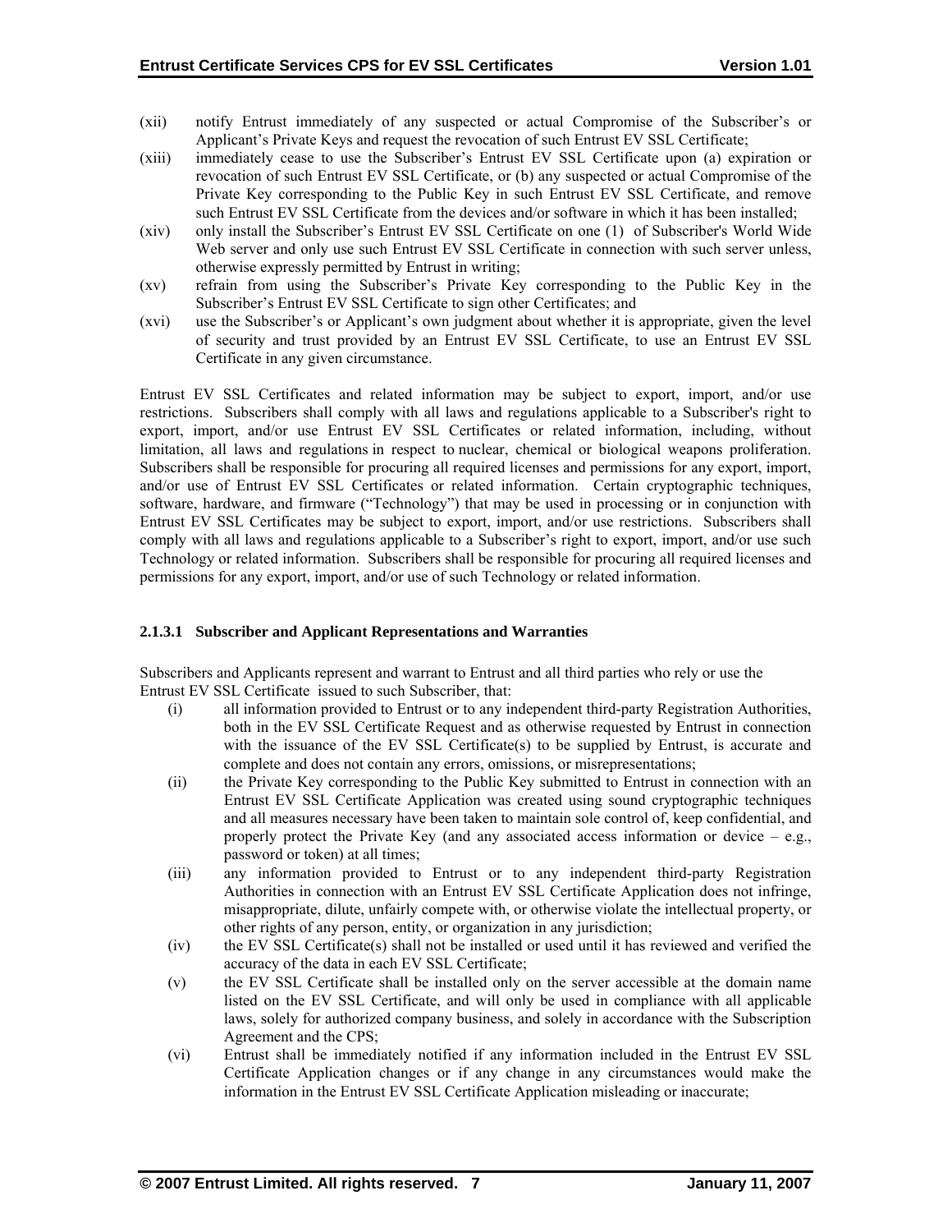(xii) notify Entrust immediately of any suspected or actual Compromise of the Subscriber's or Applicant's Private Keys and request the revocation of such Entrust EV SSL Certificate;

(xiii) immediately cease to use the Subscriber's Entrust EV SSL Certificate upon (a) expiration or revocation of such Entrust EV SSL Certificate, or (b) any suspected or actual Compromise of the Private Key corresponding to the Public Key in such Entrust EV SSL Certificate, and remove such Entrust EV SSL Certificate from the devices and/or software in which it has been installed;

(xiv) only install the Subscriber's Entrust EV SSL Certificate on one (1) of Subscriber's World Wide Web server and only use such Entrust EV SSL Certificate in connection with such server unless, otherwise expressly permitted by Entrust in writing;

(xv) refrain from using the Subscriber's Private Key corresponding to the Public Key in the Subscriber's Entrust EV SSL Certificate to sign other Certificates; and

(xvi) use the Subscriber's or Applicant's own judgment about whether it is appropriate, given the level of security and trust provided by an Entrust EV SSL Certificate, to use an Entrust EV SSL Certificate in any given circumstance.

Entrust EV SSL Certificates and related information may be subject to export, import, and/or use restrictions. Subscribers shall comply with all laws and regulations applicable to a Subscriber's right to export, import, and/or use Entrust EV SSL Certificates or related information, including, without limitation, all laws and regulations in respect to nuclear, chemical or biological weapons proliferation. Subscribers shall be responsible for procuring all required licenses and permissions for any export, import, and/or use of Entrust EV SSL Certificates or related information. Certain cryptographic techniques, software, hardware, and firmware ("Technology") that may be used in processing or in conjunction with Entrust EV SSL Certificates may be subject to export, import, and/or use restrictions. Subscribers shall comply with all laws and regulations applicable to a Subscriber's right to export, import, and/or use such Technology or related information. Subscribers shall be responsible for procuring all required licenses and permissions for any export, import, and/or use of such Technology or related information.

#### 2.1.3.1 Subscriber and Applicant Representations and Warranties

Subscribers and Applicants represent and warrant to Entrust and all third parties who rely or use the Entrust EV SSL Certificate issued to such Subscriber, that:

(i) all information provided to Entrust or to any independent third-party Registration Authorities, both in the EV SSL Certificate Request and as otherwise requested by Entrust in connection with the issuance of the EV SSL Certificate(s) to be supplied by Entrust, is accurate and complete and does not contain any errors, omissions, or misrepresentations;

(ii) the Private Key corresponding to the Public Key submitted to Entrust in connection with an Entrust EV SSL Certificate Application was created using sound cryptographic techniques and all measures necessary have been taken to maintain sole control of, keep confidential, and properly protect the Private Key (and any associated access information or device – e.g., password or token) at all times;

(iii) any information provided to Entrust or to any independent third-party Registration Authorities in connection with an Entrust EV SSL Certificate Application does not infringe, misappropriate, dilute, unfairly compete with, or otherwise violate the intellectual property, or other rights of any person, entity, or organization in any jurisdiction;

(iv) the EV SSL Certificate(s) shall not be installed or used until it has reviewed and verified the accuracy of the data in each EV SSL Certificate;

(v) the EV SSL Certificate shall be installed only on the server accessible at the domain name listed on the EV SSL Certificate, and will only be used in compliance with all applicable laws, solely for authorized company business, and solely in accordance with the Subscription Agreement and the CPS;

(vi) Entrust shall be immediately notified if any information included in the Entrust EV SSL Certificate Application changes or if any change in any circumstances would make the information in the Entrust EV SSL Certificate Application misleading or inaccurate;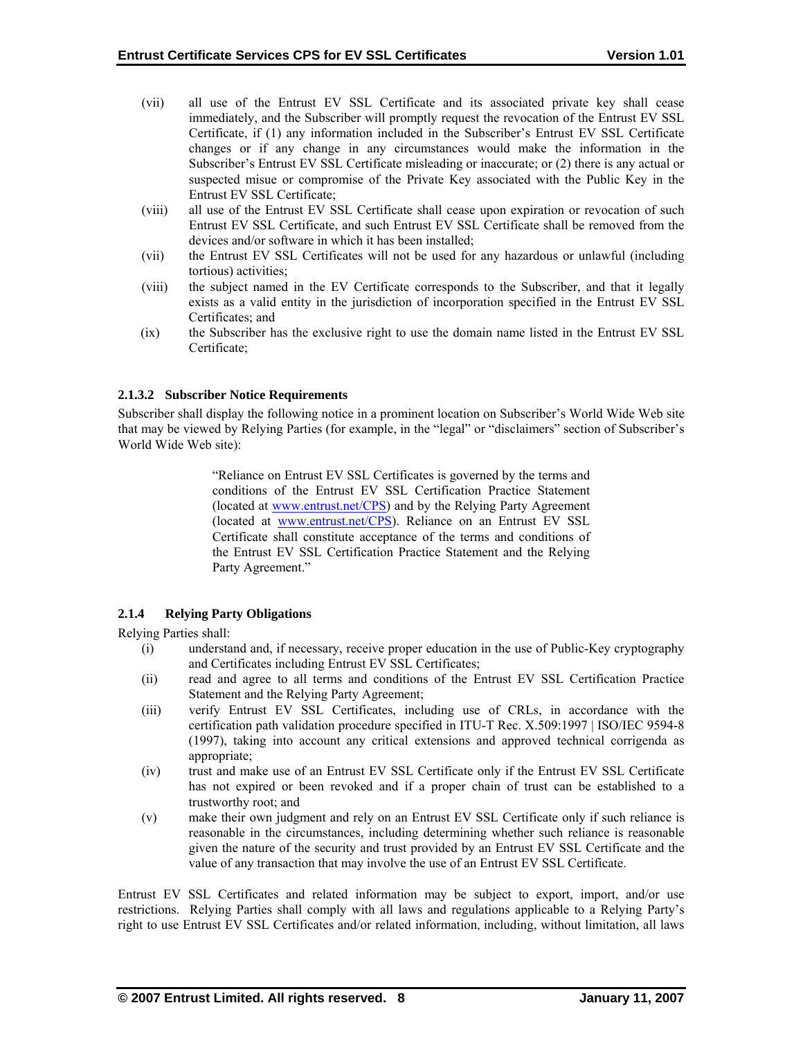(vii) all use of the Entrust EV SSL Certificate and its associated private key shall cease immediately, and the Subscriber will promptly request the revocation of the Entrust EV SSL Certificate, if (1) any information included in the Subscriber's Entrust EV SSL Certificate changes or if any change in any circumstances would make the information in the Subscriber's Entrust EV SSL Certificate misleading or inaccurate; or (2) there is any actual or suspected misue or compromise of the Private Key associated with the Public Key in the Entrust EV SSL Certificate;

(viii) all use of the Entrust EV SSL Certificate shall cease upon expiration or revocation of such Entrust EV SSL Certificate, and such Entrust EV SSL Certificate shall be removed from the devices and/or software in which it has been installed;

(vii) the Entrust EV SSL Certificates will not be used for any hazardous or unlawful (including tortious) activities;

(viii) the subject named in the EV Certificate corresponds to the Subscriber, and that it legally exists as a valid entity in the jurisdiction of incorporation specified in the Entrust EV SSL Certificates; and

(ix) the Subscriber has the exclusive right to use the domain name listed in the Entrust EV SSL Certificate;

#### 2.1.3.2 Subscriber Notice Requirements

Subscriber shall display the following notice in a prominent location on Subscriber's World Wide Web site that may be viewed by Relying Parties (for example, in the "legal" or "disclaimers" section of Subscriber's World Wide Web site):

> "Reliance on Entrust EV SSL Certificates is governed by the terms and conditions of the Entrust EV SSL Certification Practice Statement (located at www.entrust.net/CPS) and by the Relying Party Agreement (located at www.entrust.net/CPS). Reliance on an Entrust EV SSL Certificate shall constitute acceptance of the terms and conditions of the Entrust EV SSL Certification Practice Statement and the Relying Party Agreement."

### 2.1.4 Relying Party Obligations

Relying Parties shall:

(i) understand and, if necessary, receive proper education in the use of Public-Key cryptography and Certificates including Entrust EV SSL Certificates;

(ii) read and agree to all terms and conditions of the Entrust EV SSL Certification Practice Statement and the Relying Party Agreement;

(iii) verify Entrust EV SSL Certificates, including use of CRLs, in accordance with the certification path validation procedure specified in ITU-T Rec. X.509:1997 | ISO/IEC 9594-8 (1997), taking into account any critical extensions and approved technical corrigenda as appropriate;

(iv) trust and make use of an Entrust EV SSL Certificate only if the Entrust EV SSL Certificate has not expired or been revoked and if a proper chain of trust can be established to a trustworthy root; and

(v) make their own judgment and rely on an Entrust EV SSL Certificate only if such reliance is reasonable in the circumstances, including determining whether such reliance is reasonable given the nature of the security and trust provided by an Entrust EV SSL Certificate and the value of any transaction that may involve the use of an Entrust EV SSL Certificate.

Entrust EV SSL Certificates and related information may be subject to export, import, and/or use restrictions. Relying Parties shall comply with all laws and regulations applicable to a Relying Party's right to use Entrust EV SSL Certificates and/or related information, including, without limitation, all laws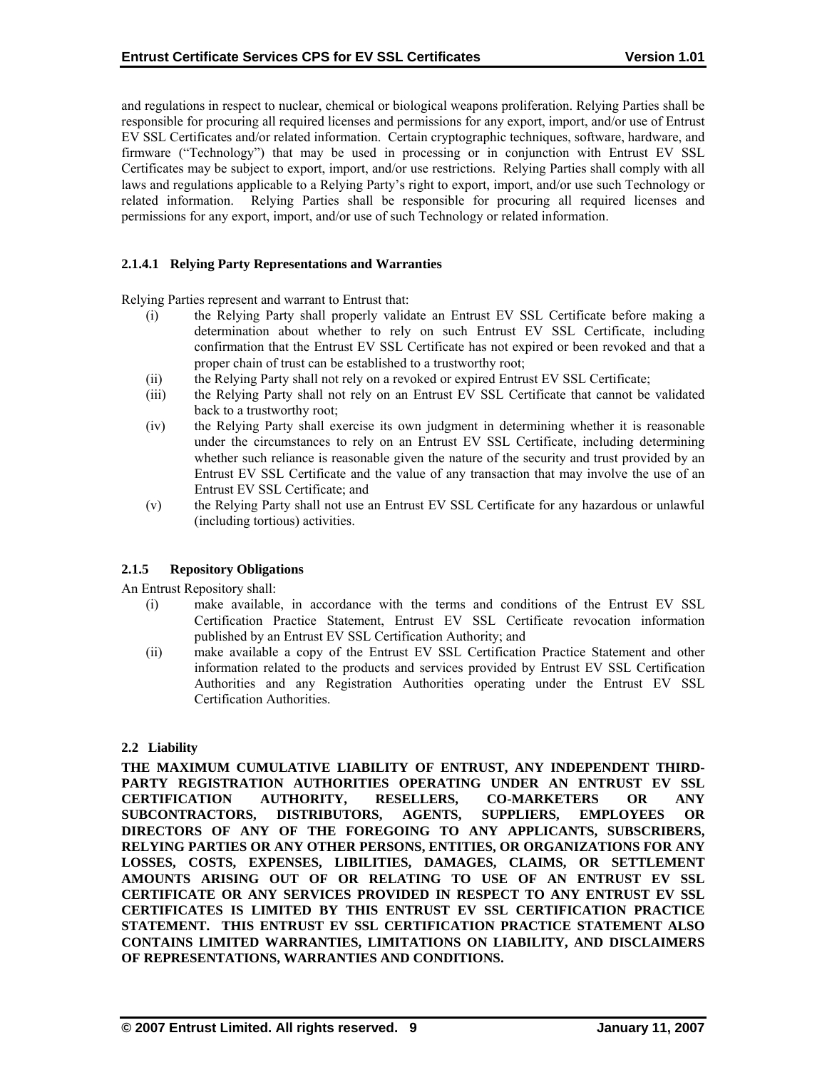and regulations in respect to nuclear, chemical or biological weapons proliferation. Relying Parties shall be responsible for procuring all required licenses and permissions for any export, import, and/or use of Entrust EV SSL Certificates and/or related information. Certain cryptographic techniques, software, hardware, and firmware ("Technology") that may be used in processing or in conjunction with Entrust EV SSL Certificates may be subject to export, import, and/or use restrictions. Relying Parties shall comply with all laws and regulations applicable to a Relying Party's right to export, import, and/or use such Technology or related information. Relying Parties shall be responsible for procuring all required licenses and permissions for any export, import, and/or use of such Technology or related information.

#### 2.1.4.1 Relying Party Representations and Warranties

Relying Parties represent and warrant to Entrust that:

(i) the Relying Party shall properly validate an Entrust EV SSL Certificate before making a determination about whether to rely on such Entrust EV SSL Certificate, including confirmation that the Entrust EV SSL Certificate has not expired or been revoked and that a proper chain of trust can be established to a trustworthy root;

(ii) the Relying Party shall not rely on a revoked or expired Entrust EV SSL Certificate;

(iii) the Relying Party shall not rely on an Entrust EV SSL Certificate that cannot be validated back to a trustworthy root;

(iv) the Relying Party shall exercise its own judgment in determining whether it is reasonable under the circumstances to rely on an Entrust EV SSL Certificate, including determining whether such reliance is reasonable given the nature of the security and trust provided by an Entrust EV SSL Certificate and the value of any transaction that may involve the use of an Entrust EV SSL Certificate; and

(v) the Relying Party shall not use an Entrust EV SSL Certificate for any hazardous or unlawful (including tortious) activities.

### 2.1.5 Repository Obligations

An Entrust Repository shall:

(i) make available, in accordance with the terms and conditions of the Entrust EV SSL Certification Practice Statement, Entrust EV SSL Certificate revocation information published by an Entrust EV SSL Certification Authority; and

(ii) make available a copy of the Entrust EV SSL Certification Practice Statement and other information related to the products and services provided by Entrust EV SSL Certification Authorities and any Registration Authorities operating under the Entrust EV SSL Certification Authorities.

## 2.2 Liability

**THE MAXIMUM CUMULATIVE LIABILITY OF ENTRUST, ANY INDEPENDENT THIRD-PARTY REGISTRATION AUTHORITIES OPERATING UNDER AN ENTRUST EV SSL CERTIFICATION AUTHORITY, RESELLERS, CO-MARKETERS OR ANY SUBCONTRACTORS, DISTRIBUTORS, AGENTS, SUPPLIERS, EMPLOYEES OR DIRECTORS OF ANY OF THE FOREGOING TO ANY APPLICANTS, SUBSCRIBERS, RELYING PARTIES OR ANY OTHER PERSONS, ENTITIES, OR ORGANIZATIONS FOR ANY LOSSES, COSTS, EXPENSES, LIBILITIES, DAMAGES, CLAIMS, OR SETTLEMENT AMOUNTS ARISING OUT OF OR RELATING TO USE OF AN ENTRUST EV SSL CERTIFICATE OR ANY SERVICES PROVIDED IN RESPECT TO ANY ENTRUST EV SSL CERTIFICATES IS LIMITED BY THIS ENTRUST EV SSL CERTIFICATION PRACTICE STATEMENT. THIS ENTRUST EV SSL CERTIFICATION PRACTICE STATEMENT ALSO CONTAINS LIMITED WARRANTIES, LIMITATIONS ON LIABILITY, AND DISCLAIMERS OF REPRESENTATIONS, WARRANTIES AND CONDITIONS.**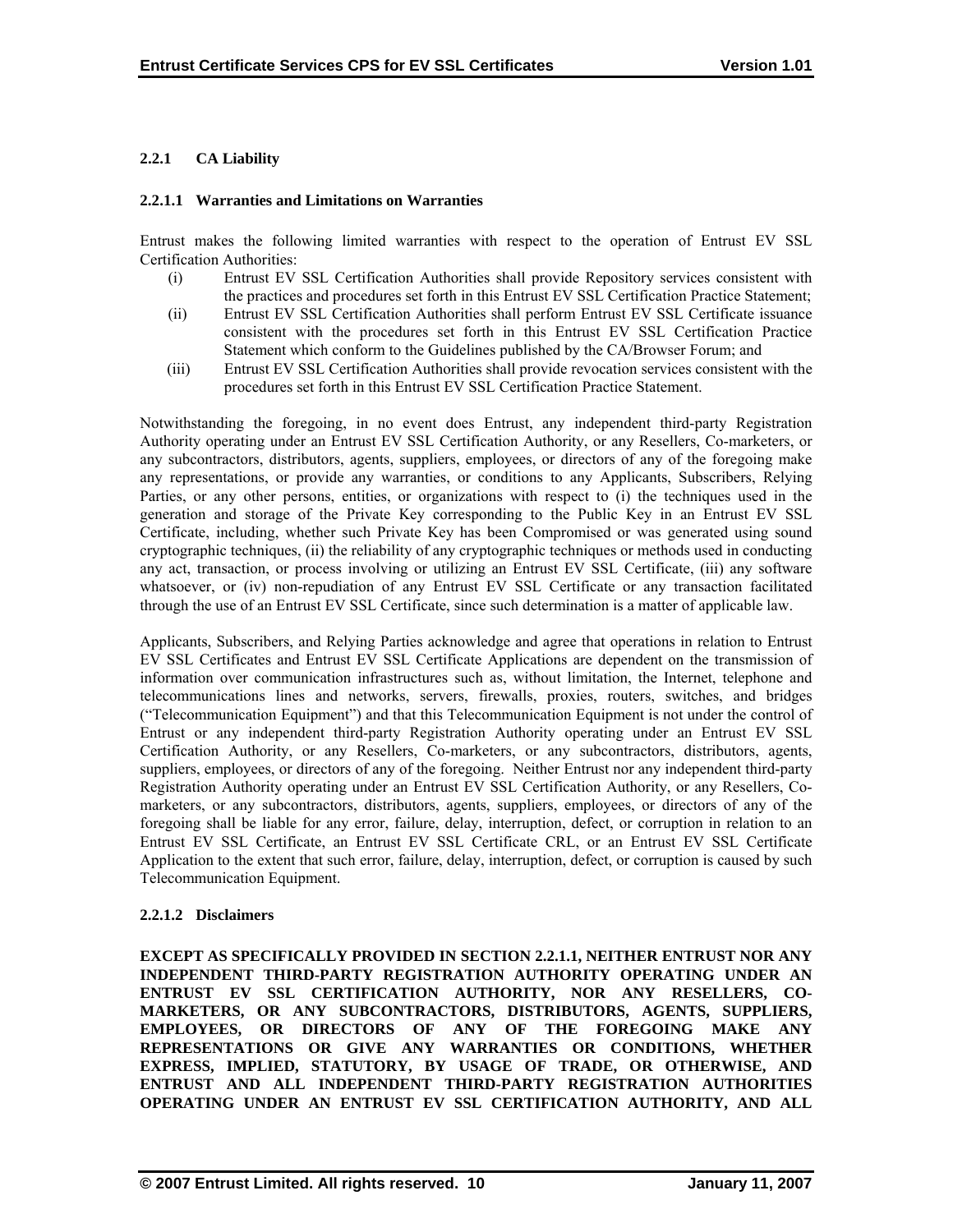### 2.2.1 CA Liability

#### 2.2.1.1 Warranties and Limitations on Warranties

Entrust makes the following limited warranties with respect to the operation of Entrust EV SSL Certification Authorities:

(i) Entrust EV SSL Certification Authorities shall provide Repository services consistent with the practices and procedures set forth in this Entrust EV SSL Certification Practice Statement;

(ii) Entrust EV SSL Certification Authorities shall perform Entrust EV SSL Certificate issuance consistent with the procedures set forth in this Entrust EV SSL Certification Practice Statement which conform to the Guidelines published by the CA/Browser Forum; and

(iii) Entrust EV SSL Certification Authorities shall provide revocation services consistent with the procedures set forth in this Entrust EV SSL Certification Practice Statement.

Notwithstanding the foregoing, in no event does Entrust, any independent third-party Registration Authority operating under an Entrust EV SSL Certification Authority, or any Resellers, Co-marketers, or any subcontractors, distributors, agents, suppliers, employees, or directors of any of the foregoing make any representations, or provide any warranties, or conditions to any Applicants, Subscribers, Relying Parties, or any other persons, entities, or organizations with respect to (i) the techniques used in the generation and storage of the Private Key corresponding to the Public Key in an Entrust EV SSL Certificate, including, whether such Private Key has been Compromised or was generated using sound cryptographic techniques, (ii) the reliability of any cryptographic techniques or methods used in conducting any act, transaction, or process involving or utilizing an Entrust EV SSL Certificate, (iii) any software whatsoever, or (iv) non-repudiation of any Entrust EV SSL Certificate or any transaction facilitated through the use of an Entrust EV SSL Certificate, since such determination is a matter of applicable law.

Applicants, Subscribers, and Relying Parties acknowledge and agree that operations in relation to Entrust EV SSL Certificates and Entrust EV SSL Certificate Applications are dependent on the transmission of information over communication infrastructures such as, without limitation, the Internet, telephone and telecommunications lines and networks, servers, firewalls, proxies, routers, switches, and bridges ("Telecommunication Equipment") and that this Telecommunication Equipment is not under the control of Entrust or any independent third-party Registration Authority operating under an Entrust EV SSL Certification Authority, or any Resellers, Co-marketers, or any subcontractors, distributors, agents, suppliers, employees, or directors of any of the foregoing. Neither Entrust nor any independent third-party Registration Authority operating under an Entrust EV SSL Certification Authority, or any Resellers, Co-marketers, or any subcontractors, distributors, agents, suppliers, employees, or directors of any of the foregoing shall be liable for any error, failure, delay, interruption, defect, or corruption in relation to an Entrust EV SSL Certificate, an Entrust EV SSL Certificate CRL, or an Entrust EV SSL Certificate Application to the extent that such error, failure, delay, interruption, defect, or corruption is caused by such Telecommunication Equipment.

#### 2.2.1.2 Disclaimers

**EXCEPT AS SPECIFICALLY PROVIDED IN SECTION 2.2.1.1, NEITHER ENTRUST NOR ANY INDEPENDENT THIRD-PARTY REGISTRATION AUTHORITY OPERATING UNDER AN ENTRUST EV SSL CERTIFICATION AUTHORITY, NOR ANY RESELLERS, CO-MARKETERS, OR ANY SUBCONTRACTORS, DISTRIBUTORS, AGENTS, SUPPLIERS, EMPLOYEES, OR DIRECTORS OF ANY OF THE FOREGOING MAKE ANY REPRESENTATIONS OR GIVE ANY WARRANTIES OR CONDITIONS, WHETHER EXPRESS, IMPLIED, STATUTORY, BY USAGE OF TRADE, OR OTHERWISE, AND ENTRUST AND ALL INDEPENDENT THIRD-PARTY REGISTRATION AUTHORITIES OPERATING UNDER AN ENTRUST EV SSL CERTIFICATION AUTHORITY, AND ALL**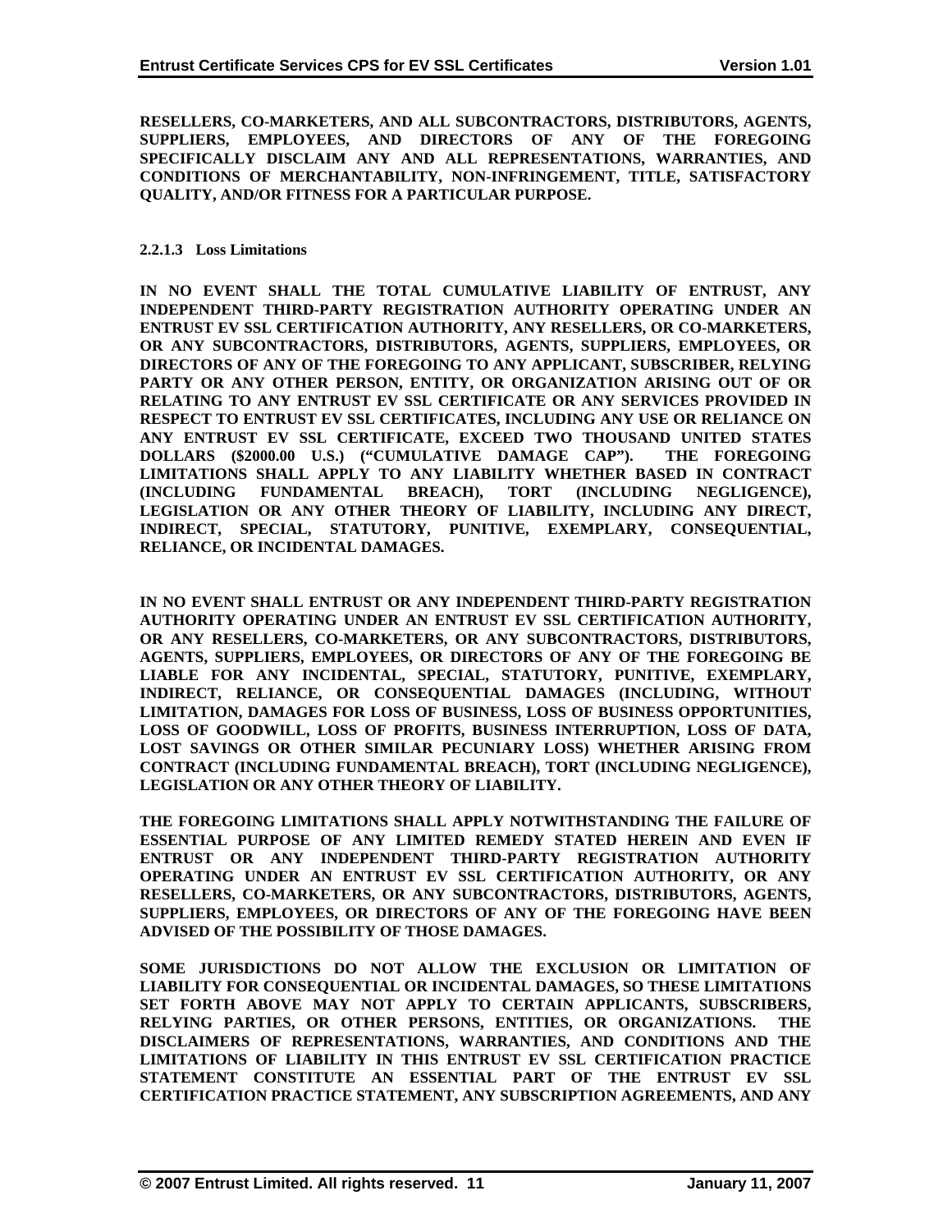**RESELLERS, CO-MARKETERS, AND ALL SUBCONTRACTORS, DISTRIBUTORS, AGENTS, SUPPLIERS, EMPLOYEES, AND DIRECTORS OF ANY OF THE FOREGOING SPECIFICALLY DISCLAIM ANY AND ALL REPRESENTATIONS, WARRANTIES, AND CONDITIONS OF MERCHANTABILITY, NON-INFRINGEMENT, TITLE, SATISFACTORY QUALITY, AND/OR FITNESS FOR A PARTICULAR PURPOSE.**

#### 2.2.1.3 Loss Limitations

**IN NO EVENT SHALL THE TOTAL CUMULATIVE LIABILITY OF ENTRUST, ANY INDEPENDENT THIRD-PARTY REGISTRATION AUTHORITY OPERATING UNDER AN ENTRUST EV SSL CERTIFICATION AUTHORITY, ANY RESELLERS, OR CO-MARKETERS, OR ANY SUBCONTRACTORS, DISTRIBUTORS, AGENTS, SUPPLIERS, EMPLOYEES, OR DIRECTORS OF ANY OF THE FOREGOING TO ANY APPLICANT, SUBSCRIBER, RELYING PARTY OR ANY OTHER PERSON, ENTITY, OR ORGANIZATION ARISING OUT OF OR RELATING TO ANY ENTRUST EV SSL CERTIFICATE OR ANY SERVICES PROVIDED IN RESPECT TO ENTRUST EV SSL CERTIFICATES, INCLUDING ANY USE OR RELIANCE ON ANY ENTRUST EV SSL CERTIFICATE, EXCEED TWO THOUSAND UNITED STATES DOLLARS ($2000.00 U.S.) ("CUMULATIVE DAMAGE CAP"). THE FOREGOING LIMITATIONS SHALL APPLY TO ANY LIABILITY WHETHER BASED IN CONTRACT (INCLUDING FUNDAMENTAL BREACH), TORT (INCLUDING NEGLIGENCE), LEGISLATION OR ANY OTHER THEORY OF LIABILITY, INCLUDING ANY DIRECT, INDIRECT, SPECIAL, STATUTORY, PUNITIVE, EXEMPLARY, CONSEQUENTIAL, RELIANCE, OR INCIDENTAL DAMAGES.**

**IN NO EVENT SHALL ENTRUST OR ANY INDEPENDENT THIRD-PARTY REGISTRATION AUTHORITY OPERATING UNDER AN ENTRUST EV SSL CERTIFICATION AUTHORITY, OR ANY RESELLERS, CO-MARKETERS, OR ANY SUBCONTRACTORS, DISTRIBUTORS, AGENTS, SUPPLIERS, EMPLOYEES, OR DIRECTORS OF ANY OF THE FOREGOING BE LIABLE FOR ANY INCIDENTAL, SPECIAL, STATUTORY, PUNITIVE, EXEMPLARY, INDIRECT, RELIANCE, OR CONSEQUENTIAL DAMAGES (INCLUDING, WITHOUT LIMITATION, DAMAGES FOR LOSS OF BUSINESS, LOSS OF BUSINESS OPPORTUNITIES, LOSS OF GOODWILL, LOSS OF PROFITS, BUSINESS INTERRUPTION, LOSS OF DATA, LOST SAVINGS OR OTHER SIMILAR PECUNIARY LOSS) WHETHER ARISING FROM CONTRACT (INCLUDING FUNDAMENTAL BREACH), TORT (INCLUDING NEGLIGENCE), LEGISLATION OR ANY OTHER THEORY OF LIABILITY.**

**THE FOREGOING LIMITATIONS SHALL APPLY NOTWITHSTANDING THE FAILURE OF ESSENTIAL PURPOSE OF ANY LIMITED REMEDY STATED HEREIN AND EVEN IF ENTRUST OR ANY INDEPENDENT THIRD-PARTY REGISTRATION AUTHORITY OPERATING UNDER AN ENTRUST EV SSL CERTIFICATION AUTHORITY, OR ANY RESELLERS, CO-MARKETERS, OR ANY SUBCONTRACTORS, DISTRIBUTORS, AGENTS, SUPPLIERS, EMPLOYEES, OR DIRECTORS OF ANY OF THE FOREGOING HAVE BEEN ADVISED OF THE POSSIBILITY OF THOSE DAMAGES.**

**SOME JURISDICTIONS DO NOT ALLOW THE EXCLUSION OR LIMITATION OF LIABILITY FOR CONSEQUENTIAL OR INCIDENTAL DAMAGES, SO THESE LIMITATIONS SET FORTH ABOVE MAY NOT APPLY TO CERTAIN APPLICANTS, SUBSCRIBERS, RELYING PARTIES, OR OTHER PERSONS, ENTITIES, OR ORGANIZATIONS. THE DISCLAIMERS OF REPRESENTATIONS, WARRANTIES, AND CONDITIONS AND THE LIMITATIONS OF LIABILITY IN THIS ENTRUST EV SSL CERTIFICATION PRACTICE STATEMENT CONSTITUTE AN ESSENTIAL PART OF THE ENTRUST EV SSL CERTIFICATION PRACTICE STATEMENT, ANY SUBSCRIPTION AGREEMENTS, AND ANY**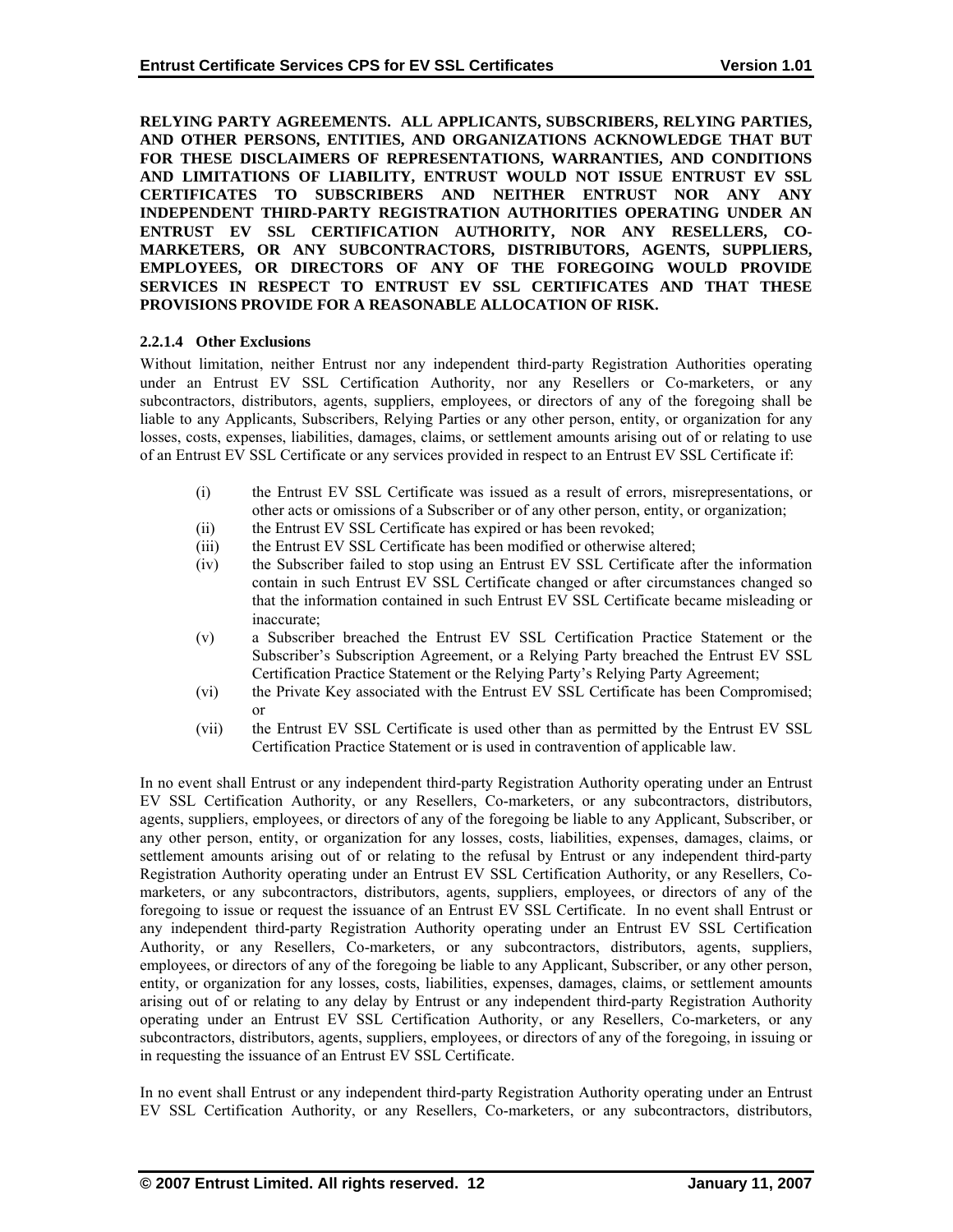**RELYING PARTY AGREEMENTS. ALL APPLICANTS, SUBSCRIBERS, RELYING PARTIES, AND OTHER PERSONS, ENTITIES, AND ORGANIZATIONS ACKNOWLEDGE THAT BUT FOR THESE DISCLAIMERS OF REPRESENTATIONS, WARRANTIES, AND CONDITIONS AND LIMITATIONS OF LIABILITY, ENTRUST WOULD NOT ISSUE ENTRUST EV SSL CERTIFICATES TO SUBSCRIBERS AND NEITHER ENTRUST NOR ANY ANY INDEPENDENT THIRD-PARTY REGISTRATION AUTHORITIES OPERATING UNDER AN ENTRUST EV SSL CERTIFICATION AUTHORITY, NOR ANY RESELLERS, CO-MARKETERS, OR ANY SUBCONTRACTORS, DISTRIBUTORS, AGENTS, SUPPLIERS, EMPLOYEES, OR DIRECTORS OF ANY OF THE FOREGOING WOULD PROVIDE SERVICES IN RESPECT TO ENTRUST EV SSL CERTIFICATES AND THAT THESE PROVISIONS PROVIDE FOR A REASONABLE ALLOCATION OF RISK.**

#### 2.2.1.4 Other Exclusions

Without limitation, neither Entrust nor any independent third-party Registration Authorities operating under an Entrust EV SSL Certification Authority, nor any Resellers or Co-marketers, or any subcontractors, distributors, agents, suppliers, employees, or directors of any of the foregoing shall be liable to any Applicants, Subscribers, Relying Parties or any other person, entity, or organization for any losses, costs, expenses, liabilities, damages, claims, or settlement amounts arising out of or relating to use of an Entrust EV SSL Certificate or any services provided in respect to an Entrust EV SSL Certificate if:

(i) the Entrust EV SSL Certificate was issued as a result of errors, misrepresentations, or other acts or omissions of a Subscriber or of any other person, entity, or organization;
(ii) the Entrust EV SSL Certificate has expired or has been revoked;
(iii) the Entrust EV SSL Certificate has been modified or otherwise altered;
(iv) the Subscriber failed to stop using an Entrust EV SSL Certificate after the information contain in such Entrust EV SSL Certificate changed or after circumstances changed so that the information contained in such Entrust EV SSL Certificate became misleading or inaccurate;
(v) a Subscriber breached the Entrust EV SSL Certification Practice Statement or the Subscriber's Subscription Agreement, or a Relying Party breached the Entrust EV SSL Certification Practice Statement or the Relying Party's Relying Party Agreement;
(vi) the Private Key associated with the Entrust EV SSL Certificate has been Compromised; or
(vii) the Entrust EV SSL Certificate is used other than as permitted by the Entrust EV SSL Certification Practice Statement or is used in contravention of applicable law.

In no event shall Entrust or any independent third-party Registration Authority operating under an Entrust EV SSL Certification Authority, or any Resellers, Co-marketers, or any subcontractors, distributors, agents, suppliers, employees, or directors of any of the foregoing be liable to any Applicant, Subscriber, or any other person, entity, or organization for any losses, costs, liabilities, expenses, damages, claims, or settlement amounts arising out of or relating to the refusal by Entrust or any independent third-party Registration Authority operating under an Entrust EV SSL Certification Authority, or any Resellers, Co-marketers, or any subcontractors, distributors, agents, suppliers, employees, or directors of any of the foregoing to issue or request the issuance of an Entrust EV SSL Certificate. In no event shall Entrust or any independent third-party Registration Authority operating under an Entrust EV SSL Certification Authority, or any Resellers, Co-marketers, or any subcontractors, distributors, agents, suppliers, employees, or directors of any of the foregoing be liable to any Applicant, Subscriber, or any other person, entity, or organization for any losses, costs, liabilities, expenses, damages, claims, or settlement amounts arising out of or relating to any delay by Entrust or any independent third-party Registration Authority operating under an Entrust EV SSL Certification Authority, or any Resellers, Co-marketers, or any subcontractors, distributors, agents, suppliers, employees, or directors of any of the foregoing, in issuing or in requesting the issuance of an Entrust EV SSL Certificate.

In no event shall Entrust or any independent third-party Registration Authority operating under an Entrust EV SSL Certification Authority, or any Resellers, Co-marketers, or any subcontractors, distributors,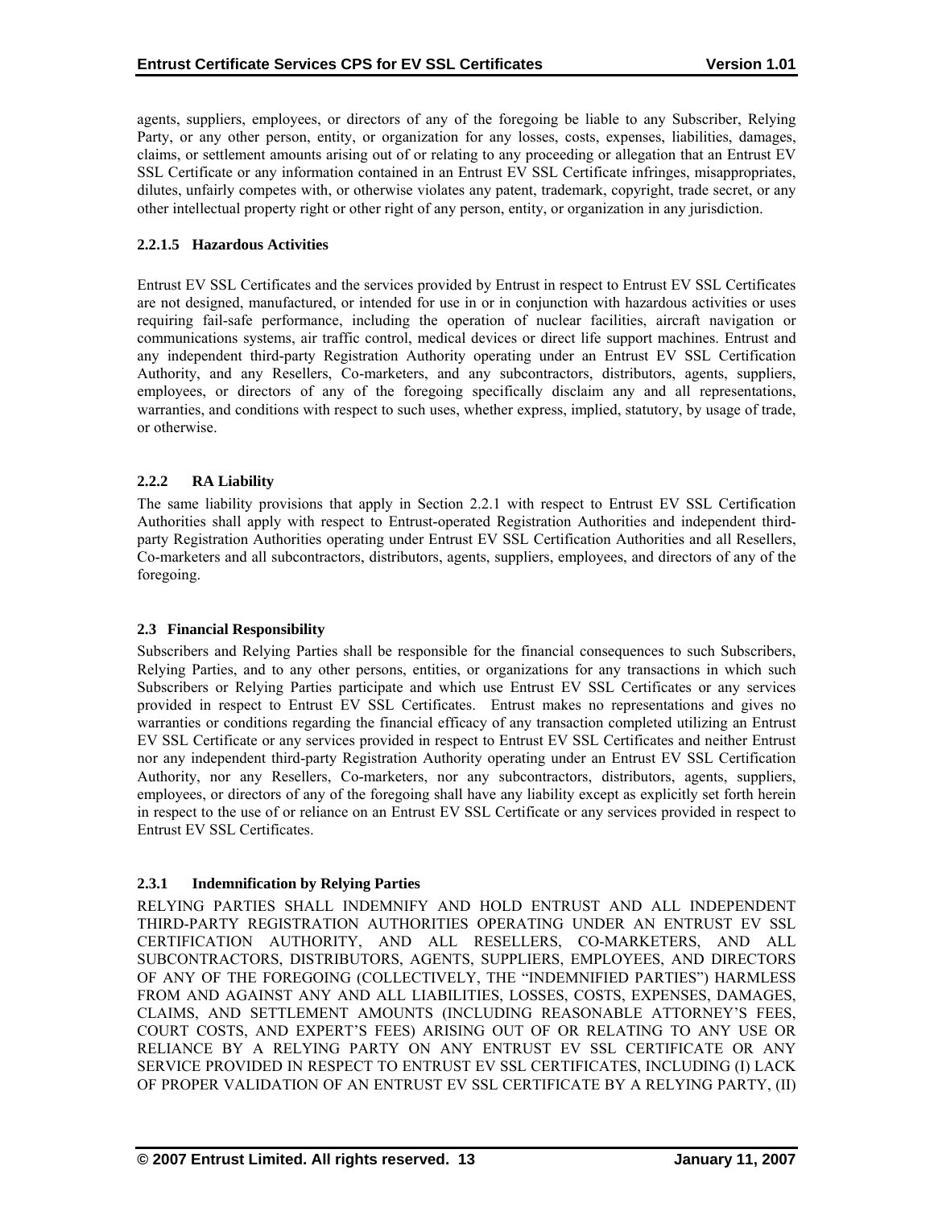agents, suppliers, employees, or directors of any of the foregoing be liable to any Subscriber, Relying Party, or any other person, entity, or organization for any losses, costs, expenses, liabilities, damages, claims, or settlement amounts arising out of or relating to any proceeding or allegation that an Entrust EV SSL Certificate or any information contained in an Entrust EV SSL Certificate infringes, misappropriates, dilutes, unfairly competes with, or otherwise violates any patent, trademark, copyright, trade secret, or any other intellectual property right or other right of any person, entity, or organization in any jurisdiction.

#### 2.2.1.5 Hazardous Activities

Entrust EV SSL Certificates and the services provided by Entrust in respect to Entrust EV SSL Certificates are not designed, manufactured, or intended for use in or in conjunction with hazardous activities or uses requiring fail-safe performance, including the operation of nuclear facilities, aircraft navigation or communications systems, air traffic control, medical devices or direct life support machines. Entrust and any independent third-party Registration Authority operating under an Entrust EV SSL Certification Authority, and any Resellers, Co-marketers, and any subcontractors, distributors, agents, suppliers, employees, or directors of any of the foregoing specifically disclaim any and all representations, warranties, and conditions with respect to such uses, whether express, implied, statutory, by usage of trade, or otherwise.

### 2.2.2 RA Liability

The same liability provisions that apply in Section 2.2.1 with respect to Entrust EV SSL Certification Authorities shall apply with respect to Entrust-operated Registration Authorities and independent third-party Registration Authorities operating under Entrust EV SSL Certification Authorities and all Resellers, Co-marketers and all subcontractors, distributors, agents, suppliers, employees, and directors of any of the foregoing.

## 2.3 Financial Responsibility

Subscribers and Relying Parties shall be responsible for the financial consequences to such Subscribers, Relying Parties, and to any other persons, entities, or organizations for any transactions in which such Subscribers or Relying Parties participate and which use Entrust EV SSL Certificates or any services provided in respect to Entrust EV SSL Certificates. Entrust makes no representations and gives no warranties or conditions regarding the financial efficacy of any transaction completed utilizing an Entrust EV SSL Certificate or any services provided in respect to Entrust EV SSL Certificates and neither Entrust nor any independent third-party Registration Authority operating under an Entrust EV SSL Certification Authority, nor any Resellers, Co-marketers, nor any subcontractors, distributors, agents, suppliers, employees, or directors of any of the foregoing shall have any liability except as explicitly set forth herein in respect to the use of or reliance on an Entrust EV SSL Certificate or any services provided in respect to Entrust EV SSL Certificates.

### 2.3.1 Indemnification by Relying Parties

RELYING PARTIES SHALL INDEMNIFY AND HOLD ENTRUST AND ALL INDEPENDENT THIRD-PARTY REGISTRATION AUTHORITIES OPERATING UNDER AN ENTRUST EV SSL CERTIFICATION AUTHORITY, AND ALL RESELLERS, CO-MARKETERS, AND ALL SUBCONTRACTORS, DISTRIBUTORS, AGENTS, SUPPLIERS, EMPLOYEES, AND DIRECTORS OF ANY OF THE FOREGOING (COLLECTIVELY, THE "INDEMNIFIED PARTIES") HARMLESS FROM AND AGAINST ANY AND ALL LIABILITIES, LOSSES, COSTS, EXPENSES, DAMAGES, CLAIMS, AND SETTLEMENT AMOUNTS (INCLUDING REASONABLE ATTORNEY'S FEES, COURT COSTS, AND EXPERT'S FEES) ARISING OUT OF OR RELATING TO ANY USE OR RELIANCE BY A RELYING PARTY ON ANY ENTRUST EV SSL CERTIFICATE OR ANY SERVICE PROVIDED IN RESPECT TO ENTRUST EV SSL CERTIFICATES, INCLUDING (I) LACK OF PROPER VALIDATION OF AN ENTRUST EV SSL CERTIFICATE BY A RELYING PARTY, (II)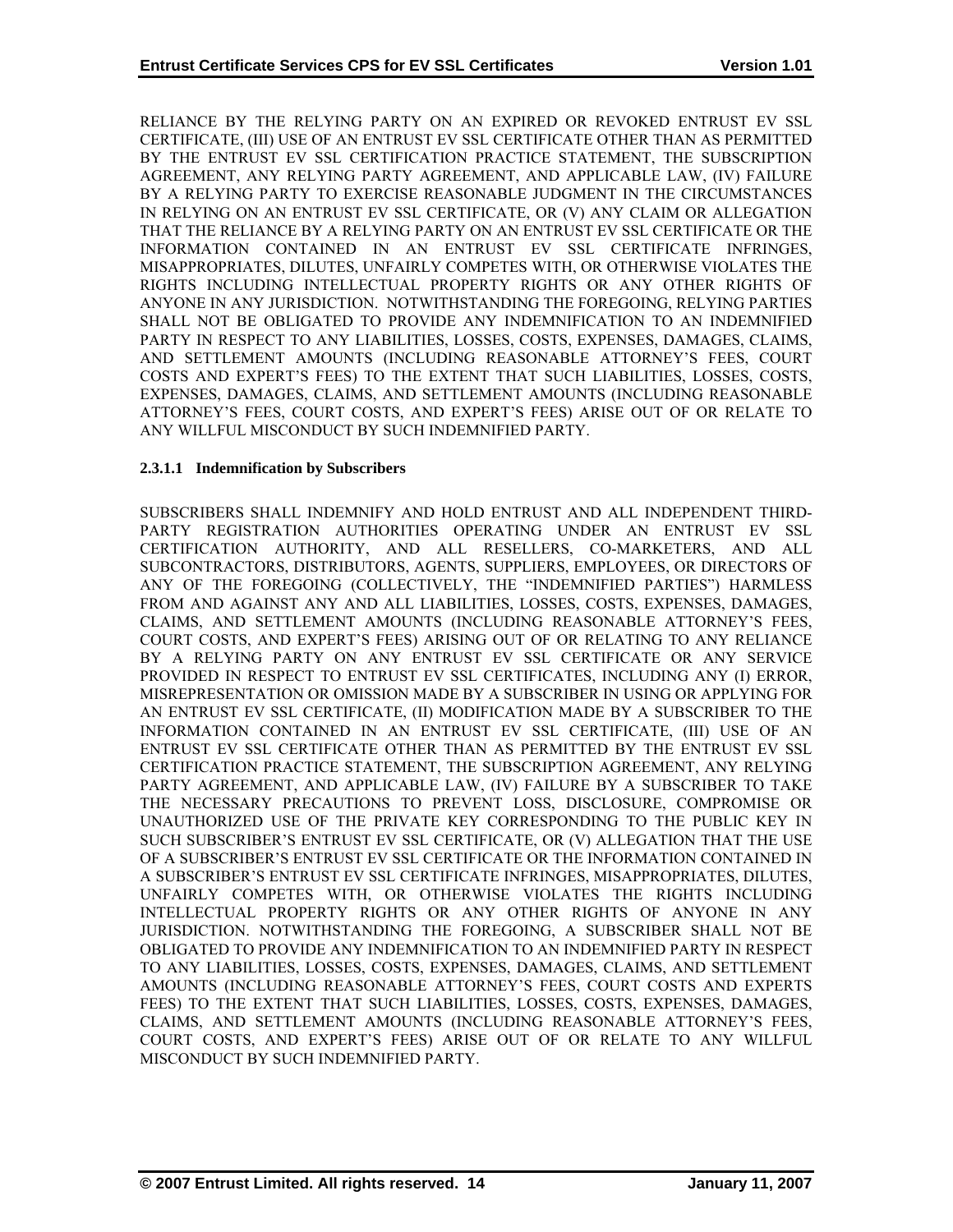RELIANCE BY THE RELYING PARTY ON AN EXPIRED OR REVOKED ENTRUST EV SSL CERTIFICATE, (III) USE OF AN ENTRUST EV SSL CERTIFICATE OTHER THAN AS PERMITTED BY THE ENTRUST EV SSL CERTIFICATION PRACTICE STATEMENT, THE SUBSCRIPTION AGREEMENT, ANY RELYING PARTY AGREEMENT, AND APPLICABLE LAW, (IV) FAILURE BY A RELYING PARTY TO EXERCISE REASONABLE JUDGMENT IN THE CIRCUMSTANCES IN RELYING ON AN ENTRUST EV SSL CERTIFICATE, OR (V) ANY CLAIM OR ALLEGATION THAT THE RELIANCE BY A RELYING PARTY ON AN ENTRUST EV SSL CERTIFICATE OR THE INFORMATION CONTAINED IN AN ENTRUST EV SSL CERTIFICATE INFRINGES, MISAPPROPRIATES, DILUTES, UNFAIRLY COMPETES WITH, OR OTHERWISE VIOLATES THE RIGHTS INCLUDING INTELLECTUAL PROPERTY RIGHTS OR ANY OTHER RIGHTS OF ANYONE IN ANY JURISDICTION. NOTWITHSTANDING THE FOREGOING, RELYING PARTIES SHALL NOT BE OBLIGATED TO PROVIDE ANY INDEMNIFICATION TO AN INDEMNIFIED PARTY IN RESPECT TO ANY LIABILITIES, LOSSES, COSTS, EXPENSES, DAMAGES, CLAIMS, AND SETTLEMENT AMOUNTS (INCLUDING REASONABLE ATTORNEY'S FEES, COURT COSTS AND EXPERT'S FEES) TO THE EXTENT THAT SUCH LIABILITIES, LOSSES, COSTS, EXPENSES, DAMAGES, CLAIMS, AND SETTLEMENT AMOUNTS (INCLUDING REASONABLE ATTORNEY'S FEES, COURT COSTS, AND EXPERT'S FEES) ARISE OUT OF OR RELATE TO ANY WILLFUL MISCONDUCT BY SUCH INDEMNIFIED PARTY.

#### 2.3.1.1 Indemnification by Subscribers

SUBSCRIBERS SHALL INDEMNIFY AND HOLD ENTRUST AND ALL INDEPENDENT THIRD-PARTY REGISTRATION AUTHORITIES OPERATING UNDER AN ENTRUST EV SSL CERTIFICATION AUTHORITY, AND ALL RESELLERS, CO-MARKETERS, AND ALL SUBCONTRACTORS, DISTRIBUTORS, AGENTS, SUPPLIERS, EMPLOYEES, OR DIRECTORS OF ANY OF THE FOREGOING (COLLECTIVELY, THE "INDEMNIFIED PARTIES") HARMLESS FROM AND AGAINST ANY AND ALL LIABILITIES, LOSSES, COSTS, EXPENSES, DAMAGES, CLAIMS, AND SETTLEMENT AMOUNTS (INCLUDING REASONABLE ATTORNEY'S FEES, COURT COSTS, AND EXPERT'S FEES) ARISING OUT OF OR RELATING TO ANY RELIANCE BY A RELYING PARTY ON ANY ENTRUST EV SSL CERTIFICATE OR ANY SERVICE PROVIDED IN RESPECT TO ENTRUST EV SSL CERTIFICATES, INCLUDING ANY (I) ERROR, MISREPRESENTATION OR OMISSION MADE BY A SUBSCRIBER IN USING OR APPLYING FOR AN ENTRUST EV SSL CERTIFICATE, (II) MODIFICATION MADE BY A SUBSCRIBER TO THE INFORMATION CONTAINED IN AN ENTRUST EV SSL CERTIFICATE, (III) USE OF AN ENTRUST EV SSL CERTIFICATE OTHER THAN AS PERMITTED BY THE ENTRUST EV SSL CERTIFICATION PRACTICE STATEMENT, THE SUBSCRIPTION AGREEMENT, ANY RELYING PARTY AGREEMENT, AND APPLICABLE LAW, (IV) FAILURE BY A SUBSCRIBER TO TAKE THE NECESSARY PRECAUTIONS TO PREVENT LOSS, DISCLOSURE, COMPROMISE OR UNAUTHORIZED USE OF THE PRIVATE KEY CORRESPONDING TO THE PUBLIC KEY IN SUCH SUBSCRIBER'S ENTRUST EV SSL CERTIFICATE, OR (V) ALLEGATION THAT THE USE OF A SUBSCRIBER'S ENTRUST EV SSL CERTIFICATE OR THE INFORMATION CONTAINED IN A SUBSCRIBER'S ENTRUST EV SSL CERTIFICATE INFRINGES, MISAPPROPRIATES, DILUTES, UNFAIRLY COMPETES WITH, OR OTHERWISE VIOLATES THE RIGHTS INCLUDING INTELLECTUAL PROPERTY RIGHTS OR ANY OTHER RIGHTS OF ANYONE IN ANY JURISDICTION. NOTWITHSTANDING THE FOREGOING, A SUBSCRIBER SHALL NOT BE OBLIGATED TO PROVIDE ANY INDEMNIFICATION TO AN INDEMNIFIED PARTY IN RESPECT TO ANY LIABILITIES, LOSSES, COSTS, EXPENSES, DAMAGES, CLAIMS, AND SETTLEMENT AMOUNTS (INCLUDING REASONABLE ATTORNEY'S FEES, COURT COSTS AND EXPERTS FEES) TO THE EXTENT THAT SUCH LIABILITIES, LOSSES, COSTS, EXPENSES, DAMAGES, CLAIMS, AND SETTLEMENT AMOUNTS (INCLUDING REASONABLE ATTORNEY'S FEES, COURT COSTS, AND EXPERT'S FEES) ARISE OUT OF OR RELATE TO ANY WILLFUL MISCONDUCT BY SUCH INDEMNIFIED PARTY.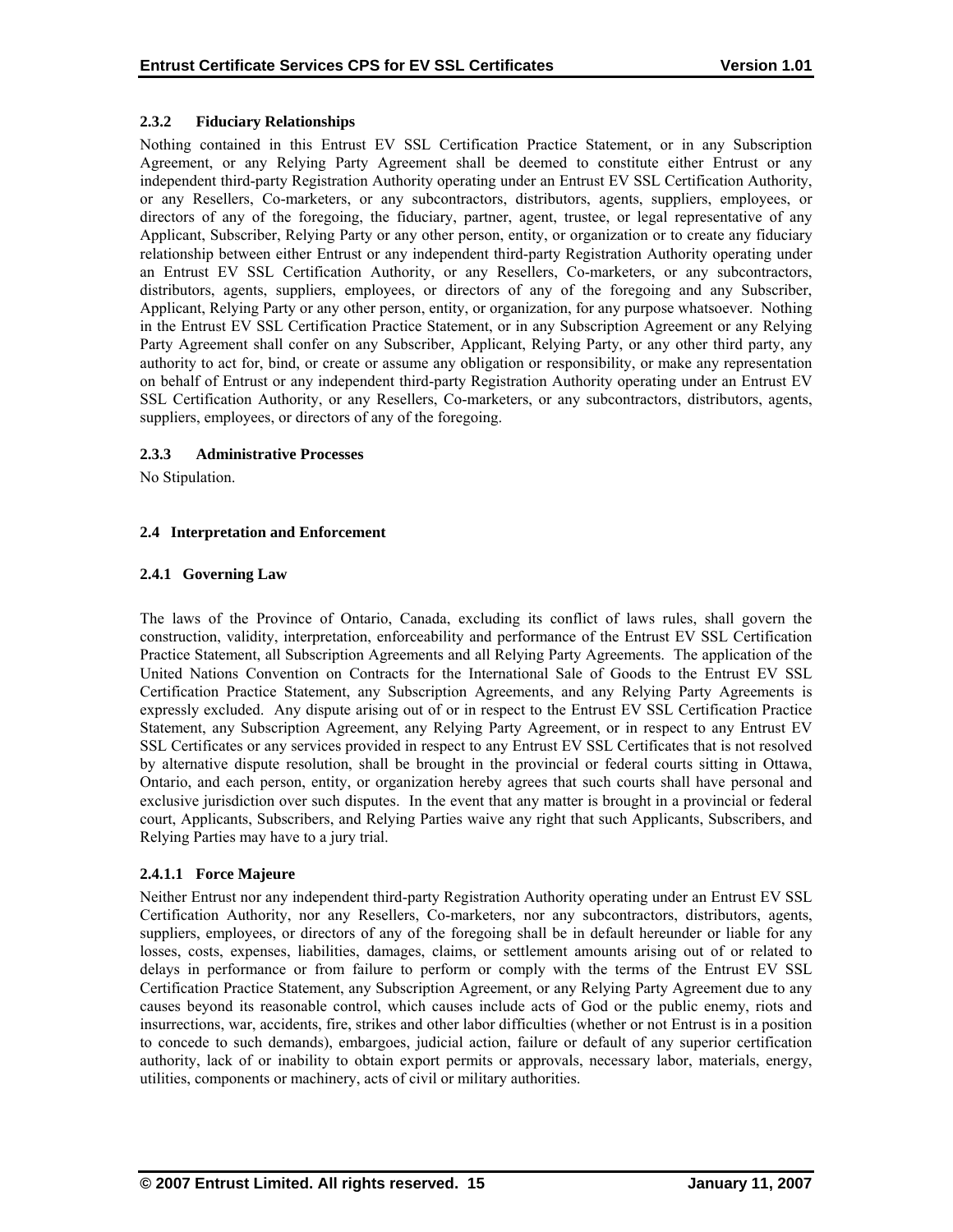#### 2.3.2 Fiduciary Relationships

Nothing contained in this Entrust EV SSL Certification Practice Statement, or in any Subscription Agreement, or any Relying Party Agreement shall be deemed to constitute either Entrust or any independent third-party Registration Authority operating under an Entrust EV SSL Certification Authority, or any Resellers, Co-marketers, or any subcontractors, distributors, agents, suppliers, employees, or directors of any of the foregoing, the fiduciary, partner, agent, trustee, or legal representative of any Applicant, Subscriber, Relying Party or any other person, entity, or organization or to create any fiduciary relationship between either Entrust or any independent third-party Registration Authority operating under an Entrust EV SSL Certification Authority, or any Resellers, Co-marketers, or any subcontractors, distributors, agents, suppliers, employees, or directors of any of the foregoing and any Subscriber, Applicant, Relying Party or any other person, entity, or organization, for any purpose whatsoever. Nothing in the Entrust EV SSL Certification Practice Statement, or in any Subscription Agreement or any Relying Party Agreement shall confer on any Subscriber, Applicant, Relying Party, or any other third party, any authority to act for, bind, or create or assume any obligation or responsibility, or make any representation on behalf of Entrust or any independent third-party Registration Authority operating under an Entrust EV SSL Certification Authority, or any Resellers, Co-marketers, or any subcontractors, distributors, agents, suppliers, employees, or directors of any of the foregoing.

#### 2.3.3 Administrative Processes

No Stipulation.

### 2.4 Interpretation and Enforcement

#### 2.4.1 Governing Law

The laws of the Province of Ontario, Canada, excluding its conflict of laws rules, shall govern the construction, validity, interpretation, enforceability and performance of the Entrust EV SSL Certification Practice Statement, all Subscription Agreements and all Relying Party Agreements. The application of the United Nations Convention on Contracts for the International Sale of Goods to the Entrust EV SSL Certification Practice Statement, any Subscription Agreements, and any Relying Party Agreements is expressly excluded. Any dispute arising out of or in respect to the Entrust EV SSL Certification Practice Statement, any Subscription Agreement, any Relying Party Agreement, or in respect to any Entrust EV SSL Certificates or any services provided in respect to any Entrust EV SSL Certificates that is not resolved by alternative dispute resolution, shall be brought in the provincial or federal courts sitting in Ottawa, Ontario, and each person, entity, or organization hereby agrees that such courts shall have personal and exclusive jurisdiction over such disputes. In the event that any matter is brought in a provincial or federal court, Applicants, Subscribers, and Relying Parties waive any right that such Applicants, Subscribers, and Relying Parties may have to a jury trial.

##### 2.4.1.1 Force Majeure

Neither Entrust nor any independent third-party Registration Authority operating under an Entrust EV SSL Certification Authority, nor any Resellers, Co-marketers, nor any subcontractors, distributors, agents, suppliers, employees, or directors of any of the foregoing shall be in default hereunder or liable for any losses, costs, expenses, liabilities, damages, claims, or settlement amounts arising out of or related to delays in performance or from failure to perform or comply with the terms of the Entrust EV SSL Certification Practice Statement, any Subscription Agreement, or any Relying Party Agreement due to any causes beyond its reasonable control, which causes include acts of God or the public enemy, riots and insurrections, war, accidents, fire, strikes and other labor difficulties (whether or not Entrust is in a position to concede to such demands), embargoes, judicial action, failure or default of any superior certification authority, lack of or inability to obtain export permits or approvals, necessary labor, materials, energy, utilities, components or machinery, acts of civil or military authorities.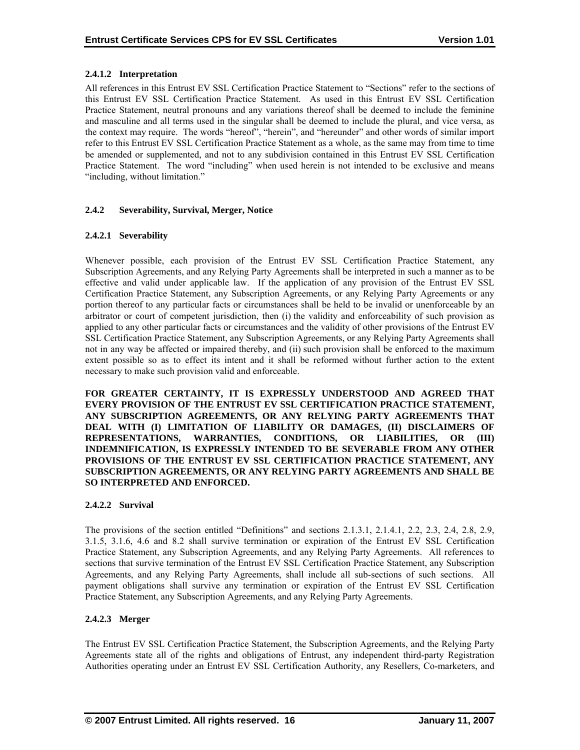#### 2.4.1.2 Interpretation

All references in this Entrust EV SSL Certification Practice Statement to "Sections" refer to the sections of this Entrust EV SSL Certification Practice Statement. As used in this Entrust EV SSL Certification Practice Statement, neutral pronouns and any variations thereof shall be deemed to include the feminine and masculine and all terms used in the singular shall be deemed to include the plural, and vice versa, as the context may require. The words "hereof", "herein", and "hereunder" and other words of similar import refer to this Entrust EV SSL Certification Practice Statement as a whole, as the same may from time to time be amended or supplemented, and not to any subdivision contained in this Entrust EV SSL Certification Practice Statement. The word "including" when used herein is not intended to be exclusive and means "including, without limitation."

### 2.4.2 Severability, Survival, Merger, Notice

#### 2.4.2.1 Severability

Whenever possible, each provision of the Entrust EV SSL Certification Practice Statement, any Subscription Agreements, and any Relying Party Agreements shall be interpreted in such a manner as to be effective and valid under applicable law. If the application of any provision of the Entrust EV SSL Certification Practice Statement, any Subscription Agreements, or any Relying Party Agreements or any portion thereof to any particular facts or circumstances shall be held to be invalid or unenforceable by an arbitrator or court of competent jurisdiction, then (i) the validity and enforceability of such provision as applied to any other particular facts or circumstances and the validity of other provisions of the Entrust EV SSL Certification Practice Statement, any Subscription Agreements, or any Relying Party Agreements shall not in any way be affected or impaired thereby, and (ii) such provision shall be enforced to the maximum extent possible so as to effect its intent and it shall be reformed without further action to the extent necessary to make such provision valid and enforceable.

**FOR GREATER CERTAINTY, IT IS EXPRESSLY UNDERSTOOD AND AGREED THAT EVERY PROVISION OF THE ENTRUST EV SSL CERTIFICATION PRACTICE STATEMENT, ANY SUBSCRIPTION AGREEMENTS, OR ANY RELYING PARTY AGREEMENTS THAT DEAL WITH (I) LIMITATION OF LIABILITY OR DAMAGES, (II) DISCLAIMERS OF REPRESENTATIONS, WARRANTIES, CONDITIONS, OR LIABILITIES, OR (III) INDEMNIFICATION, IS EXPRESSLY INTENDED TO BE SEVERABLE FROM ANY OTHER PROVISIONS OF THE ENTRUST EV SSL CERTIFICATION PRACTICE STATEMENT, ANY SUBSCRIPTION AGREEMENTS, OR ANY RELYING PARTY AGREEMENTS AND SHALL BE SO INTERPRETED AND ENFORCED.**

#### 2.4.2.2 Survival

The provisions of the section entitled "Definitions" and sections 2.1.3.1, 2.1.4.1, 2.2, 2.3, 2.4, 2.8, 2.9, 3.1.5, 3.1.6, 4.6 and 8.2 shall survive termination or expiration of the Entrust EV SSL Certification Practice Statement, any Subscription Agreements, and any Relying Party Agreements. All references to sections that survive termination of the Entrust EV SSL Certification Practice Statement, any Subscription Agreements, and any Relying Party Agreements, shall include all sub-sections of such sections. All payment obligations shall survive any termination or expiration of the Entrust EV SSL Certification Practice Statement, any Subscription Agreements, and any Relying Party Agreements.

#### 2.4.2.3 Merger

The Entrust EV SSL Certification Practice Statement, the Subscription Agreements, and the Relying Party Agreements state all of the rights and obligations of Entrust, any independent third-party Registration Authorities operating under an Entrust EV SSL Certification Authority, any Resellers, Co-marketers, and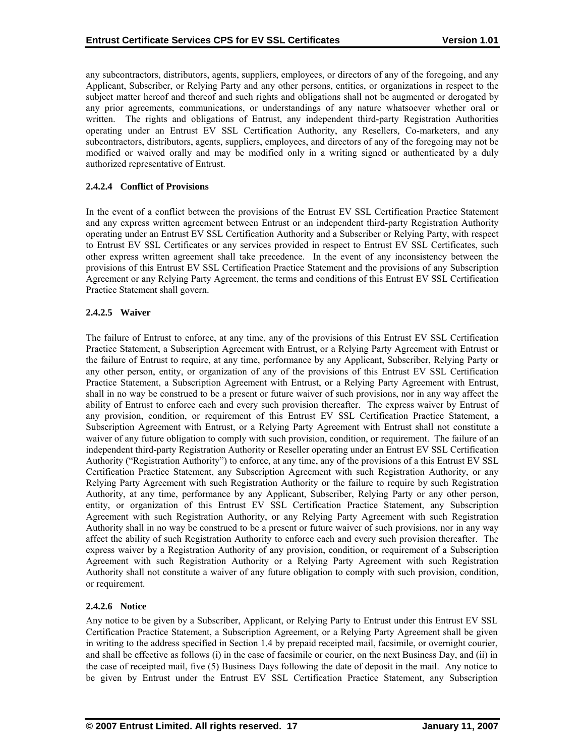any subcontractors, distributors, agents, suppliers, employees, or directors of any of the foregoing, and any Applicant, Subscriber, or Relying Party and any other persons, entities, or organizations in respect to the subject matter hereof and thereof and such rights and obligations shall not be augmented or derogated by any prior agreements, communications, or understandings of any nature whatsoever whether oral or written. The rights and obligations of Entrust, any independent third-party Registration Authorities operating under an Entrust EV SSL Certification Authority, any Resellers, Co-marketers, and any subcontractors, distributors, agents, suppliers, employees, and directors of any of the foregoing may not be modified or waived orally and may be modified only in a writing signed or authenticated by a duly authorized representative of Entrust.

#### 2.4.2.4 Conflict of Provisions

In the event of a conflict between the provisions of the Entrust EV SSL Certification Practice Statement and any express written agreement between Entrust or an independent third-party Registration Authority operating under an Entrust EV SSL Certification Authority and a Subscriber or Relying Party, with respect to Entrust EV SSL Certificates or any services provided in respect to Entrust EV SSL Certificates, such other express written agreement shall take precedence. In the event of any inconsistency between the provisions of this Entrust EV SSL Certification Practice Statement and the provisions of any Subscription Agreement or any Relying Party Agreement, the terms and conditions of this Entrust EV SSL Certification Practice Statement shall govern.

#### 2.4.2.5 Waiver

The failure of Entrust to enforce, at any time, any of the provisions of this Entrust EV SSL Certification Practice Statement, a Subscription Agreement with Entrust, or a Relying Party Agreement with Entrust or the failure of Entrust to require, at any time, performance by any Applicant, Subscriber, Relying Party or any other person, entity, or organization of any of the provisions of this Entrust EV SSL Certification Practice Statement, a Subscription Agreement with Entrust, or a Relying Party Agreement with Entrust, shall in no way be construed to be a present or future waiver of such provisions, nor in any way affect the ability of Entrust to enforce each and every such provision thereafter. The express waiver by Entrust of any provision, condition, or requirement of this Entrust EV SSL Certification Practice Statement, a Subscription Agreement with Entrust, or a Relying Party Agreement with Entrust shall not constitute a waiver of any future obligation to comply with such provision, condition, or requirement. The failure of an independent third-party Registration Authority or Reseller operating under an Entrust EV SSL Certification Authority ("Registration Authority") to enforce, at any time, any of the provisions of a this Entrust EV SSL Certification Practice Statement, any Subscription Agreement with such Registration Authority, or any Relying Party Agreement with such Registration Authority or the failure to require by such Registration Authority, at any time, performance by any Applicant, Subscriber, Relying Party or any other person, entity, or organization of this Entrust EV SSL Certification Practice Statement, any Subscription Agreement with such Registration Authority, or any Relying Party Agreement with such Registration Authority shall in no way be construed to be a present or future waiver of such provisions, nor in any way affect the ability of such Registration Authority to enforce each and every such provision thereafter. The express waiver by a Registration Authority of any provision, condition, or requirement of a Subscription Agreement with such Registration Authority or a Relying Party Agreement with such Registration Authority shall not constitute a waiver of any future obligation to comply with such provision, condition, or requirement.

#### 2.4.2.6 Notice

Any notice to be given by a Subscriber, Applicant, or Relying Party to Entrust under this Entrust EV SSL Certification Practice Statement, a Subscription Agreement, or a Relying Party Agreement shall be given in writing to the address specified in Section 1.4 by prepaid receipted mail, facsimile, or overnight courier, and shall be effective as follows (i) in the case of facsimile or courier, on the next Business Day, and (ii) in the case of receipted mail, five (5) Business Days following the date of deposit in the mail. Any notice to be given by Entrust under the Entrust EV SSL Certification Practice Statement, any Subscription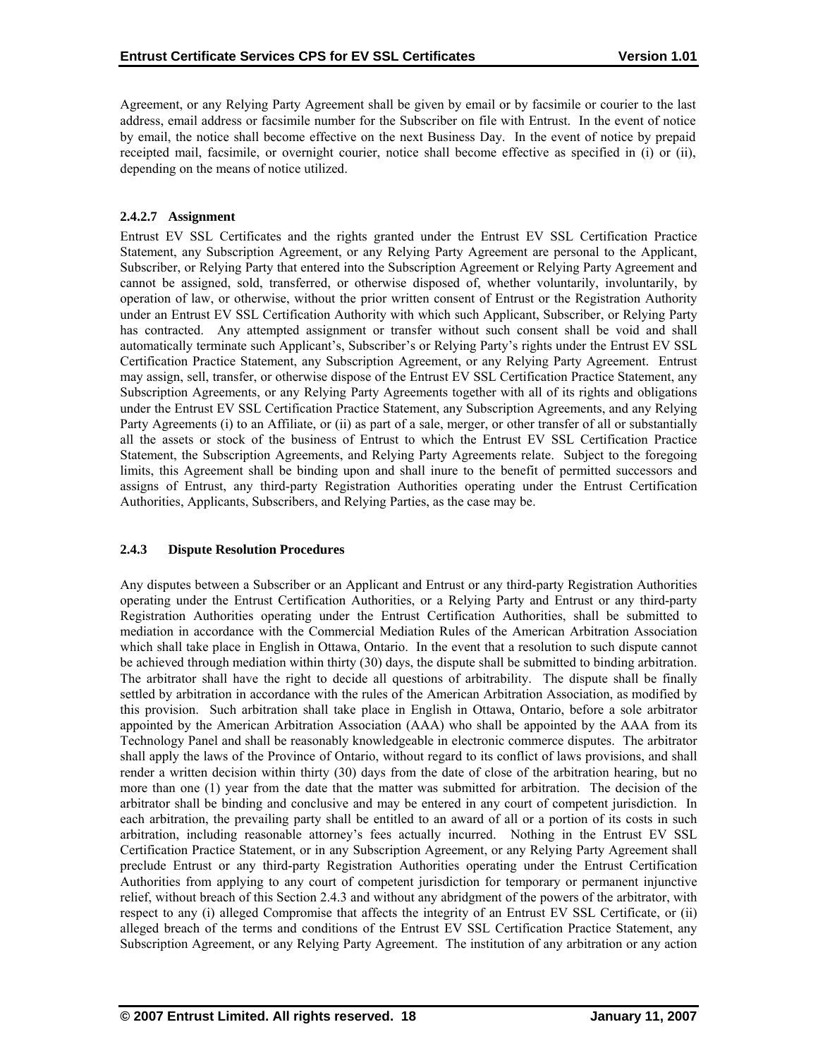Agreement, or any Relying Party Agreement shall be given by email or by facsimile or courier to the last address, email address or facsimile number for the Subscriber on file with Entrust. In the event of notice by email, the notice shall become effective on the next Business Day. In the event of notice by prepaid receipted mail, facsimile, or overnight courier, notice shall become effective as specified in (i) or (ii), depending on the means of notice utilized.

#### 2.4.2.7 Assignment

Entrust EV SSL Certificates and the rights granted under the Entrust EV SSL Certification Practice Statement, any Subscription Agreement, or any Relying Party Agreement are personal to the Applicant, Subscriber, or Relying Party that entered into the Subscription Agreement or Relying Party Agreement and cannot be assigned, sold, transferred, or otherwise disposed of, whether voluntarily, involuntarily, by operation of law, or otherwise, without the prior written consent of Entrust or the Registration Authority under an Entrust EV SSL Certification Authority with which such Applicant, Subscriber, or Relying Party has contracted. Any attempted assignment or transfer without such consent shall be void and shall automatically terminate such Applicant's, Subscriber's or Relying Party's rights under the Entrust EV SSL Certification Practice Statement, any Subscription Agreement, or any Relying Party Agreement. Entrust may assign, sell, transfer, or otherwise dispose of the Entrust EV SSL Certification Practice Statement, any Subscription Agreements, or any Relying Party Agreements together with all of its rights and obligations under the Entrust EV SSL Certification Practice Statement, any Subscription Agreements, and any Relying Party Agreements (i) to an Affiliate, or (ii) as part of a sale, merger, or other transfer of all or substantially all the assets or stock of the business of Entrust to which the Entrust EV SSL Certification Practice Statement, the Subscription Agreements, and Relying Party Agreements relate. Subject to the foregoing limits, this Agreement shall be binding upon and shall inure to the benefit of permitted successors and assigns of Entrust, any third-party Registration Authorities operating under the Entrust Certification Authorities, Applicants, Subscribers, and Relying Parties, as the case may be.

### 2.4.3 Dispute Resolution Procedures

Any disputes between a Subscriber or an Applicant and Entrust or any third-party Registration Authorities operating under the Entrust Certification Authorities, or a Relying Party and Entrust or any third-party Registration Authorities operating under the Entrust Certification Authorities, shall be submitted to mediation in accordance with the Commercial Mediation Rules of the American Arbitration Association which shall take place in English in Ottawa, Ontario. In the event that a resolution to such dispute cannot be achieved through mediation within thirty (30) days, the dispute shall be submitted to binding arbitration. The arbitrator shall have the right to decide all questions of arbitrability. The dispute shall be finally settled by arbitration in accordance with the rules of the American Arbitration Association, as modified by this provision. Such arbitration shall take place in English in Ottawa, Ontario, before a sole arbitrator appointed by the American Arbitration Association (AAA) who shall be appointed by the AAA from its Technology Panel and shall be reasonably knowledgeable in electronic commerce disputes. The arbitrator shall apply the laws of the Province of Ontario, without regard to its conflict of laws provisions, and shall render a written decision within thirty (30) days from the date of close of the arbitration hearing, but no more than one (1) year from the date that the matter was submitted for arbitration. The decision of the arbitrator shall be binding and conclusive and may be entered in any court of competent jurisdiction. In each arbitration, the prevailing party shall be entitled to an award of all or a portion of its costs in such arbitration, including reasonable attorney's fees actually incurred. Nothing in the Entrust EV SSL Certification Practice Statement, or in any Subscription Agreement, or any Relying Party Agreement shall preclude Entrust or any third-party Registration Authorities operating under the Entrust Certification Authorities from applying to any court of competent jurisdiction for temporary or permanent injunctive relief, without breach of this Section 2.4.3 and without any abridgment of the powers of the arbitrator, with respect to any (i) alleged Compromise that affects the integrity of an Entrust EV SSL Certificate, or (ii) alleged breach of the terms and conditions of the Entrust EV SSL Certification Practice Statement, any Subscription Agreement, or any Relying Party Agreement. The institution of any arbitration or any action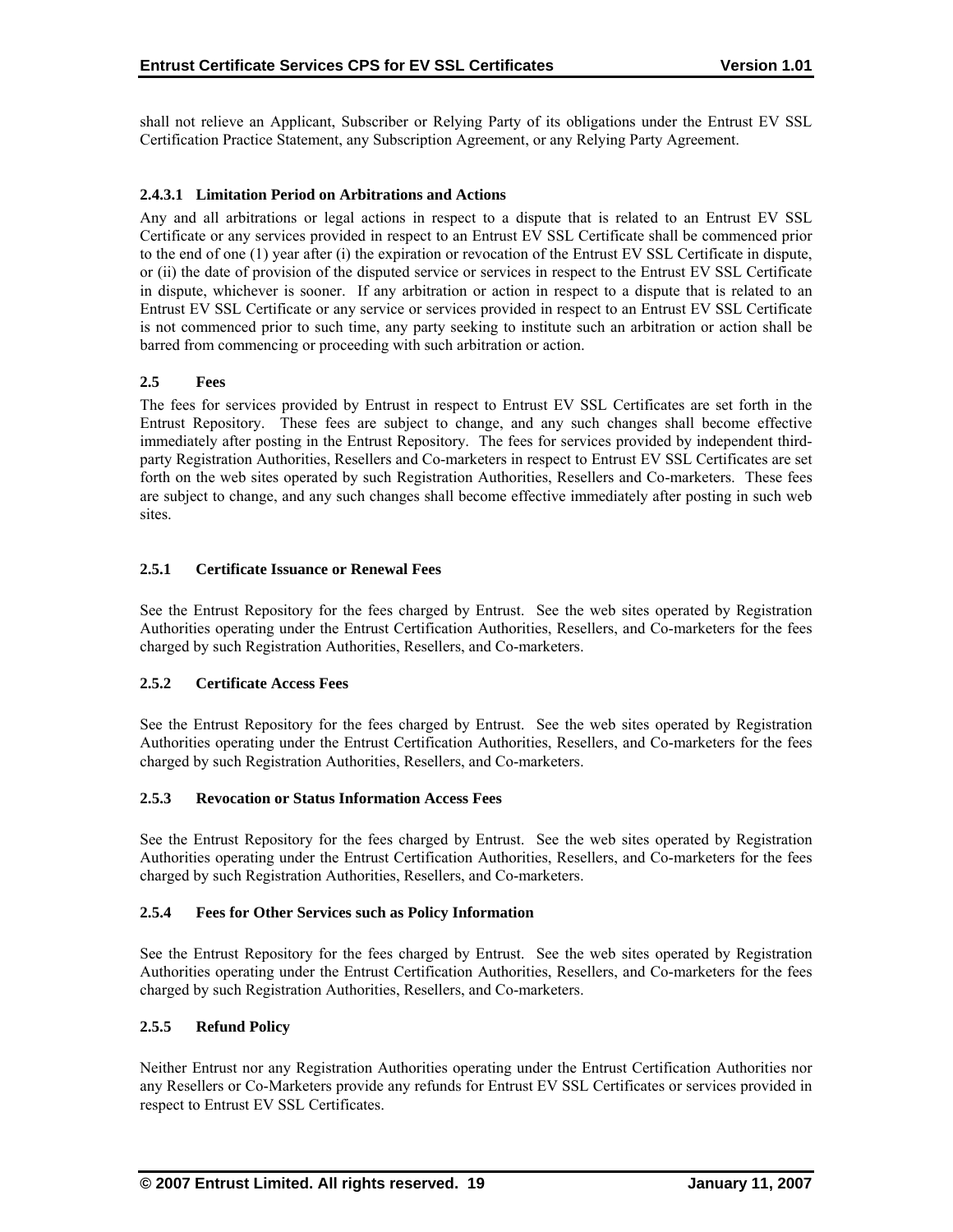shall not relieve an Applicant, Subscriber or Relying Party of its obligations under the Entrust EV SSL Certification Practice Statement, any Subscription Agreement, or any Relying Party Agreement.

#### 2.4.3.1 Limitation Period on Arbitrations and Actions

Any and all arbitrations or legal actions in respect to a dispute that is related to an Entrust EV SSL Certificate or any services provided in respect to an Entrust EV SSL Certificate shall be commenced prior to the end of one (1) year after (i) the expiration or revocation of the Entrust EV SSL Certificate in dispute, or (ii) the date of provision of the disputed service or services in respect to the Entrust EV SSL Certificate in dispute, whichever is sooner. If any arbitration or action in respect to a dispute that is related to an Entrust EV SSL Certificate or any service or services provided in respect to an Entrust EV SSL Certificate is not commenced prior to such time, any party seeking to institute such an arbitration or action shall be barred from commencing or proceeding with such arbitration or action.

## 2.5 Fees

The fees for services provided by Entrust in respect to Entrust EV SSL Certificates are set forth in the Entrust Repository. These fees are subject to change, and any such changes shall become effective immediately after posting in the Entrust Repository. The fees for services provided by independent third-party Registration Authorities, Resellers and Co-marketers in respect to Entrust EV SSL Certificates are set forth on the web sites operated by such Registration Authorities, Resellers and Co-marketers. These fees are subject to change, and any such changes shall become effective immediately after posting in such web sites.

### 2.5.1 Certificate Issuance or Renewal Fees

See the Entrust Repository for the fees charged by Entrust. See the web sites operated by Registration Authorities operating under the Entrust Certification Authorities, Resellers, and Co-marketers for the fees charged by such Registration Authorities, Resellers, and Co-marketers.

### 2.5.2 Certificate Access Fees

See the Entrust Repository for the fees charged by Entrust. See the web sites operated by Registration Authorities operating under the Entrust Certification Authorities, Resellers, and Co-marketers for the fees charged by such Registration Authorities, Resellers, and Co-marketers.

### 2.5.3 Revocation or Status Information Access Fees

See the Entrust Repository for the fees charged by Entrust. See the web sites operated by Registration Authorities operating under the Entrust Certification Authorities, Resellers, and Co-marketers for the fees charged by such Registration Authorities, Resellers, and Co-marketers.

### 2.5.4 Fees for Other Services such as Policy Information

See the Entrust Repository for the fees charged by Entrust. See the web sites operated by Registration Authorities operating under the Entrust Certification Authorities, Resellers, and Co-marketers for the fees charged by such Registration Authorities, Resellers, and Co-marketers.

### 2.5.5 Refund Policy

Neither Entrust nor any Registration Authorities operating under the Entrust Certification Authorities nor any Resellers or Co-Marketers provide any refunds for Entrust EV SSL Certificates or services provided in respect to Entrust EV SSL Certificates.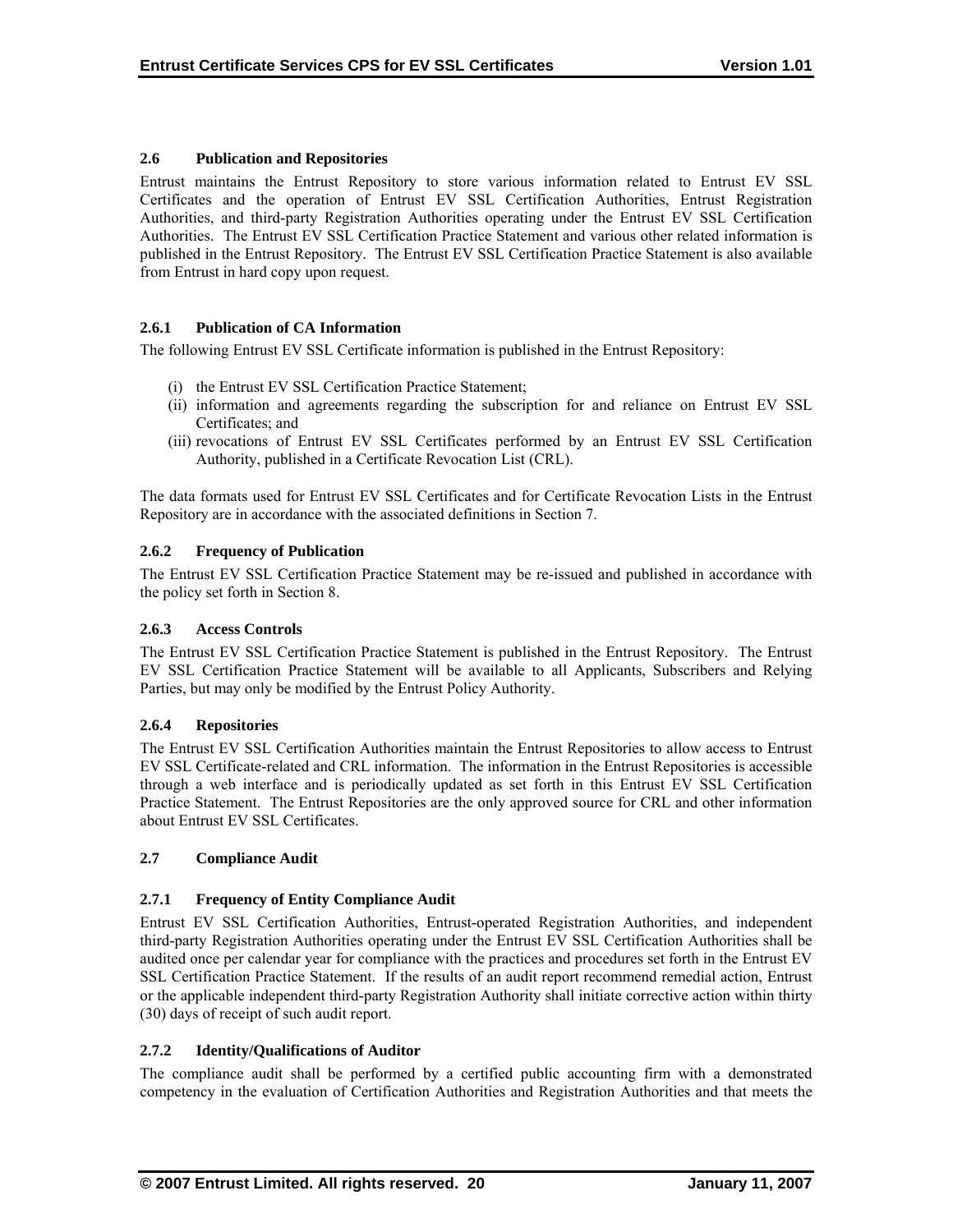### 2.6 Publication and Repositories

Entrust maintains the Entrust Repository to store various information related to Entrust EV SSL Certificates and the operation of Entrust EV SSL Certification Authorities, Entrust Registration Authorities, and third-party Registration Authorities operating under the Entrust EV SSL Certification Authorities. The Entrust EV SSL Certification Practice Statement and various other related information is published in the Entrust Repository. The Entrust EV SSL Certification Practice Statement is also available from Entrust in hard copy upon request.

#### 2.6.1 Publication of CA Information

The following Entrust EV SSL Certificate information is published in the Entrust Repository:

(i) the Entrust EV SSL Certification Practice Statement;
(ii) information and agreements regarding the subscription for and reliance on Entrust EV SSL Certificates; and
(iii) revocations of Entrust EV SSL Certificates performed by an Entrust EV SSL Certification Authority, published in a Certificate Revocation List (CRL).

The data formats used for Entrust EV SSL Certificates and for Certificate Revocation Lists in the Entrust Repository are in accordance with the associated definitions in Section 7.

#### 2.6.2 Frequency of Publication

The Entrust EV SSL Certification Practice Statement may be re-issued and published in accordance with the policy set forth in Section 8.

#### 2.6.3 Access Controls

The Entrust EV SSL Certification Practice Statement is published in the Entrust Repository. The Entrust EV SSL Certification Practice Statement will be available to all Applicants, Subscribers and Relying Parties, but may only be modified by the Entrust Policy Authority.

#### 2.6.4 Repositories

The Entrust EV SSL Certification Authorities maintain the Entrust Repositories to allow access to Entrust EV SSL Certificate-related and CRL information. The information in the Entrust Repositories is accessible through a web interface and is periodically updated as set forth in this Entrust EV SSL Certification Practice Statement. The Entrust Repositories are the only approved source for CRL and other information about Entrust EV SSL Certificates.

### 2.7 Compliance Audit

#### 2.7.1 Frequency of Entity Compliance Audit

Entrust EV SSL Certification Authorities, Entrust-operated Registration Authorities, and independent third-party Registration Authorities operating under the Entrust EV SSL Certification Authorities shall be audited once per calendar year for compliance with the practices and procedures set forth in the Entrust EV SSL Certification Practice Statement. If the results of an audit report recommend remedial action, Entrust or the applicable independent third-party Registration Authority shall initiate corrective action within thirty (30) days of receipt of such audit report.

#### 2.7.2 Identity/Qualifications of Auditor

The compliance audit shall be performed by a certified public accounting firm with a demonstrated competency in the evaluation of Certification Authorities and Registration Authorities and that meets the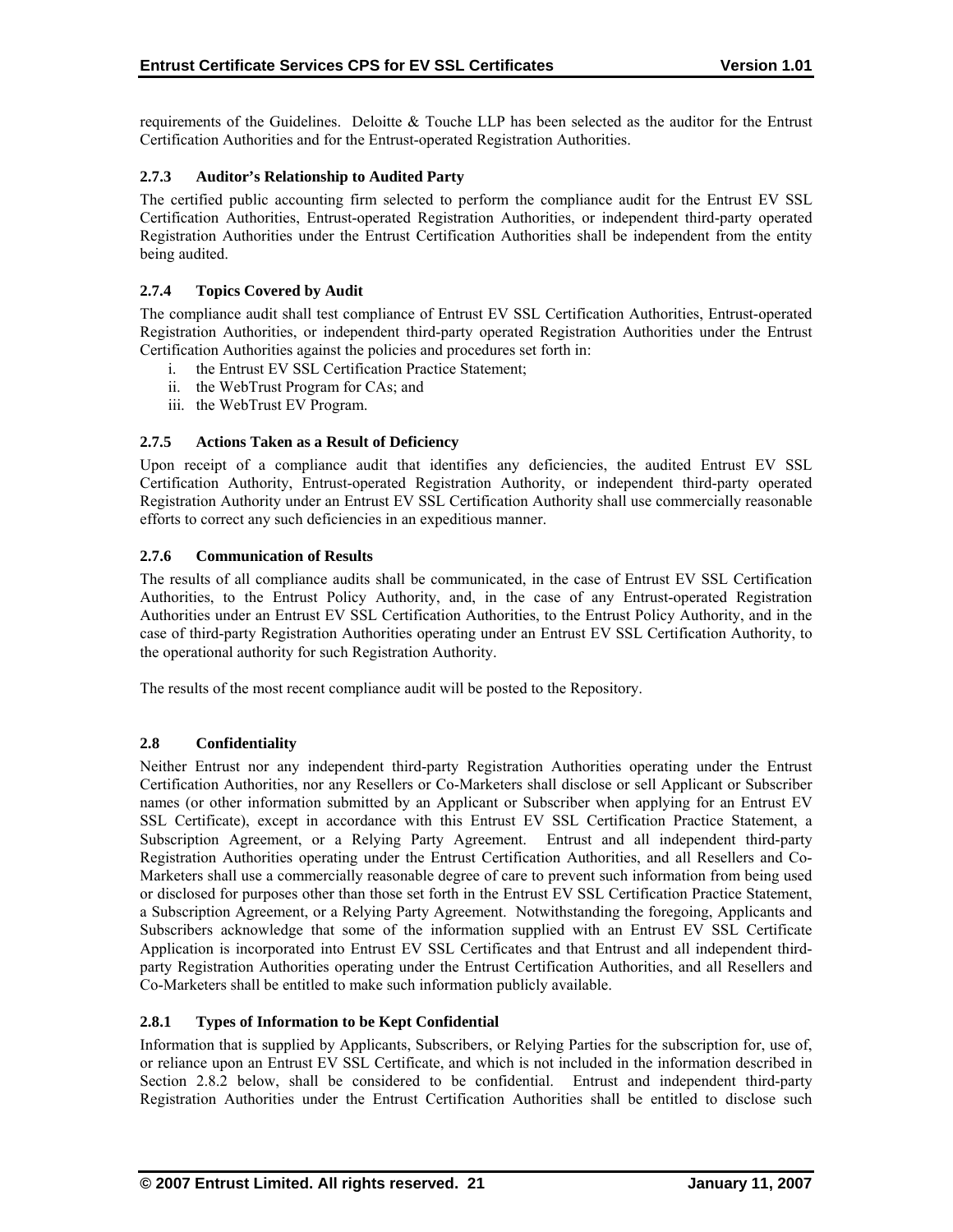requirements of the Guidelines. Deloitte & Touche LLP has been selected as the auditor for the Entrust Certification Authorities and for the Entrust-operated Registration Authorities.

### 2.7.3 Auditor's Relationship to Audited Party

The certified public accounting firm selected to perform the compliance audit for the Entrust EV SSL Certification Authorities, Entrust-operated Registration Authorities, or independent third-party operated Registration Authorities under the Entrust Certification Authorities shall be independent from the entity being audited.

### 2.7.4 Topics Covered by Audit

The compliance audit shall test compliance of Entrust EV SSL Certification Authorities, Entrust-operated Registration Authorities, or independent third-party operated Registration Authorities under the Entrust Certification Authorities against the policies and procedures set forth in:

i. the Entrust EV SSL Certification Practice Statement;
ii. the WebTrust Program for CAs; and
iii. the WebTrust EV Program.

### 2.7.5 Actions Taken as a Result of Deficiency

Upon receipt of a compliance audit that identifies any deficiencies, the audited Entrust EV SSL Certification Authority, Entrust-operated Registration Authority, or independent third-party operated Registration Authority under an Entrust EV SSL Certification Authority shall use commercially reasonable efforts to correct any such deficiencies in an expeditious manner.

### 2.7.6 Communication of Results

The results of all compliance audits shall be communicated, in the case of Entrust EV SSL Certification Authorities, to the Entrust Policy Authority, and, in the case of any Entrust-operated Registration Authorities under an Entrust EV SSL Certification Authorities, to the Entrust Policy Authority, and in the case of third-party Registration Authorities operating under an Entrust EV SSL Certification Authority, to the operational authority for such Registration Authority.

The results of the most recent compliance audit will be posted to the Repository.

## 2.8 Confidentiality

Neither Entrust nor any independent third-party Registration Authorities operating under the Entrust Certification Authorities, nor any Resellers or Co-Marketers shall disclose or sell Applicant or Subscriber names (or other information submitted by an Applicant or Subscriber when applying for an Entrust EV SSL Certificate), except in accordance with this Entrust EV SSL Certification Practice Statement, a Subscription Agreement, or a Relying Party Agreement. Entrust and all independent third-party Registration Authorities operating under the Entrust Certification Authorities, and all Resellers and Co-Marketers shall use a commercially reasonable degree of care to prevent such information from being used or disclosed for purposes other than those set forth in the Entrust EV SSL Certification Practice Statement, a Subscription Agreement, or a Relying Party Agreement. Notwithstanding the foregoing, Applicants and Subscribers acknowledge that some of the information supplied with an Entrust EV SSL Certificate Application is incorporated into Entrust EV SSL Certificates and that Entrust and all independent third-party Registration Authorities operating under the Entrust Certification Authorities, and all Resellers and Co-Marketers shall be entitled to make such information publicly available.

### 2.8.1 Types of Information to be Kept Confidential

Information that is supplied by Applicants, Subscribers, or Relying Parties for the subscription for, use of, or reliance upon an Entrust EV SSL Certificate, and which is not included in the information described in Section 2.8.2 below, shall be considered to be confidential. Entrust and independent third-party Registration Authorities under the Entrust Certification Authorities shall be entitled to disclose such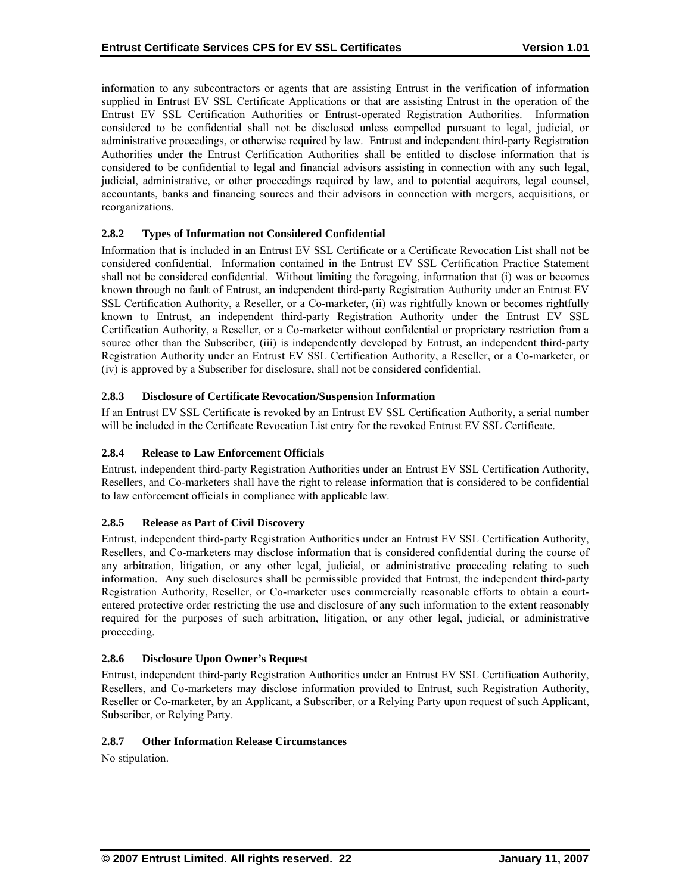information to any subcontractors or agents that are assisting Entrust in the verification of information supplied in Entrust EV SSL Certificate Applications or that are assisting Entrust in the operation of the Entrust EV SSL Certification Authorities or Entrust-operated Registration Authorities. Information considered to be confidential shall not be disclosed unless compelled pursuant to legal, judicial, or administrative proceedings, or otherwise required by law. Entrust and independent third-party Registration Authorities under the Entrust Certification Authorities shall be entitled to disclose information that is considered to be confidential to legal and financial advisors assisting in connection with any such legal, judicial, administrative, or other proceedings required by law, and to potential acquirors, legal counsel, accountants, banks and financing sources and their advisors in connection with mergers, acquisitions, or reorganizations.

### 2.8.2 Types of Information not Considered Confidential

Information that is included in an Entrust EV SSL Certificate or a Certificate Revocation List shall not be considered confidential. Information contained in the Entrust EV SSL Certification Practice Statement shall not be considered confidential. Without limiting the foregoing, information that (i) was or becomes known through no fault of Entrust, an independent third-party Registration Authority under an Entrust EV SSL Certification Authority, a Reseller, or a Co-marketer, (ii) was rightfully known or becomes rightfully known to Entrust, an independent third-party Registration Authority under the Entrust EV SSL Certification Authority, a Reseller, or a Co-marketer without confidential or proprietary restriction from a source other than the Subscriber, (iii) is independently developed by Entrust, an independent third-party Registration Authority under an Entrust EV SSL Certification Authority, a Reseller, or a Co-marketer, or (iv) is approved by a Subscriber for disclosure, shall not be considered confidential.

### 2.8.3 Disclosure of Certificate Revocation/Suspension Information

If an Entrust EV SSL Certificate is revoked by an Entrust EV SSL Certification Authority, a serial number will be included in the Certificate Revocation List entry for the revoked Entrust EV SSL Certificate.

### 2.8.4 Release to Law Enforcement Officials

Entrust, independent third-party Registration Authorities under an Entrust EV SSL Certification Authority, Resellers, and Co-marketers shall have the right to release information that is considered to be confidential to law enforcement officials in compliance with applicable law.

### 2.8.5 Release as Part of Civil Discovery

Entrust, independent third-party Registration Authorities under an Entrust EV SSL Certification Authority, Resellers, and Co-marketers may disclose information that is considered confidential during the course of any arbitration, litigation, or any other legal, judicial, or administrative proceeding relating to such information. Any such disclosures shall be permissible provided that Entrust, the independent third-party Registration Authority, Reseller, or Co-marketer uses commercially reasonable efforts to obtain a court-entered protective order restricting the use and disclosure of any such information to the extent reasonably required for the purposes of such arbitration, litigation, or any other legal, judicial, or administrative proceeding.

### 2.8.6 Disclosure Upon Owner's Request

Entrust, independent third-party Registration Authorities under an Entrust EV SSL Certification Authority, Resellers, and Co-marketers may disclose information provided to Entrust, such Registration Authority, Reseller or Co-marketer, by an Applicant, a Subscriber, or a Relying Party upon request of such Applicant, Subscriber, or Relying Party.

### 2.8.7 Other Information Release Circumstances

No stipulation.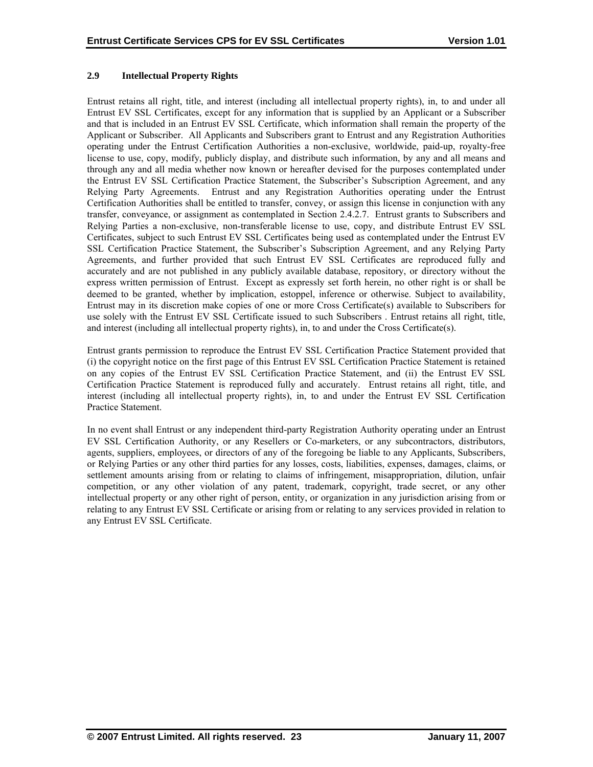### 2.9 Intellectual Property Rights

Entrust retains all right, title, and interest (including all intellectual property rights), in, to and under all Entrust EV SSL Certificates, except for any information that is supplied by an Applicant or a Subscriber and that is included in an Entrust EV SSL Certificate, which information shall remain the property of the Applicant or Subscriber. All Applicants and Subscribers grant to Entrust and any Registration Authorities operating under the Entrust Certification Authorities a non-exclusive, worldwide, paid-up, royalty-free license to use, copy, modify, publicly display, and distribute such information, by any and all means and through any and all media whether now known or hereafter devised for the purposes contemplated under the Entrust EV SSL Certification Practice Statement, the Subscriber's Subscription Agreement, and any Relying Party Agreements. Entrust and any Registration Authorities operating under the Entrust Certification Authorities shall be entitled to transfer, convey, or assign this license in conjunction with any transfer, conveyance, or assignment as contemplated in Section 2.4.2.7. Entrust grants to Subscribers and Relying Parties a non-exclusive, non-transferable license to use, copy, and distribute Entrust EV SSL Certificates, subject to such Entrust EV SSL Certificates being used as contemplated under the Entrust EV SSL Certification Practice Statement, the Subscriber's Subscription Agreement, and any Relying Party Agreements, and further provided that such Entrust EV SSL Certificates are reproduced fully and accurately and are not published in any publicly available database, repository, or directory without the express written permission of Entrust. Except as expressly set forth herein, no other right is or shall be deemed to be granted, whether by implication, estoppel, inference or otherwise. Subject to availability, Entrust may in its discretion make copies of one or more Cross Certificate(s) available to Subscribers for use solely with the Entrust EV SSL Certificate issued to such Subscribers . Entrust retains all right, title, and interest (including all intellectual property rights), in, to and under the Cross Certificate(s).

Entrust grants permission to reproduce the Entrust EV SSL Certification Practice Statement provided that (i) the copyright notice on the first page of this Entrust EV SSL Certification Practice Statement is retained on any copies of the Entrust EV SSL Certification Practice Statement, and (ii) the Entrust EV SSL Certification Practice Statement is reproduced fully and accurately. Entrust retains all right, title, and interest (including all intellectual property rights), in, to and under the Entrust EV SSL Certification Practice Statement.

In no event shall Entrust or any independent third-party Registration Authority operating under an Entrust EV SSL Certification Authority, or any Resellers or Co-marketers, or any subcontractors, distributors, agents, suppliers, employees, or directors of any of the foregoing be liable to any Applicants, Subscribers, or Relying Parties or any other third parties for any losses, costs, liabilities, expenses, damages, claims, or settlement amounts arising from or relating to claims of infringement, misappropriation, dilution, unfair competition, or any other violation of any patent, trademark, copyright, trade secret, or any other intellectual property or any other right of person, entity, or organization in any jurisdiction arising from or relating to any Entrust EV SSL Certificate or arising from or relating to any services provided in relation to any Entrust EV SSL Certificate.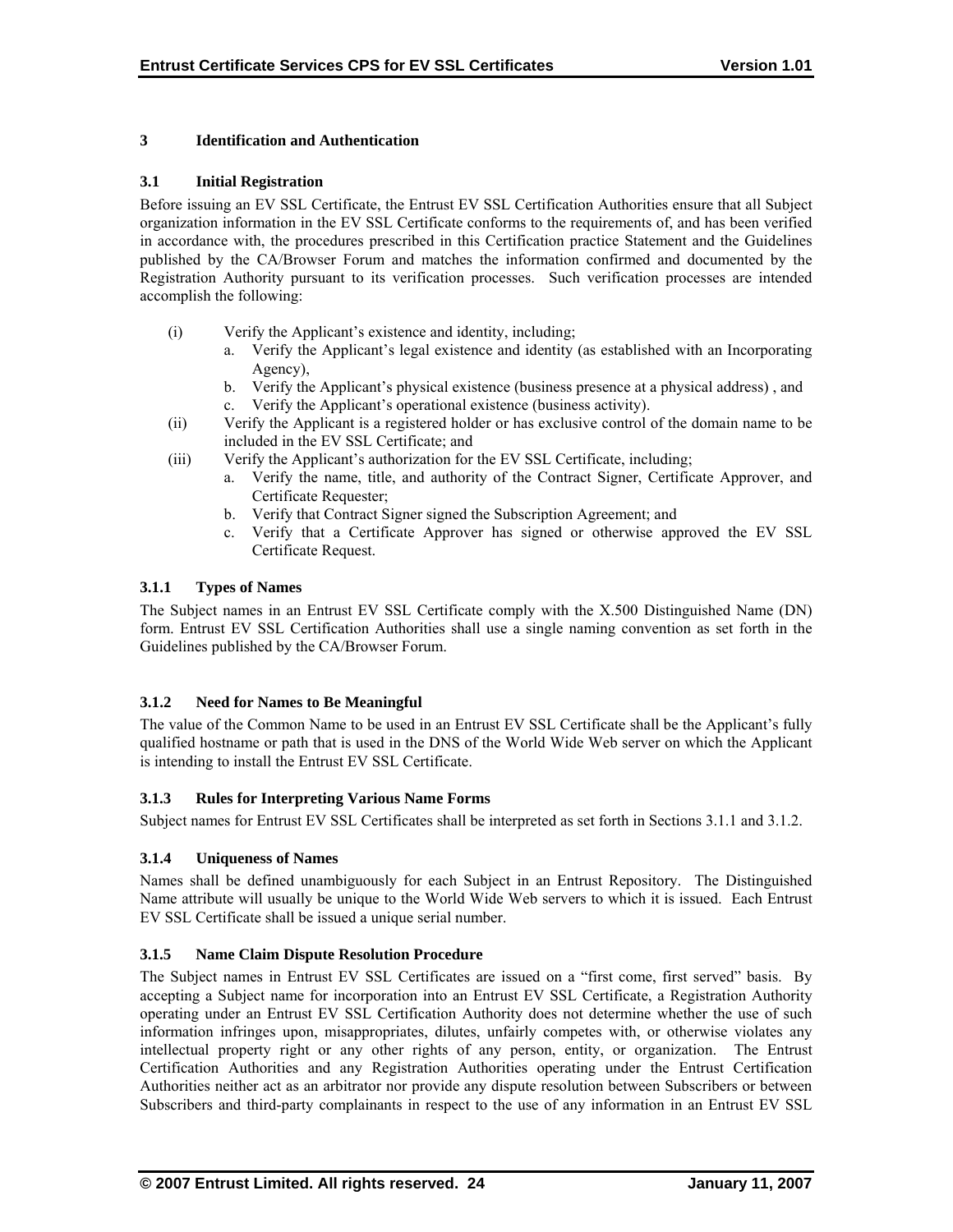# 3 Identification and Authentication

## 3.1 Initial Registration

Before issuing an EV SSL Certificate, the Entrust EV SSL Certification Authorities ensure that all Subject organization information in the EV SSL Certificate conforms to the requirements of, and has been verified in accordance with, the procedures prescribed in this Certification practice Statement and the Guidelines published by the CA/Browser Forum and matches the information confirmed and documented by the Registration Authority pursuant to its verification processes. Such verification processes are intended accomplish the following:

(i) Verify the Applicant's existence and identity, including;
   a. Verify the Applicant's legal existence and identity (as established with an Incorporating Agency),
   b. Verify the Applicant's physical existence (business presence at a physical address) , and
   c. Verify the Applicant's operational existence (business activity).

(ii) Verify the Applicant is a registered holder or has exclusive control of the domain name to be included in the EV SSL Certificate; and

(iii) Verify the Applicant's authorization for the EV SSL Certificate, including;
   a. Verify the name, title, and authority of the Contract Signer, Certificate Approver, and Certificate Requester;
   b. Verify that Contract Signer signed the Subscription Agreement; and
   c. Verify that a Certificate Approver has signed or otherwise approved the EV SSL Certificate Request.

### 3.1.1 Types of Names

The Subject names in an Entrust EV SSL Certificate comply with the X.500 Distinguished Name (DN) form. Entrust EV SSL Certification Authorities shall use a single naming convention as set forth in the Guidelines published by the CA/Browser Forum.

### 3.1.2 Need for Names to Be Meaningful

The value of the Common Name to be used in an Entrust EV SSL Certificate shall be the Applicant's fully qualified hostname or path that is used in the DNS of the World Wide Web server on which the Applicant is intending to install the Entrust EV SSL Certificate.

### 3.1.3 Rules for Interpreting Various Name Forms

Subject names for Entrust EV SSL Certificates shall be interpreted as set forth in Sections 3.1.1 and 3.1.2.

### 3.1.4 Uniqueness of Names

Names shall be defined unambiguously for each Subject in an Entrust Repository. The Distinguished Name attribute will usually be unique to the World Wide Web servers to which it is issued. Each Entrust EV SSL Certificate shall be issued a unique serial number.

### 3.1.5 Name Claim Dispute Resolution Procedure

The Subject names in Entrust EV SSL Certificates are issued on a "first come, first served" basis. By accepting a Subject name for incorporation into an Entrust EV SSL Certificate, a Registration Authority operating under an Entrust EV SSL Certification Authority does not determine whether the use of such information infringes upon, misappropriates, dilutes, unfairly competes with, or otherwise violates any intellectual property right or any other rights of any person, entity, or organization. The Entrust Certification Authorities and any Registration Authorities operating under the Entrust Certification Authorities neither act as an arbitrator nor provide any dispute resolution between Subscribers or between Subscribers and third-party complainants in respect to the use of any information in an Entrust EV SSL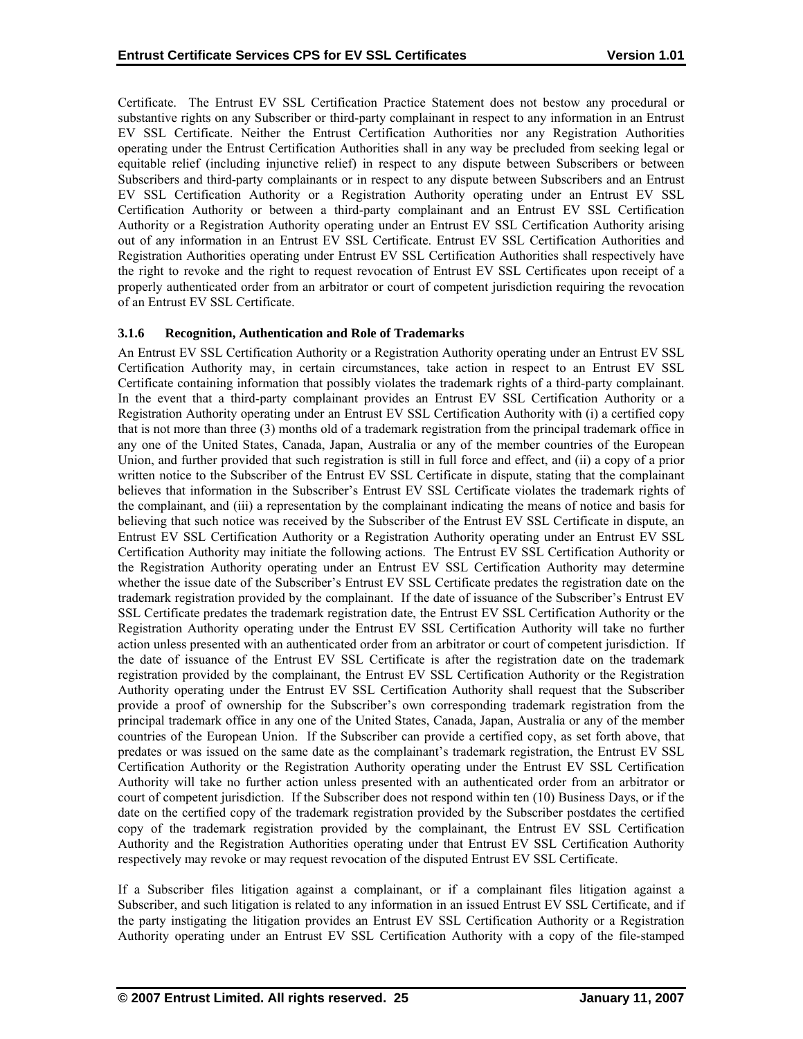Certificate. The Entrust EV SSL Certification Practice Statement does not bestow any procedural or substantive rights on any Subscriber or third-party complainant in respect to any information in an Entrust EV SSL Certificate. Neither the Entrust Certification Authorities nor any Registration Authorities operating under the Entrust Certification Authorities shall in any way be precluded from seeking legal or equitable relief (including injunctive relief) in respect to any dispute between Subscribers or between Subscribers and third-party complainants or in respect to any dispute between Subscribers and an Entrust EV SSL Certification Authority or a Registration Authority operating under an Entrust EV SSL Certification Authority or between a third-party complainant and an Entrust EV SSL Certification Authority or a Registration Authority operating under an Entrust EV SSL Certification Authority arising out of any information in an Entrust EV SSL Certificate. Entrust EV SSL Certification Authorities and Registration Authorities operating under Entrust EV SSL Certification Authorities shall respectively have the right to revoke and the right to request revocation of Entrust EV SSL Certificates upon receipt of a properly authenticated order from an arbitrator or court of competent jurisdiction requiring the revocation of an Entrust EV SSL Certificate.

### 3.1.6 Recognition, Authentication and Role of Trademarks

An Entrust EV SSL Certification Authority or a Registration Authority operating under an Entrust EV SSL Certification Authority may, in certain circumstances, take action in respect to an Entrust EV SSL Certificate containing information that possibly violates the trademark rights of a third-party complainant. In the event that a third-party complainant provides an Entrust EV SSL Certification Authority or a Registration Authority operating under an Entrust EV SSL Certification Authority with (i) a certified copy that is not more than three (3) months old of a trademark registration from the principal trademark office in any one of the United States, Canada, Japan, Australia or any of the member countries of the European Union, and further provided that such registration is still in full force and effect, and (ii) a copy of a prior written notice to the Subscriber of the Entrust EV SSL Certificate in dispute, stating that the complainant believes that information in the Subscriber's Entrust EV SSL Certificate violates the trademark rights of the complainant, and (iii) a representation by the complainant indicating the means of notice and basis for believing that such notice was received by the Subscriber of the Entrust EV SSL Certificate in dispute, an Entrust EV SSL Certification Authority or a Registration Authority operating under an Entrust EV SSL Certification Authority may initiate the following actions. The Entrust EV SSL Certification Authority or the Registration Authority operating under an Entrust EV SSL Certification Authority may determine whether the issue date of the Subscriber's Entrust EV SSL Certificate predates the registration date on the trademark registration provided by the complainant. If the date of issuance of the Subscriber's Entrust EV SSL Certificate predates the trademark registration date, the Entrust EV SSL Certification Authority or the Registration Authority operating under the Entrust EV SSL Certification Authority will take no further action unless presented with an authenticated order from an arbitrator or court of competent jurisdiction. If the date of issuance of the Entrust EV SSL Certificate is after the registration date on the trademark registration provided by the complainant, the Entrust EV SSL Certification Authority or the Registration Authority operating under the Entrust EV SSL Certification Authority shall request that the Subscriber provide a proof of ownership for the Subscriber's own corresponding trademark registration from the principal trademark office in any one of the United States, Canada, Japan, Australia or any of the member countries of the European Union. If the Subscriber can provide a certified copy, as set forth above, that predates or was issued on the same date as the complainant's trademark registration, the Entrust EV SSL Certification Authority or the Registration Authority operating under the Entrust EV SSL Certification Authority will take no further action unless presented with an authenticated order from an arbitrator or court of competent jurisdiction. If the Subscriber does not respond within ten (10) Business Days, or if the date on the certified copy of the trademark registration provided by the Subscriber postdates the certified copy of the trademark registration provided by the complainant, the Entrust EV SSL Certification Authority and the Registration Authorities operating under that Entrust EV SSL Certification Authority respectively may revoke or may request revocation of the disputed Entrust EV SSL Certificate.

If a Subscriber files litigation against a complainant, or if a complainant files litigation against a Subscriber, and such litigation is related to any information in an issued Entrust EV SSL Certificate, and if the party instigating the litigation provides an Entrust EV SSL Certification Authority or a Registration Authority operating under an Entrust EV SSL Certification Authority with a copy of the file-stamped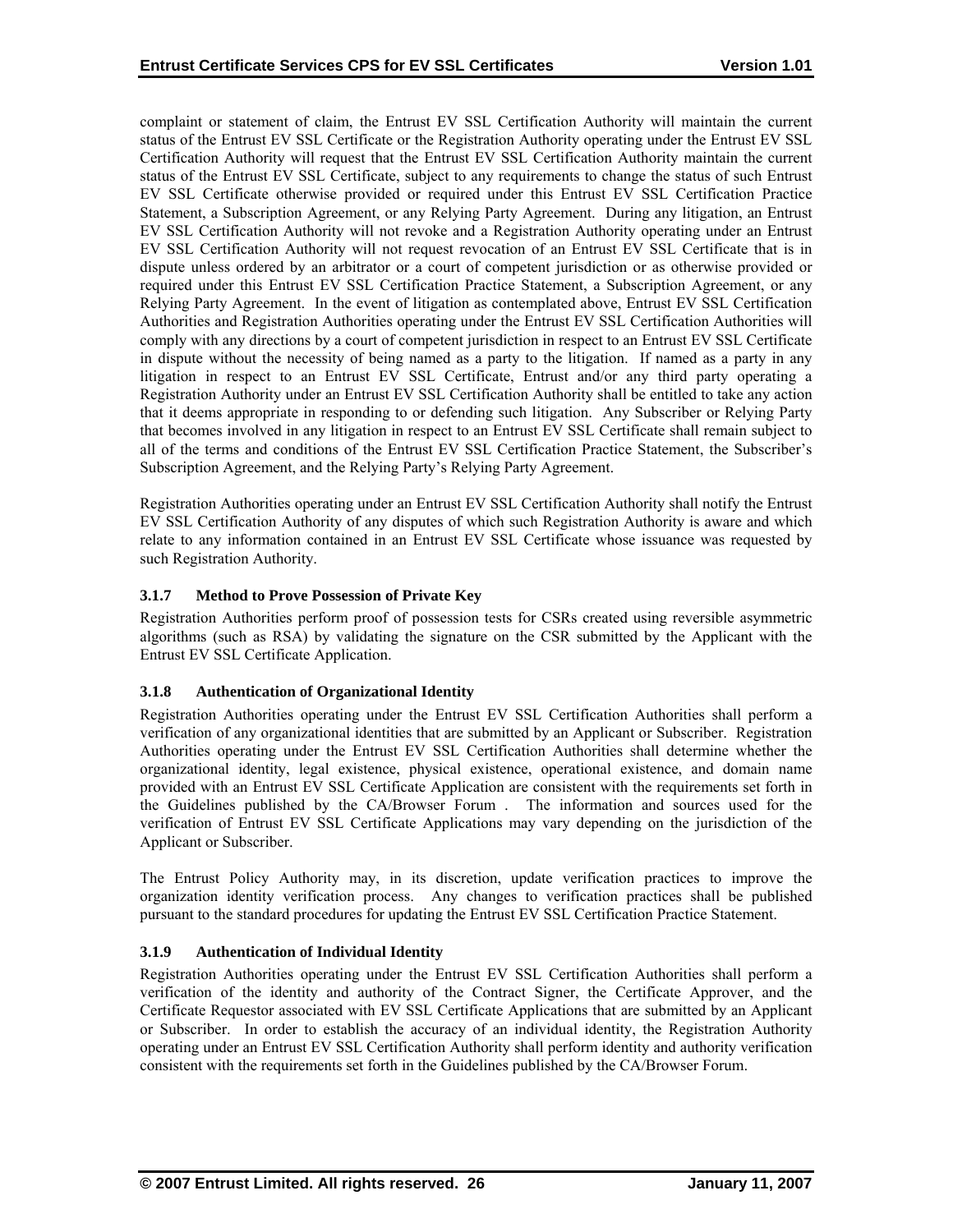complaint or statement of claim, the Entrust EV SSL Certification Authority will maintain the current status of the Entrust EV SSL Certificate or the Registration Authority operating under the Entrust EV SSL Certification Authority will request that the Entrust EV SSL Certification Authority maintain the current status of the Entrust EV SSL Certificate, subject to any requirements to change the status of such Entrust EV SSL Certificate otherwise provided or required under this Entrust EV SSL Certification Practice Statement, a Subscription Agreement, or any Relying Party Agreement. During any litigation, an Entrust EV SSL Certification Authority will not revoke and a Registration Authority operating under an Entrust EV SSL Certification Authority will not request revocation of an Entrust EV SSL Certificate that is in dispute unless ordered by an arbitrator or a court of competent jurisdiction or as otherwise provided or required under this Entrust EV SSL Certification Practice Statement, a Subscription Agreement, or any Relying Party Agreement. In the event of litigation as contemplated above, Entrust EV SSL Certification Authorities and Registration Authorities operating under the Entrust EV SSL Certification Authorities will comply with any directions by a court of competent jurisdiction in respect to an Entrust EV SSL Certificate in dispute without the necessity of being named as a party to the litigation. If named as a party in any litigation in respect to an Entrust EV SSL Certificate, Entrust and/or any third party operating a Registration Authority under an Entrust EV SSL Certification Authority shall be entitled to take any action that it deems appropriate in responding to or defending such litigation. Any Subscriber or Relying Party that becomes involved in any litigation in respect to an Entrust EV SSL Certificate shall remain subject to all of the terms and conditions of the Entrust EV SSL Certification Practice Statement, the Subscriber's Subscription Agreement, and the Relying Party's Relying Party Agreement.

Registration Authorities operating under an Entrust EV SSL Certification Authority shall notify the Entrust EV SSL Certification Authority of any disputes of which such Registration Authority is aware and which relate to any information contained in an Entrust EV SSL Certificate whose issuance was requested by such Registration Authority.

### 3.1.7 Method to Prove Possession of Private Key

Registration Authorities perform proof of possession tests for CSRs created using reversible asymmetric algorithms (such as RSA) by validating the signature on the CSR submitted by the Applicant with the Entrust EV SSL Certificate Application.

### 3.1.8 Authentication of Organizational Identity

Registration Authorities operating under the Entrust EV SSL Certification Authorities shall perform a verification of any organizational identities that are submitted by an Applicant or Subscriber. Registration Authorities operating under the Entrust EV SSL Certification Authorities shall determine whether the organizational identity, legal existence, physical existence, operational existence, and domain name provided with an Entrust EV SSL Certificate Application are consistent with the requirements set forth in the Guidelines published by the CA/Browser Forum . The information and sources used for the verification of Entrust EV SSL Certificate Applications may vary depending on the jurisdiction of the Applicant or Subscriber.

The Entrust Policy Authority may, in its discretion, update verification practices to improve the organization identity verification process. Any changes to verification practices shall be published pursuant to the standard procedures for updating the Entrust EV SSL Certification Practice Statement.

### 3.1.9 Authentication of Individual Identity

Registration Authorities operating under the Entrust EV SSL Certification Authorities shall perform a verification of the identity and authority of the Contract Signer, the Certificate Approver, and the Certificate Requestor associated with EV SSL Certificate Applications that are submitted by an Applicant or Subscriber. In order to establish the accuracy of an individual identity, the Registration Authority operating under an Entrust EV SSL Certification Authority shall perform identity and authority verification consistent with the requirements set forth in the Guidelines published by the CA/Browser Forum.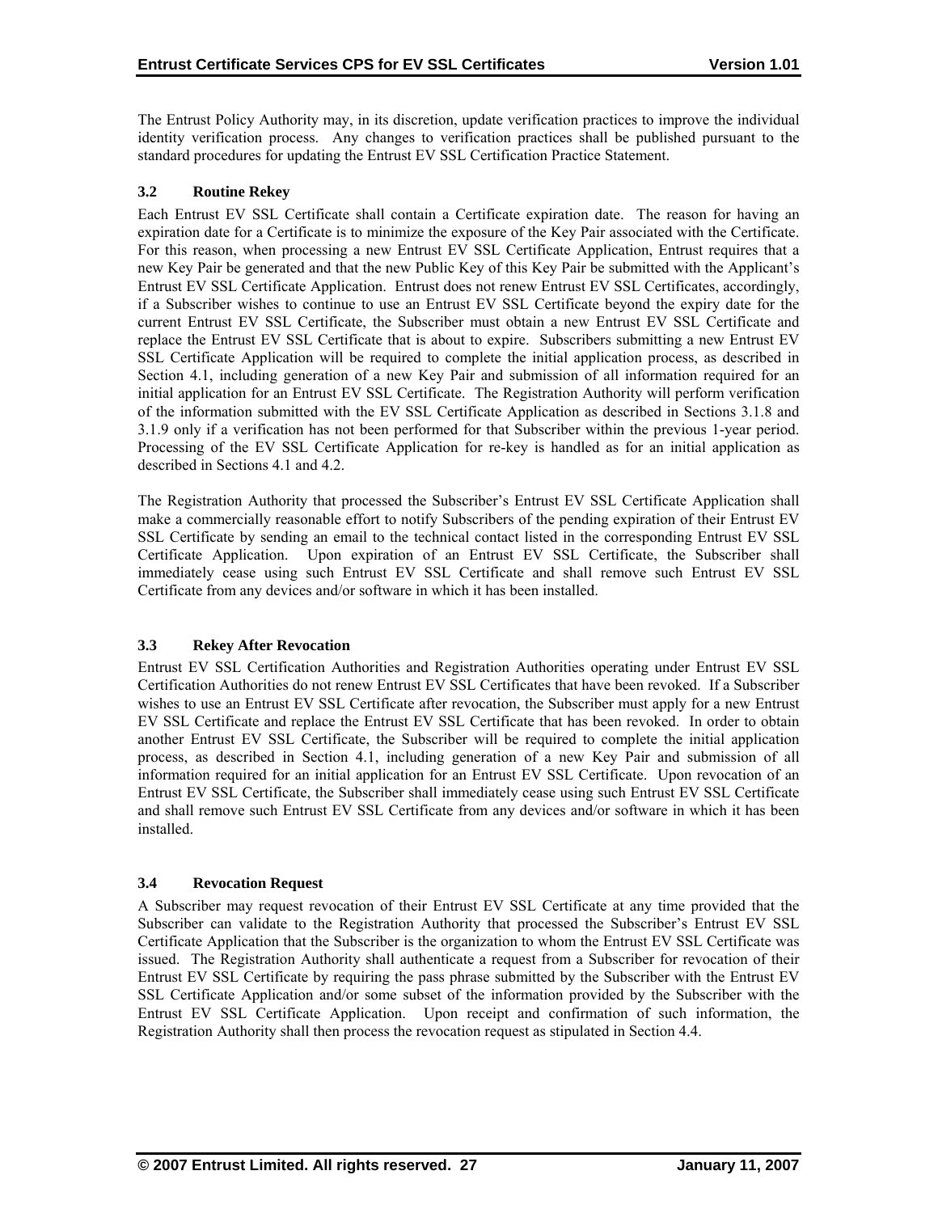The Entrust Policy Authority may, in its discretion, update verification practices to improve the individual identity verification process. Any changes to verification practices shall be published pursuant to the standard procedures for updating the Entrust EV SSL Certification Practice Statement.

### 3.2 Routine Rekey

Each Entrust EV SSL Certificate shall contain a Certificate expiration date. The reason for having an expiration date for a Certificate is to minimize the exposure of the Key Pair associated with the Certificate. For this reason, when processing a new Entrust EV SSL Certificate Application, Entrust requires that a new Key Pair be generated and that the new Public Key of this Key Pair be submitted with the Applicant's Entrust EV SSL Certificate Application. Entrust does not renew Entrust EV SSL Certificates, accordingly, if a Subscriber wishes to continue to use an Entrust EV SSL Certificate beyond the expiry date for the current Entrust EV SSL Certificate, the Subscriber must obtain a new Entrust EV SSL Certificate and replace the Entrust EV SSL Certificate that is about to expire. Subscribers submitting a new Entrust EV SSL Certificate Application will be required to complete the initial application process, as described in Section 4.1, including generation of a new Key Pair and submission of all information required for an initial application for an Entrust EV SSL Certificate. The Registration Authority will perform verification of the information submitted with the EV SSL Certificate Application as described in Sections 3.1.8 and 3.1.9 only if a verification has not been performed for that Subscriber within the previous 1-year period. Processing of the EV SSL Certificate Application for re-key is handled as for an initial application as described in Sections 4.1 and 4.2.

The Registration Authority that processed the Subscriber's Entrust EV SSL Certificate Application shall make a commercially reasonable effort to notify Subscribers of the pending expiration of their Entrust EV SSL Certificate by sending an email to the technical contact listed in the corresponding Entrust EV SSL Certificate Application. Upon expiration of an Entrust EV SSL Certificate, the Subscriber shall immediately cease using such Entrust EV SSL Certificate and shall remove such Entrust EV SSL Certificate from any devices and/or software in which it has been installed.

### 3.3 Rekey After Revocation

Entrust EV SSL Certification Authorities and Registration Authorities operating under Entrust EV SSL Certification Authorities do not renew Entrust EV SSL Certificates that have been revoked. If a Subscriber wishes to use an Entrust EV SSL Certificate after revocation, the Subscriber must apply for a new Entrust EV SSL Certificate and replace the Entrust EV SSL Certificate that has been revoked. In order to obtain another Entrust EV SSL Certificate, the Subscriber will be required to complete the initial application process, as described in Section 4.1, including generation of a new Key Pair and submission of all information required for an initial application for an Entrust EV SSL Certificate. Upon revocation of an Entrust EV SSL Certificate, the Subscriber shall immediately cease using such Entrust EV SSL Certificate and shall remove such Entrust EV SSL Certificate from any devices and/or software in which it has been installed.

### 3.4 Revocation Request

A Subscriber may request revocation of their Entrust EV SSL Certificate at any time provided that the Subscriber can validate to the Registration Authority that processed the Subscriber's Entrust EV SSL Certificate Application that the Subscriber is the organization to whom the Entrust EV SSL Certificate was issued. The Registration Authority shall authenticate a request from a Subscriber for revocation of their Entrust EV SSL Certificate by requiring the pass phrase submitted by the Subscriber with the Entrust EV SSL Certificate Application and/or some subset of the information provided by the Subscriber with the Entrust EV SSL Certificate Application. Upon receipt and confirmation of such information, the Registration Authority shall then process the revocation request as stipulated in Section 4.4.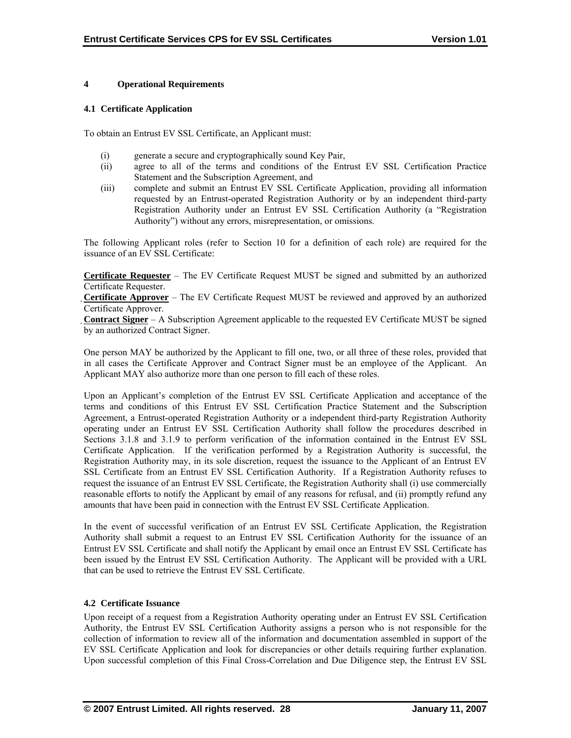# 4 Operational Requirements

## 4.1 Certificate Application

To obtain an Entrust EV SSL Certificate, an Applicant must:

(i) generate a secure and cryptographically sound Key Pair,
(ii) agree to all of the terms and conditions of the Entrust EV SSL Certification Practice Statement and the Subscription Agreement, and
(iii) complete and submit an Entrust EV SSL Certificate Application, providing all information requested by an Entrust-operated Registration Authority or by an independent third-party Registration Authority under an Entrust EV SSL Certification Authority (a "Registration Authority") without any errors, misrepresentation, or omissions.

The following Applicant roles (refer to Section 10 for a definition of each role) are required for the issuance of an EV SSL Certificate:

**Certificate Requester** – The EV Certificate Request MUST be signed and submitted by an authorized Certificate Requester.
**Certificate Approver** – The EV Certificate Request MUST be reviewed and approved by an authorized Certificate Approver.
**Contract Signer** – A Subscription Agreement applicable to the requested EV Certificate MUST be signed by an authorized Contract Signer.

One person MAY be authorized by the Applicant to fill one, two, or all three of these roles, provided that in all cases the Certificate Approver and Contract Signer must be an employee of the Applicant. An Applicant MAY also authorize more than one person to fill each of these roles.

Upon an Applicant's completion of the Entrust EV SSL Certificate Application and acceptance of the terms and conditions of this Entrust EV SSL Certification Practice Statement and the Subscription Agreement, a Entrust-operated Registration Authority or a independent third-party Registration Authority operating under an Entrust EV SSL Certification Authority shall follow the procedures described in Sections 3.1.8 and 3.1.9 to perform verification of the information contained in the Entrust EV SSL Certificate Application. If the verification performed by a Registration Authority is successful, the Registration Authority may, in its sole discretion, request the issuance to the Applicant of an Entrust EV SSL Certificate from an Entrust EV SSL Certification Authority. If a Registration Authority refuses to request the issuance of an Entrust EV SSL Certificate, the Registration Authority shall (i) use commercially reasonable efforts to notify the Applicant by email of any reasons for refusal, and (ii) promptly refund any amounts that have been paid in connection with the Entrust EV SSL Certificate Application.

In the event of successful verification of an Entrust EV SSL Certificate Application, the Registration Authority shall submit a request to an Entrust EV SSL Certification Authority for the issuance of an Entrust EV SSL Certificate and shall notify the Applicant by email once an Entrust EV SSL Certificate has been issued by the Entrust EV SSL Certification Authority. The Applicant will be provided with a URL that can be used to retrieve the Entrust EV SSL Certificate.

## 4.2 Certificate Issuance

Upon receipt of a request from a Registration Authority operating under an Entrust EV SSL Certification Authority, the Entrust EV SSL Certification Authority assigns a person who is not responsible for the collection of information to review all of the information and documentation assembled in support of the EV SSL Certificate Application and look for discrepancies or other details requiring further explanation. Upon successful completion of this Final Cross-Correlation and Due Diligence step, the Entrust EV SSL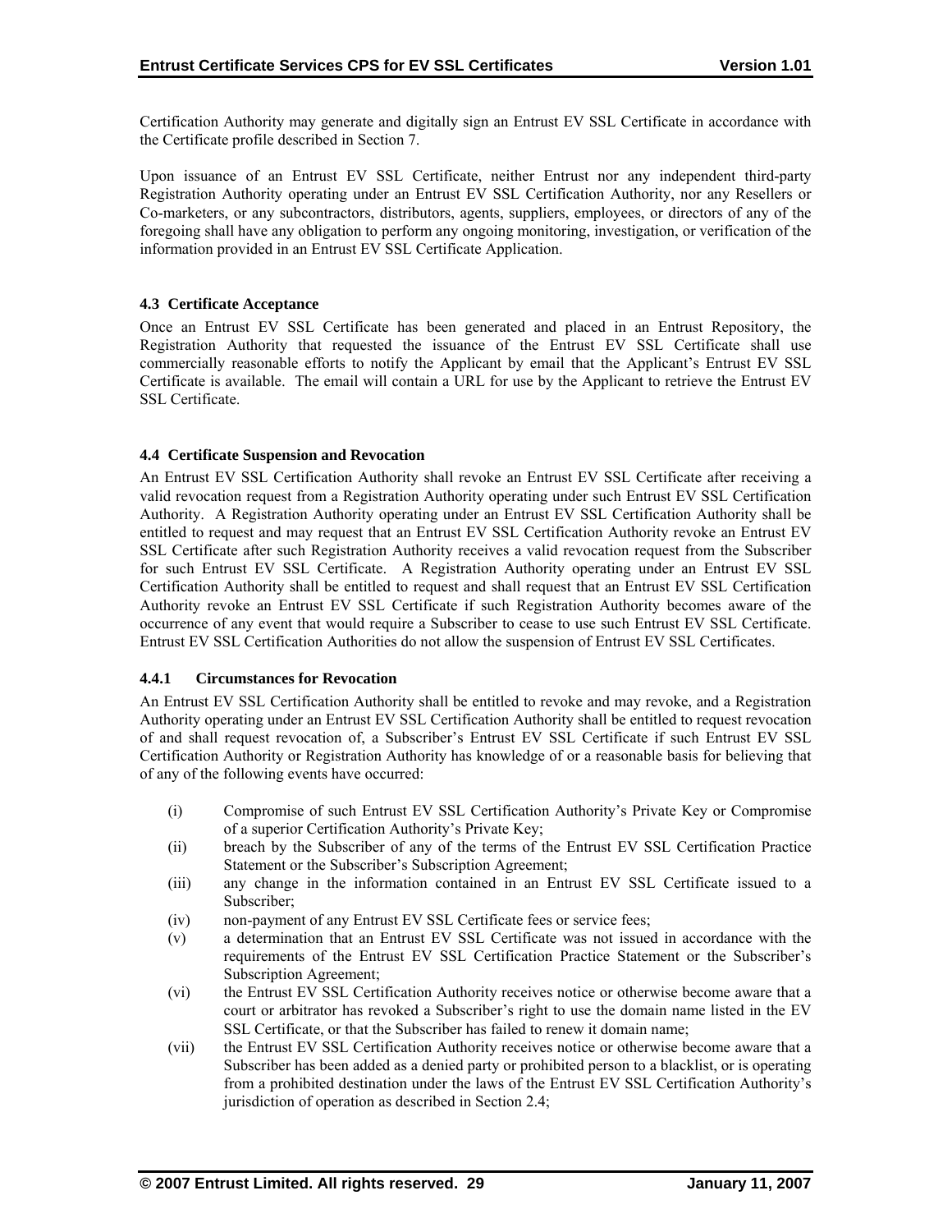Certification Authority may generate and digitally sign an Entrust EV SSL Certificate in accordance with the Certificate profile described in Section 7.

Upon issuance of an Entrust EV SSL Certificate, neither Entrust nor any independent third-party Registration Authority operating under an Entrust EV SSL Certification Authority, nor any Resellers or Co-marketers, or any subcontractors, distributors, agents, suppliers, employees, or directors of any of the foregoing shall have any obligation to perform any ongoing monitoring, investigation, or verification of the information provided in an Entrust EV SSL Certificate Application.

### 4.3 Certificate Acceptance

Once an Entrust EV SSL Certificate has been generated and placed in an Entrust Repository, the Registration Authority that requested the issuance of the Entrust EV SSL Certificate shall use commercially reasonable efforts to notify the Applicant by email that the Applicant's Entrust EV SSL Certificate is available. The email will contain a URL for use by the Applicant to retrieve the Entrust EV SSL Certificate.

### 4.4 Certificate Suspension and Revocation

An Entrust EV SSL Certification Authority shall revoke an Entrust EV SSL Certificate after receiving a valid revocation request from a Registration Authority operating under such Entrust EV SSL Certification Authority. A Registration Authority operating under an Entrust EV SSL Certification Authority shall be entitled to request and may request that an Entrust EV SSL Certification Authority revoke an Entrust EV SSL Certificate after such Registration Authority receives a valid revocation request from the Subscriber for such Entrust EV SSL Certificate. A Registration Authority operating under an Entrust EV SSL Certification Authority shall be entitled to request and shall request that an Entrust EV SSL Certification Authority revoke an Entrust EV SSL Certificate if such Registration Authority becomes aware of the occurrence of any event that would require a Subscriber to cease to use such Entrust EV SSL Certificate. Entrust EV SSL Certification Authorities do not allow the suspension of Entrust EV SSL Certificates.

#### 4.4.1 Circumstances for Revocation

An Entrust EV SSL Certification Authority shall be entitled to revoke and may revoke, and a Registration Authority operating under an Entrust EV SSL Certification Authority shall be entitled to request revocation of and shall request revocation of, a Subscriber's Entrust EV SSL Certificate if such Entrust EV SSL Certification Authority or Registration Authority has knowledge of or a reasonable basis for believing that of any of the following events have occurred:

(i) Compromise of such Entrust EV SSL Certification Authority's Private Key or Compromise of a superior Certification Authority's Private Key;

(ii) breach by the Subscriber of any of the terms of the Entrust EV SSL Certification Practice Statement or the Subscriber's Subscription Agreement;

(iii) any change in the information contained in an Entrust EV SSL Certificate issued to a Subscriber;

(iv) non-payment of any Entrust EV SSL Certificate fees or service fees;

(v) a determination that an Entrust EV SSL Certificate was not issued in accordance with the requirements of the Entrust EV SSL Certification Practice Statement or the Subscriber's Subscription Agreement;

(vi) the Entrust EV SSL Certification Authority receives notice or otherwise become aware that a court or arbitrator has revoked a Subscriber's right to use the domain name listed in the EV SSL Certificate, or that the Subscriber has failed to renew it domain name;

(vii) the Entrust EV SSL Certification Authority receives notice or otherwise become aware that a Subscriber has been added as a denied party or prohibited person to a blacklist, or is operating from a prohibited destination under the laws of the Entrust EV SSL Certification Authority's jurisdiction of operation as described in Section 2.4;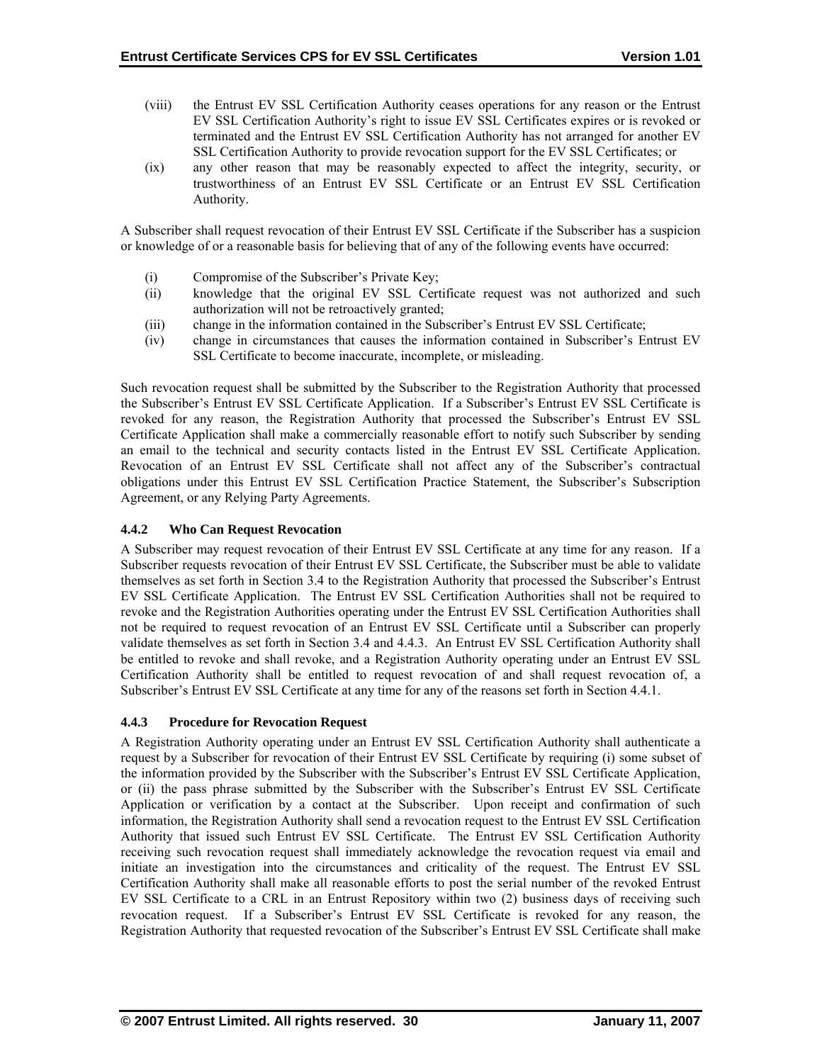(viii) the Entrust EV SSL Certification Authority ceases operations for any reason or the Entrust EV SSL Certification Authority's right to issue EV SSL Certificates expires or is revoked or terminated and the Entrust EV SSL Certification Authority has not arranged for another EV SSL Certification Authority to provide revocation support for the EV SSL Certificates; or

(ix) any other reason that may be reasonably expected to affect the integrity, security, or trustworthiness of an Entrust EV SSL Certificate or an Entrust EV SSL Certification Authority.

A Subscriber shall request revocation of their Entrust EV SSL Certificate if the Subscriber has a suspicion or knowledge of or a reasonable basis for believing that of any of the following events have occurred:

(i) Compromise of the Subscriber's Private Key;

(ii) knowledge that the original EV SSL Certificate request was not authorized and such authorization will not be retroactively granted;

(iii) change in the information contained in the Subscriber's Entrust EV SSL Certificate;

(iv) change in circumstances that causes the information contained in Subscriber's Entrust EV SSL Certificate to become inaccurate, incomplete, or misleading.

Such revocation request shall be submitted by the Subscriber to the Registration Authority that processed the Subscriber's Entrust EV SSL Certificate Application. If a Subscriber's Entrust EV SSL Certificate is revoked for any reason, the Registration Authority that processed the Subscriber's Entrust EV SSL Certificate Application shall make a commercially reasonable effort to notify such Subscriber by sending an email to the technical and security contacts listed in the Entrust EV SSL Certificate Application. Revocation of an Entrust EV SSL Certificate shall not affect any of the Subscriber's contractual obligations under this Entrust EV SSL Certification Practice Statement, the Subscriber's Subscription Agreement, or any Relying Party Agreements.

### 4.4.2 Who Can Request Revocation

A Subscriber may request revocation of their Entrust EV SSL Certificate at any time for any reason. If a Subscriber requests revocation of their Entrust EV SSL Certificate, the Subscriber must be able to validate themselves as set forth in Section 3.4 to the Registration Authority that processed the Subscriber's Entrust EV SSL Certificate Application. The Entrust EV SSL Certification Authorities shall not be required to revoke and the Registration Authorities operating under the Entrust EV SSL Certification Authorities shall not be required to request revocation of an Entrust EV SSL Certificate until a Subscriber can properly validate themselves as set forth in Section 3.4 and 4.4.3. An Entrust EV SSL Certification Authority shall be entitled to revoke and shall revoke, and a Registration Authority operating under an Entrust EV SSL Certification Authority shall be entitled to request revocation of and shall request revocation of, a Subscriber's Entrust EV SSL Certificate at any time for any of the reasons set forth in Section 4.4.1.

### 4.4.3 Procedure for Revocation Request

A Registration Authority operating under an Entrust EV SSL Certification Authority shall authenticate a request by a Subscriber for revocation of their Entrust EV SSL Certificate by requiring (i) some subset of the information provided by the Subscriber with the Subscriber's Entrust EV SSL Certificate Application, or (ii) the pass phrase submitted by the Subscriber with the Subscriber's Entrust EV SSL Certificate Application or verification by a contact at the Subscriber. Upon receipt and confirmation of such information, the Registration Authority shall send a revocation request to the Entrust EV SSL Certification Authority that issued such Entrust EV SSL Certificate. The Entrust EV SSL Certification Authority receiving such revocation request shall immediately acknowledge the revocation request via email and initiate an investigation into the circumstances and criticality of the request. The Entrust EV SSL Certification Authority shall make all reasonable efforts to post the serial number of the revoked Entrust EV SSL Certificate to a CRL in an Entrust Repository within two (2) business days of receiving such revocation request. If a Subscriber's Entrust EV SSL Certificate is revoked for any reason, the Registration Authority that requested revocation of the Subscriber's Entrust EV SSL Certificate shall make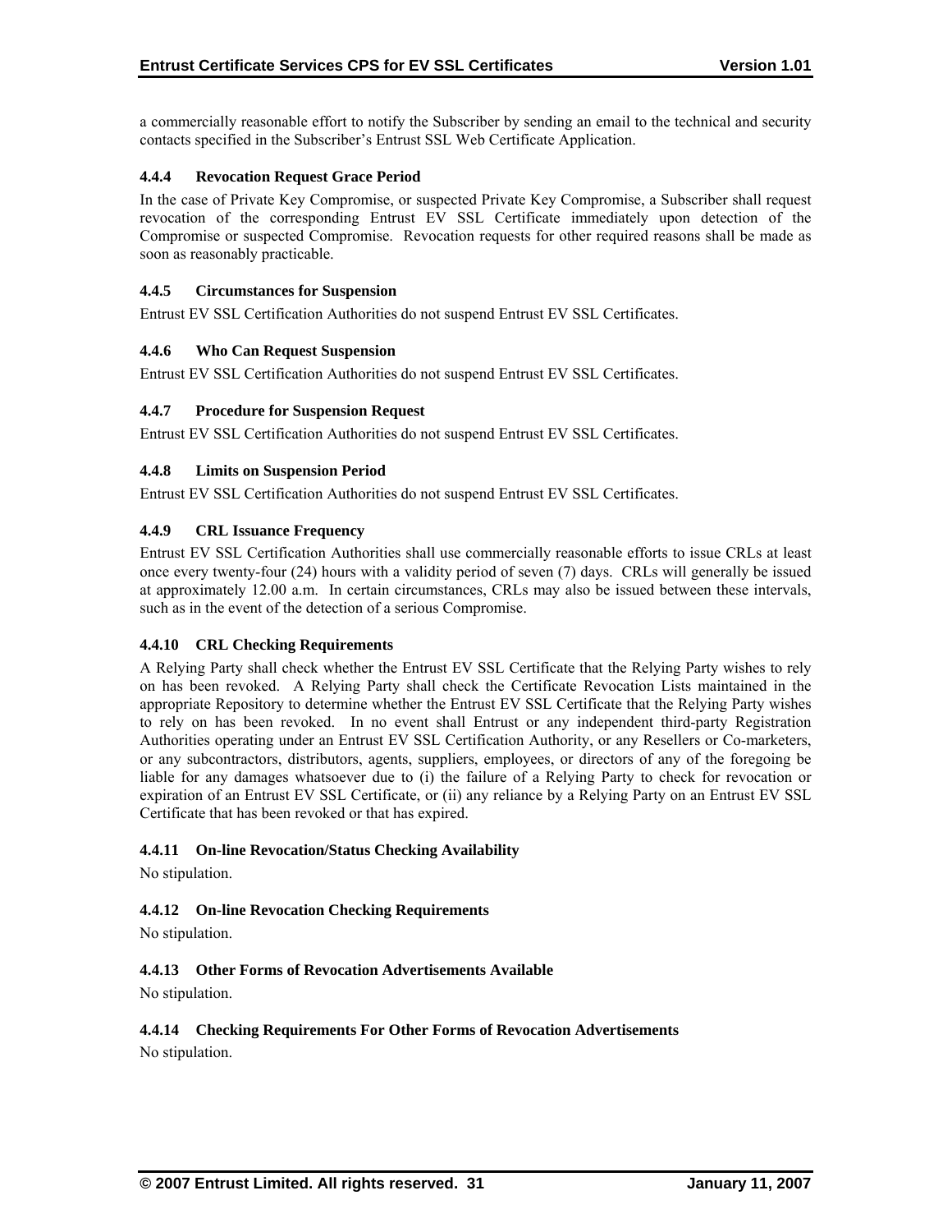a commercially reasonable effort to notify the Subscriber by sending an email to the technical and security contacts specified in the Subscriber's Entrust SSL Web Certificate Application.

#### 4.4.4 Revocation Request Grace Period

In the case of Private Key Compromise, or suspected Private Key Compromise, a Subscriber shall request revocation of the corresponding Entrust EV SSL Certificate immediately upon detection of the Compromise or suspected Compromise. Revocation requests for other required reasons shall be made as soon as reasonably practicable.

#### 4.4.5 Circumstances for Suspension

Entrust EV SSL Certification Authorities do not suspend Entrust EV SSL Certificates.

#### 4.4.6 Who Can Request Suspension

Entrust EV SSL Certification Authorities do not suspend Entrust EV SSL Certificates.

#### 4.4.7 Procedure for Suspension Request

Entrust EV SSL Certification Authorities do not suspend Entrust EV SSL Certificates.

#### 4.4.8 Limits on Suspension Period

Entrust EV SSL Certification Authorities do not suspend Entrust EV SSL Certificates.

#### 4.4.9 CRL Issuance Frequency

Entrust EV SSL Certification Authorities shall use commercially reasonable efforts to issue CRLs at least once every twenty-four (24) hours with a validity period of seven (7) days. CRLs will generally be issued at approximately 12.00 a.m. In certain circumstances, CRLs may also be issued between these intervals, such as in the event of the detection of a serious Compromise.

#### 4.4.10 CRL Checking Requirements

A Relying Party shall check whether the Entrust EV SSL Certificate that the Relying Party wishes to rely on has been revoked. A Relying Party shall check the Certificate Revocation Lists maintained in the appropriate Repository to determine whether the Entrust EV SSL Certificate that the Relying Party wishes to rely on has been revoked. In no event shall Entrust or any independent third-party Registration Authorities operating under an Entrust EV SSL Certification Authority, or any Resellers or Co-marketers, or any subcontractors, distributors, agents, suppliers, employees, or directors of any of the foregoing be liable for any damages whatsoever due to (i) the failure of a Relying Party to check for revocation or expiration of an Entrust EV SSL Certificate, or (ii) any reliance by a Relying Party on an Entrust EV SSL Certificate that has been revoked or that has expired.

#### 4.4.11 On-line Revocation/Status Checking Availability

No stipulation.

#### 4.4.12 On-line Revocation Checking Requirements

No stipulation.

#### 4.4.13 Other Forms of Revocation Advertisements Available

No stipulation.

#### 4.4.14 Checking Requirements For Other Forms of Revocation Advertisements

No stipulation.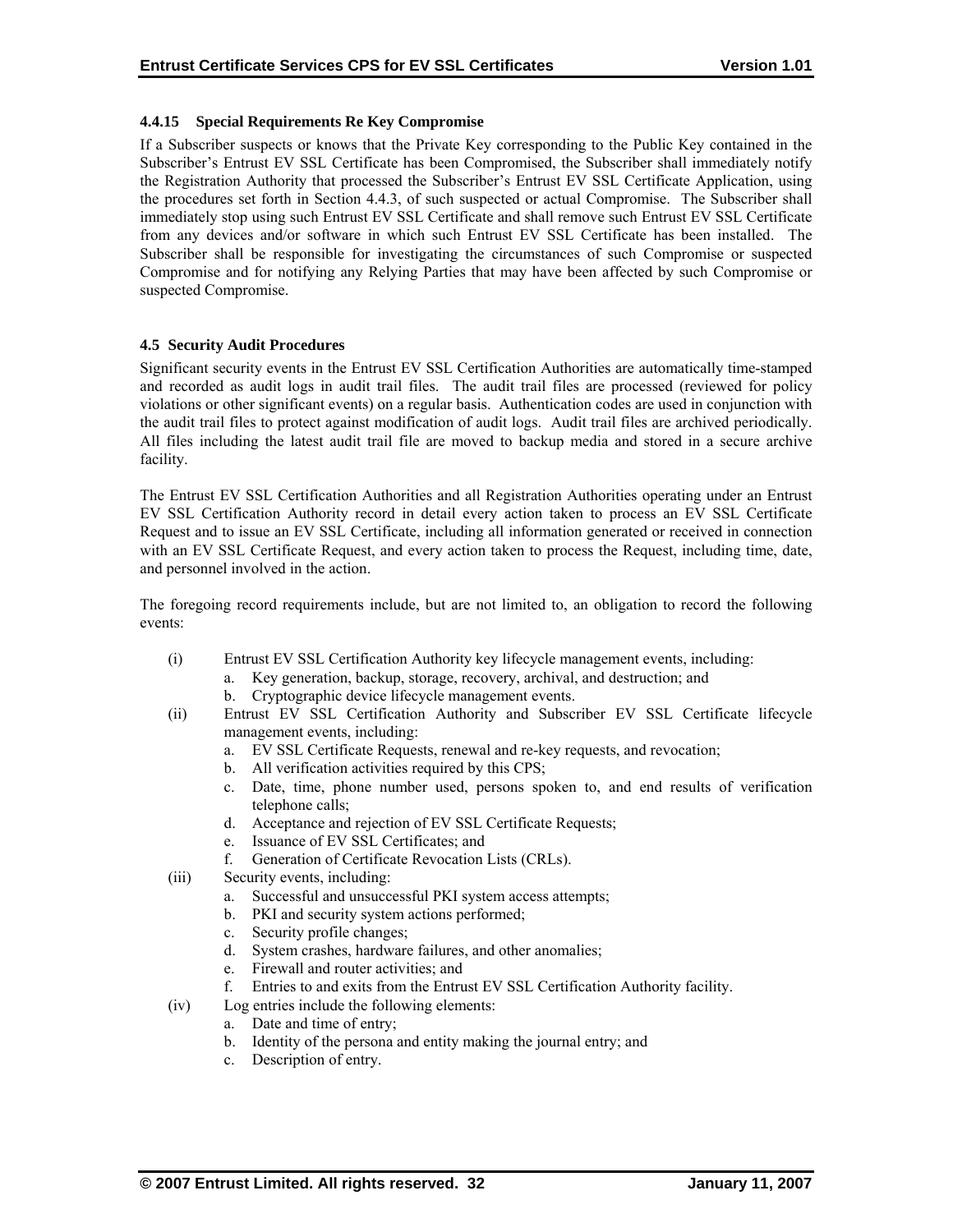#### 4.4.15 Special Requirements Re Key Compromise

If a Subscriber suspects or knows that the Private Key corresponding to the Public Key contained in the Subscriber's Entrust EV SSL Certificate has been Compromised, the Subscriber shall immediately notify the Registration Authority that processed the Subscriber's Entrust EV SSL Certificate Application, using the procedures set forth in Section 4.4.3, of such suspected or actual Compromise. The Subscriber shall immediately stop using such Entrust EV SSL Certificate and shall remove such Entrust EV SSL Certificate from any devices and/or software in which such Entrust EV SSL Certificate has been installed. The Subscriber shall be responsible for investigating the circumstances of such Compromise or suspected Compromise and for notifying any Relying Parties that may have been affected by such Compromise or suspected Compromise.

### 4.5 Security Audit Procedures

Significant security events in the Entrust EV SSL Certification Authorities are automatically time-stamped and recorded as audit logs in audit trail files. The audit trail files are processed (reviewed for policy violations or other significant events) on a regular basis. Authentication codes are used in conjunction with the audit trail files to protect against modification of audit logs. Audit trail files are archived periodically. All files including the latest audit trail file are moved to backup media and stored in a secure archive facility.

The Entrust EV SSL Certification Authorities and all Registration Authorities operating under an Entrust EV SSL Certification Authority record in detail every action taken to process an EV SSL Certificate Request and to issue an EV SSL Certificate, including all information generated or received in connection with an EV SSL Certificate Request, and every action taken to process the Request, including time, date, and personnel involved in the action.

The foregoing record requirements include, but are not limited to, an obligation to record the following events:

(i) Entrust EV SSL Certification Authority key lifecycle management events, including:
   a. Key generation, backup, storage, recovery, archival, and destruction; and
   b. Cryptographic device lifecycle management events.

(ii) Entrust EV SSL Certification Authority and Subscriber EV SSL Certificate lifecycle management events, including:
   a. EV SSL Certificate Requests, renewal and re-key requests, and revocation;
   b. All verification activities required by this CPS;
   c. Date, time, phone number used, persons spoken to, and end results of verification telephone calls;
   d. Acceptance and rejection of EV SSL Certificate Requests;
   e. Issuance of EV SSL Certificates; and
   f. Generation of Certificate Revocation Lists (CRLs).

(iii) Security events, including:
   a. Successful and unsuccessful PKI system access attempts;
   b. PKI and security system actions performed;
   c. Security profile changes;
   d. System crashes, hardware failures, and other anomalies;
   e. Firewall and router activities; and
   f. Entries to and exits from the Entrust EV SSL Certification Authority facility.

(iv) Log entries include the following elements:
   a. Date and time of entry;
   b. Identity of the persona and entity making the journal entry; and
   c. Description of entry.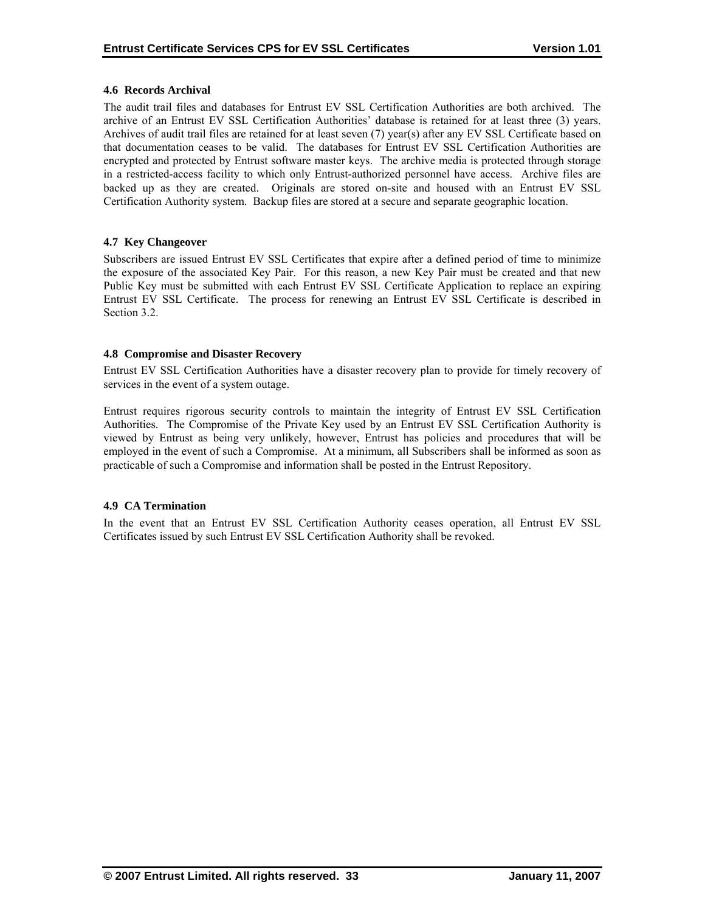### 4.6 Records Archival

The audit trail files and databases for Entrust EV SSL Certification Authorities are both archived. The archive of an Entrust EV SSL Certification Authorities' database is retained for at least three (3) years. Archives of audit trail files are retained for at least seven (7) year(s) after any EV SSL Certificate based on that documentation ceases to be valid. The databases for Entrust EV SSL Certification Authorities are encrypted and protected by Entrust software master keys. The archive media is protected through storage in a restricted-access facility to which only Entrust-authorized personnel have access. Archive files are backed up as they are created. Originals are stored on-site and housed with an Entrust EV SSL Certification Authority system. Backup files are stored at a secure and separate geographic location.

### 4.7 Key Changeover

Subscribers are issued Entrust EV SSL Certificates that expire after a defined period of time to minimize the exposure of the associated Key Pair. For this reason, a new Key Pair must be created and that new Public Key must be submitted with each Entrust EV SSL Certificate Application to replace an expiring Entrust EV SSL Certificate. The process for renewing an Entrust EV SSL Certificate is described in Section 3.2.

### 4.8 Compromise and Disaster Recovery

Entrust EV SSL Certification Authorities have a disaster recovery plan to provide for timely recovery of services in the event of a system outage.

Entrust requires rigorous security controls to maintain the integrity of Entrust EV SSL Certification Authorities. The Compromise of the Private Key used by an Entrust EV SSL Certification Authority is viewed by Entrust as being very unlikely, however, Entrust has policies and procedures that will be employed in the event of such a Compromise. At a minimum, all Subscribers shall be informed as soon as practicable of such a Compromise and information shall be posted in the Entrust Repository.

### 4.9 CA Termination

In the event that an Entrust EV SSL Certification Authority ceases operation, all Entrust EV SSL Certificates issued by such Entrust EV SSL Certification Authority shall be revoked.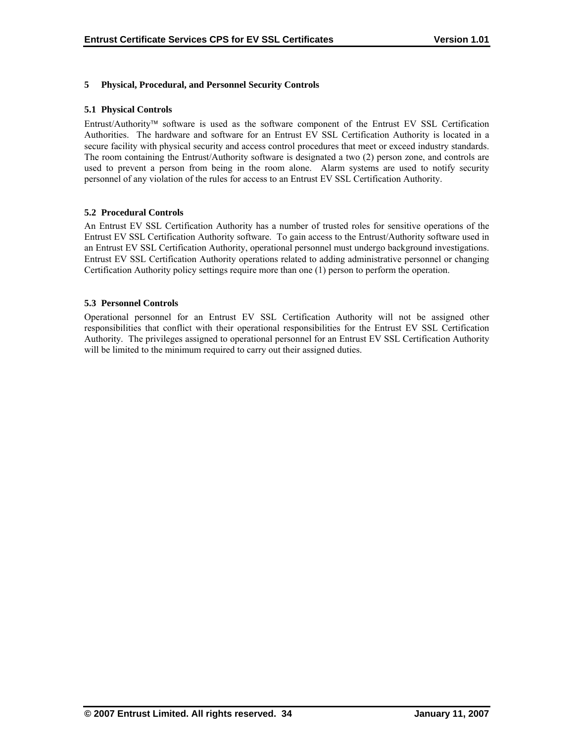# 5 Physical, Procedural, and Personnel Security Controls

## 5.1 Physical Controls

Entrust/Authority™ software is used as the software component of the Entrust EV SSL Certification Authorities. The hardware and software for an Entrust EV SSL Certification Authority is located in a secure facility with physical security and access control procedures that meet or exceed industry standards. The room containing the Entrust/Authority software is designated a two (2) person zone, and controls are used to prevent a person from being in the room alone. Alarm systems are used to notify security personnel of any violation of the rules for access to an Entrust EV SSL Certification Authority.

## 5.2 Procedural Controls

An Entrust EV SSL Certification Authority has a number of trusted roles for sensitive operations of the Entrust EV SSL Certification Authority software. To gain access to the Entrust/Authority software used in an Entrust EV SSL Certification Authority, operational personnel must undergo background investigations. Entrust EV SSL Certification Authority operations related to adding administrative personnel or changing Certification Authority policy settings require more than one (1) person to perform the operation.

## 5.3 Personnel Controls

Operational personnel for an Entrust EV SSL Certification Authority will not be assigned other responsibilities that conflict with their operational responsibilities for the Entrust EV SSL Certification Authority. The privileges assigned to operational personnel for an Entrust EV SSL Certification Authority will be limited to the minimum required to carry out their assigned duties.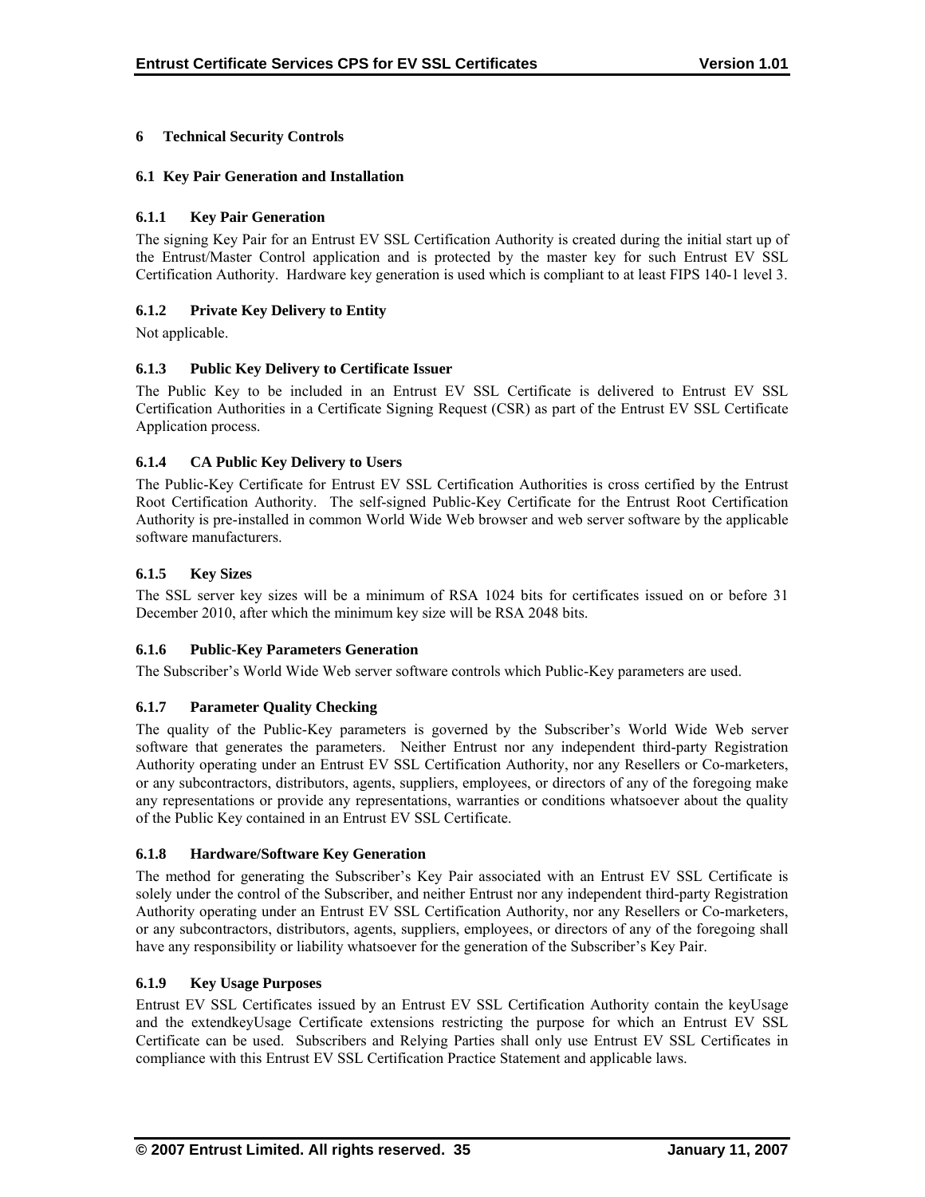# 6 Technical Security Controls

## 6.1 Key Pair Generation and Installation

### 6.1.1 Key Pair Generation

The signing Key Pair for an Entrust EV SSL Certification Authority is created during the initial start up of the Entrust/Master Control application and is protected by the master key for such Entrust EV SSL Certification Authority. Hardware key generation is used which is compliant to at least FIPS 140-1 level 3.

### 6.1.2 Private Key Delivery to Entity

Not applicable.

### 6.1.3 Public Key Delivery to Certificate Issuer

The Public Key to be included in an Entrust EV SSL Certificate is delivered to Entrust EV SSL Certification Authorities in a Certificate Signing Request (CSR) as part of the Entrust EV SSL Certificate Application process.

### 6.1.4 CA Public Key Delivery to Users

The Public-Key Certificate for Entrust EV SSL Certification Authorities is cross certified by the Entrust Root Certification Authority. The self-signed Public-Key Certificate for the Entrust Root Certification Authority is pre-installed in common World Wide Web browser and web server software by the applicable software manufacturers.

### 6.1.5 Key Sizes

The SSL server key sizes will be a minimum of RSA 1024 bits for certificates issued on or before 31 December 2010, after which the minimum key size will be RSA 2048 bits.

### 6.1.6 Public-Key Parameters Generation

The Subscriber's World Wide Web server software controls which Public-Key parameters are used.

### 6.1.7 Parameter Quality Checking

The quality of the Public-Key parameters is governed by the Subscriber's World Wide Web server software that generates the parameters. Neither Entrust nor any independent third-party Registration Authority operating under an Entrust EV SSL Certification Authority, nor any Resellers or Co-marketers, or any subcontractors, distributors, agents, suppliers, employees, or directors of any of the foregoing make any representations or provide any representations, warranties or conditions whatsoever about the quality of the Public Key contained in an Entrust EV SSL Certificate.

### 6.1.8 Hardware/Software Key Generation

The method for generating the Subscriber's Key Pair associated with an Entrust EV SSL Certificate is solely under the control of the Subscriber, and neither Entrust nor any independent third-party Registration Authority operating under an Entrust EV SSL Certification Authority, nor any Resellers or Co-marketers, or any subcontractors, distributors, agents, suppliers, employees, or directors of any of the foregoing shall have any responsibility or liability whatsoever for the generation of the Subscriber's Key Pair.

### 6.1.9 Key Usage Purposes

Entrust EV SSL Certificates issued by an Entrust EV SSL Certification Authority contain the keyUsage and the extendkeyUsage Certificate extensions restricting the purpose for which an Entrust EV SSL Certificate can be used. Subscribers and Relying Parties shall only use Entrust EV SSL Certificates in compliance with this Entrust EV SSL Certification Practice Statement and applicable laws.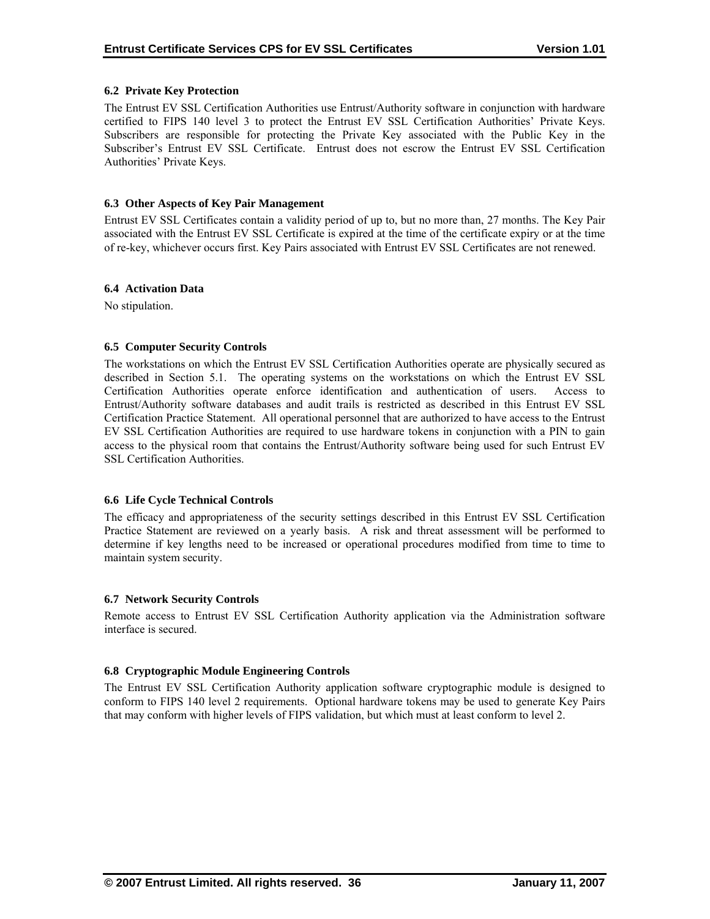### 6.2 Private Key Protection

The Entrust EV SSL Certification Authorities use Entrust/Authority software in conjunction with hardware certified to FIPS 140 level 3 to protect the Entrust EV SSL Certification Authorities' Private Keys. Subscribers are responsible for protecting the Private Key associated with the Public Key in the Subscriber's Entrust EV SSL Certificate. Entrust does not escrow the Entrust EV SSL Certification Authorities' Private Keys.

### 6.3 Other Aspects of Key Pair Management

Entrust EV SSL Certificates contain a validity period of up to, but no more than, 27 months. The Key Pair associated with the Entrust EV SSL Certificate is expired at the time of the certificate expiry or at the time of re-key, whichever occurs first. Key Pairs associated with Entrust EV SSL Certificates are not renewed.

### 6.4 Activation Data

No stipulation.

### 6.5 Computer Security Controls

The workstations on which the Entrust EV SSL Certification Authorities operate are physically secured as described in Section 5.1. The operating systems on the workstations on which the Entrust EV SSL Certification Authorities operate enforce identification and authentication of users. Access to Entrust/Authority software databases and audit trails is restricted as described in this Entrust EV SSL Certification Practice Statement. All operational personnel that are authorized to have access to the Entrust EV SSL Certification Authorities are required to use hardware tokens in conjunction with a PIN to gain access to the physical room that contains the Entrust/Authority software being used for such Entrust EV SSL Certification Authorities.

### 6.6 Life Cycle Technical Controls

The efficacy and appropriateness of the security settings described in this Entrust EV SSL Certification Practice Statement are reviewed on a yearly basis. A risk and threat assessment will be performed to determine if key lengths need to be increased or operational procedures modified from time to time to maintain system security.

### 6.7 Network Security Controls

Remote access to Entrust EV SSL Certification Authority application via the Administration software interface is secured.

### 6.8 Cryptographic Module Engineering Controls

The Entrust EV SSL Certification Authority application software cryptographic module is designed to conform to FIPS 140 level 2 requirements. Optional hardware tokens may be used to generate Key Pairs that may conform with higher levels of FIPS validation, but which must at least conform to level 2.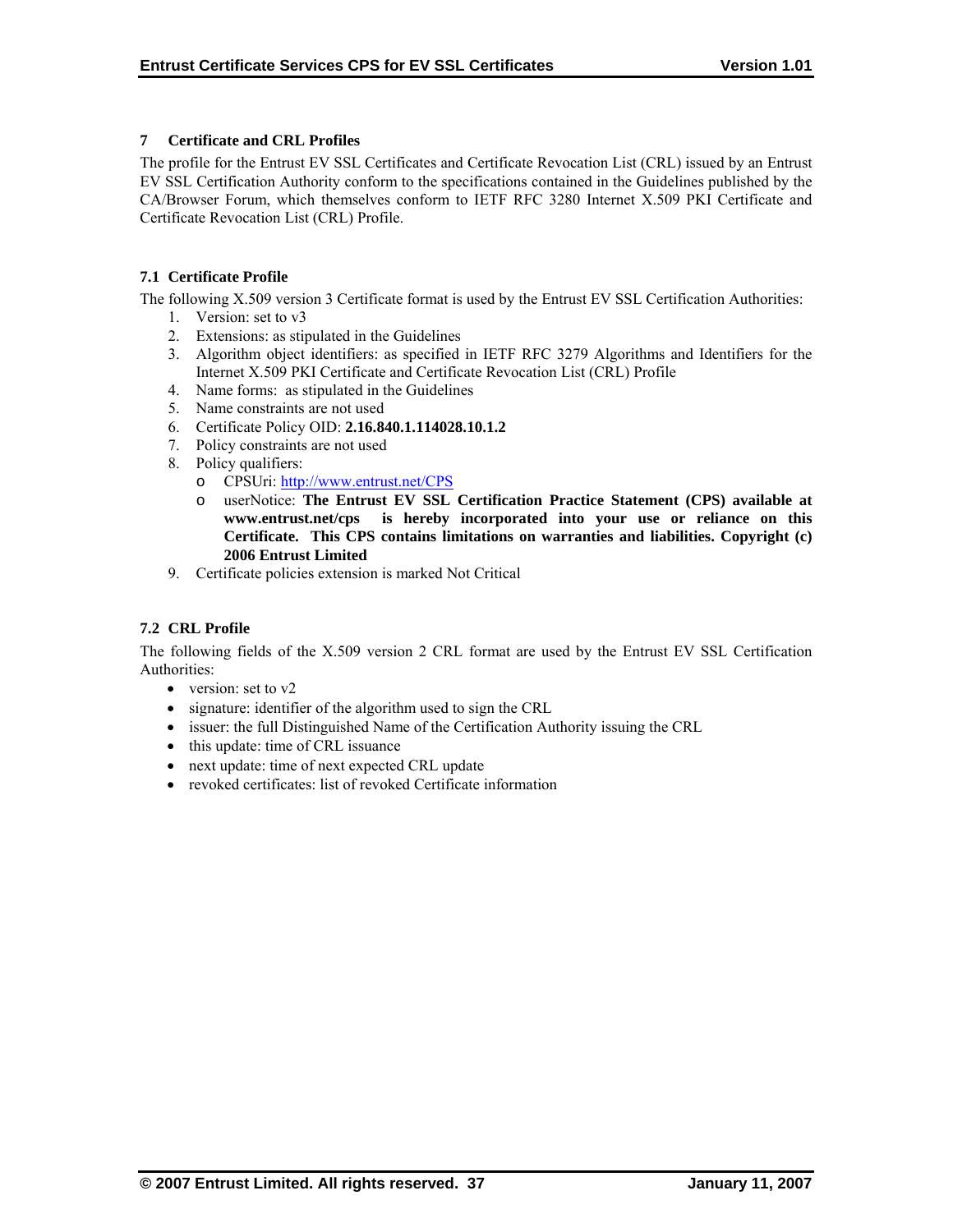# 7 Certificate and CRL Profiles

The profile for the Entrust EV SSL Certificates and Certificate Revocation List (CRL) issued by an Entrust EV SSL Certification Authority conform to the specifications contained in the Guidelines published by the CA/Browser Forum, which themselves conform to IETF RFC 3280 Internet X.509 PKI Certificate and Certificate Revocation List (CRL) Profile.

## 7.1 Certificate Profile

The following X.509 version 3 Certificate format is used by the Entrust EV SSL Certification Authorities:

1. Version: set to v3
2. Extensions: as stipulated in the Guidelines
3. Algorithm object identifiers: as specified in IETF RFC 3279 Algorithms and Identifiers for the Internet X.509 PKI Certificate and Certificate Revocation List (CRL) Profile
4. Name forms: as stipulated in the Guidelines
5. Name constraints are not used
6. Certificate Policy OID: **2.16.840.1.114028.10.1.2**
7. Policy constraints are not used
8. Policy qualifiers:
   - CPSUri: http://www.entrust.net/CPS
   - userNotice: **The Entrust EV SSL Certification Practice Statement (CPS) available at www.entrust.net/cps is hereby incorporated into your use or reliance on this Certificate. This CPS contains limitations on warranties and liabilities. Copyright (c) 2006 Entrust Limited**
9. Certificate policies extension is marked Not Critical

## 7.2 CRL Profile

The following fields of the X.509 version 2 CRL format are used by the Entrust EV SSL Certification Authorities:

- version: set to v2
- signature: identifier of the algorithm used to sign the CRL
- issuer: the full Distinguished Name of the Certification Authority issuing the CRL
- this update: time of CRL issuance
- next update: time of next expected CRL update
- revoked certificates: list of revoked Certificate information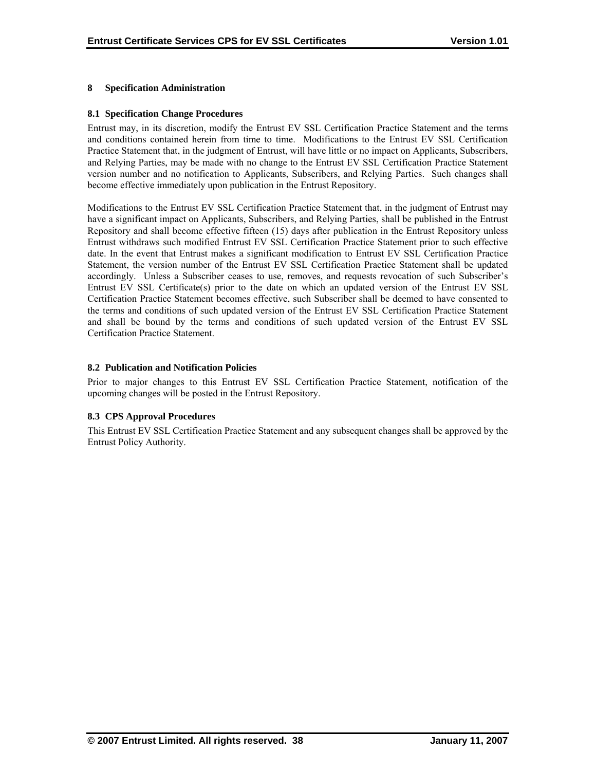# 8 Specification Administration

## 8.1 Specification Change Procedures

Entrust may, in its discretion, modify the Entrust EV SSL Certification Practice Statement and the terms and conditions contained herein from time to time. Modifications to the Entrust EV SSL Certification Practice Statement that, in the judgment of Entrust, will have little or no impact on Applicants, Subscribers, and Relying Parties, may be made with no change to the Entrust EV SSL Certification Practice Statement version number and no notification to Applicants, Subscribers, and Relying Parties. Such changes shall become effective immediately upon publication in the Entrust Repository.

Modifications to the Entrust EV SSL Certification Practice Statement that, in the judgment of Entrust may have a significant impact on Applicants, Subscribers, and Relying Parties, shall be published in the Entrust Repository and shall become effective fifteen (15) days after publication in the Entrust Repository unless Entrust withdraws such modified Entrust EV SSL Certification Practice Statement prior to such effective date. In the event that Entrust makes a significant modification to Entrust EV SSL Certification Practice Statement, the version number of the Entrust EV SSL Certification Practice Statement shall be updated accordingly. Unless a Subscriber ceases to use, removes, and requests revocation of such Subscriber's Entrust EV SSL Certificate(s) prior to the date on which an updated version of the Entrust EV SSL Certification Practice Statement becomes effective, such Subscriber shall be deemed to have consented to the terms and conditions of such updated version of the Entrust EV SSL Certification Practice Statement and shall be bound by the terms and conditions of such updated version of the Entrust EV SSL Certification Practice Statement.

## 8.2 Publication and Notification Policies

Prior to major changes to this Entrust EV SSL Certification Practice Statement, notification of the upcoming changes will be posted in the Entrust Repository.

## 8.3 CPS Approval Procedures

This Entrust EV SSL Certification Practice Statement and any subsequent changes shall be approved by the Entrust Policy Authority.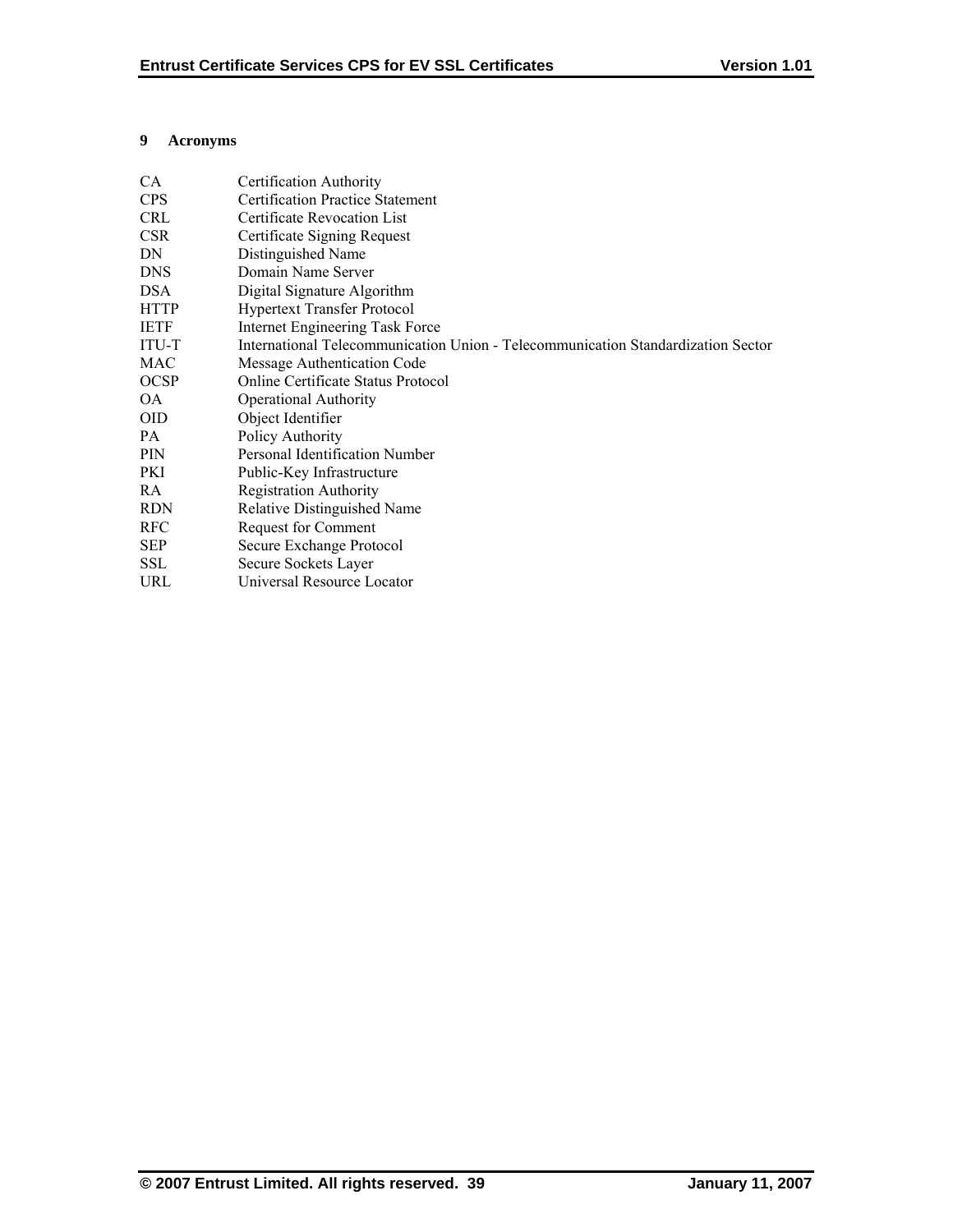# 9 Acronyms

| | |
|---|---|
| CA | Certification Authority |
| CPS | Certification Practice Statement |
| CRL | Certificate Revocation List |
| CSR | Certificate Signing Request |
| DN | Distinguished Name |
| DNS | Domain Name Server |
| DSA | Digital Signature Algorithm |
| HTTP | Hypertext Transfer Protocol |
| IETF | Internet Engineering Task Force |
| ITU-T | International Telecommunication Union - Telecommunication Standardization Sector |
| MAC | Message Authentication Code |
| OCSP | Online Certificate Status Protocol |
| OA | Operational Authority |
| OID | Object Identifier |
| PA | Policy Authority |
| PIN | Personal Identification Number |
| PKI | Public-Key Infrastructure |
| RA | Registration Authority |
| RDN | Relative Distinguished Name |
| RFC | Request for Comment |
| SEP | Secure Exchange Protocol |
| SSL | Secure Sockets Layer |
| URL | Universal Resource Locator |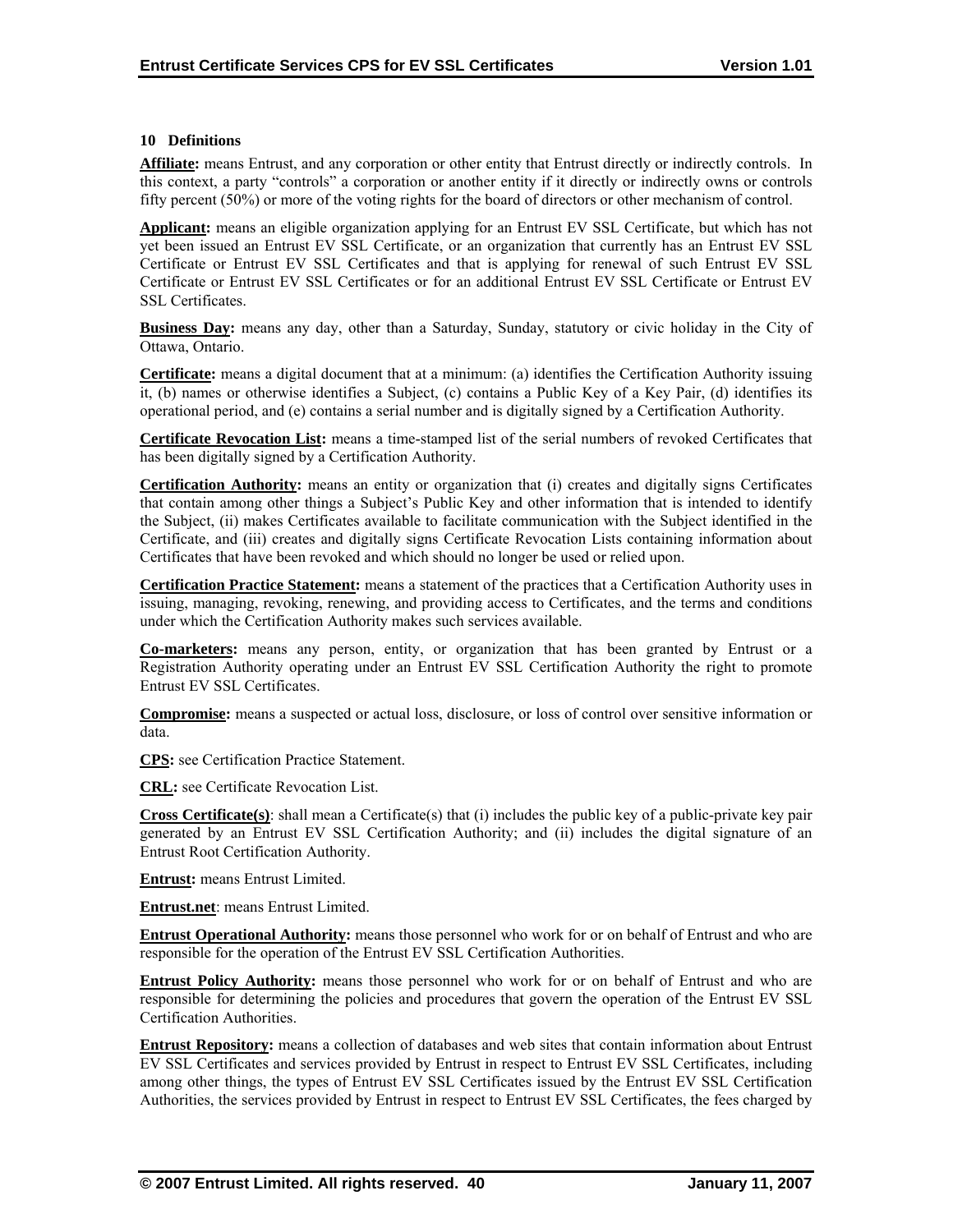## 10 Definitions

**Affiliate:** means Entrust, and any corporation or other entity that Entrust directly or indirectly controls. In this context, a party "controls" a corporation or another entity if it directly or indirectly owns or controls fifty percent (50%) or more of the voting rights for the board of directors or other mechanism of control.

**Applicant:** means an eligible organization applying for an Entrust EV SSL Certificate, but which has not yet been issued an Entrust EV SSL Certificate, or an organization that currently has an Entrust EV SSL Certificate or Entrust EV SSL Certificates and that is applying for renewal of such Entrust EV SSL Certificate or Entrust EV SSL Certificates or for an additional Entrust EV SSL Certificate or Entrust EV SSL Certificates.

**Business Day:** means any day, other than a Saturday, Sunday, statutory or civic holiday in the City of Ottawa, Ontario.

**Certificate:** means a digital document that at a minimum: (a) identifies the Certification Authority issuing it, (b) names or otherwise identifies a Subject, (c) contains a Public Key of a Key Pair, (d) identifies its operational period, and (e) contains a serial number and is digitally signed by a Certification Authority.

**Certificate Revocation List:** means a time-stamped list of the serial numbers of revoked Certificates that has been digitally signed by a Certification Authority.

**Certification Authority:** means an entity or organization that (i) creates and digitally signs Certificates that contain among other things a Subject's Public Key and other information that is intended to identify the Subject, (ii) makes Certificates available to facilitate communication with the Subject identified in the Certificate, and (iii) creates and digitally signs Certificate Revocation Lists containing information about Certificates that have been revoked and which should no longer be used or relied upon.

**Certification Practice Statement:** means a statement of the practices that a Certification Authority uses in issuing, managing, revoking, renewing, and providing access to Certificates, and the terms and conditions under which the Certification Authority makes such services available.

**Co-marketers:** means any person, entity, or organization that has been granted by Entrust or a Registration Authority operating under an Entrust EV SSL Certification Authority the right to promote Entrust EV SSL Certificates.

**Compromise:** means a suspected or actual loss, disclosure, or loss of control over sensitive information or data.

**CPS:** see Certification Practice Statement.

**CRL:** see Certificate Revocation List.

**Cross Certificate(s)**: shall mean a Certificate(s) that (i) includes the public key of a public-private key pair generated by an Entrust EV SSL Certification Authority; and (ii) includes the digital signature of an Entrust Root Certification Authority.

**Entrust:** means Entrust Limited.

**Entrust.net**: means Entrust Limited.

**Entrust Operational Authority:** means those personnel who work for or on behalf of Entrust and who are responsible for the operation of the Entrust EV SSL Certification Authorities.

**Entrust Policy Authority:** means those personnel who work for or on behalf of Entrust and who are responsible for determining the policies and procedures that govern the operation of the Entrust EV SSL Certification Authorities.

**Entrust Repository:** means a collection of databases and web sites that contain information about Entrust EV SSL Certificates and services provided by Entrust in respect to Entrust EV SSL Certificates, including among other things, the types of Entrust EV SSL Certificates issued by the Entrust EV SSL Certification Authorities, the services provided by Entrust in respect to Entrust EV SSL Certificates, the fees charged by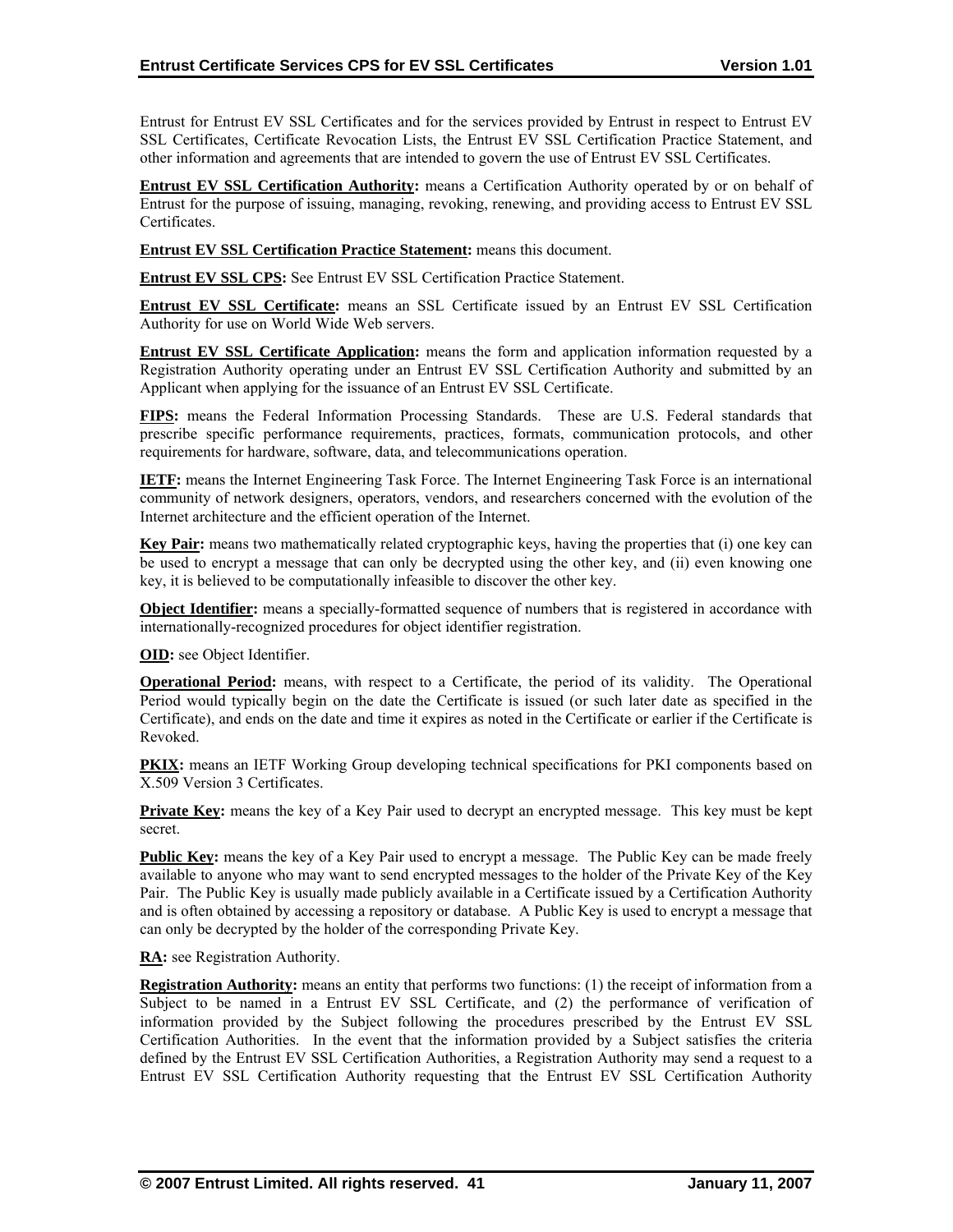Entrust for Entrust EV SSL Certificates and for the services provided by Entrust in respect to Entrust EV SSL Certificates, Certificate Revocation Lists, the Entrust EV SSL Certification Practice Statement, and other information and agreements that are intended to govern the use of Entrust EV SSL Certificates.

**Entrust EV SSL Certification Authority:** means a Certification Authority operated by or on behalf of Entrust for the purpose of issuing, managing, revoking, renewing, and providing access to Entrust EV SSL Certificates.

**Entrust EV SSL Certification Practice Statement:** means this document.

**Entrust EV SSL CPS:** See Entrust EV SSL Certification Practice Statement.

**Entrust EV SSL Certificate:** means an SSL Certificate issued by an Entrust EV SSL Certification Authority for use on World Wide Web servers.

**Entrust EV SSL Certificate Application:** means the form and application information requested by a Registration Authority operating under an Entrust EV SSL Certification Authority and submitted by an Applicant when applying for the issuance of an Entrust EV SSL Certificate.

**FIPS:** means the Federal Information Processing Standards. These are U.S. Federal standards that prescribe specific performance requirements, practices, formats, communication protocols, and other requirements for hardware, software, data, and telecommunications operation.

**IETF:** means the Internet Engineering Task Force. The Internet Engineering Task Force is an international community of network designers, operators, vendors, and researchers concerned with the evolution of the Internet architecture and the efficient operation of the Internet.

**Key Pair:** means two mathematically related cryptographic keys, having the properties that (i) one key can be used to encrypt a message that can only be decrypted using the other key, and (ii) even knowing one key, it is believed to be computationally infeasible to discover the other key.

**Object Identifier:** means a specially-formatted sequence of numbers that is registered in accordance with internationally-recognized procedures for object identifier registration.

**OID:** see Object Identifier.

**Operational Period:** means, with respect to a Certificate, the period of its validity. The Operational Period would typically begin on the date the Certificate is issued (or such later date as specified in the Certificate), and ends on the date and time it expires as noted in the Certificate or earlier if the Certificate is Revoked.

**PKIX:** means an IETF Working Group developing technical specifications for PKI components based on X.509 Version 3 Certificates.

**Private Key:** means the key of a Key Pair used to decrypt an encrypted message. This key must be kept secret.

**Public Key:** means the key of a Key Pair used to encrypt a message. The Public Key can be made freely available to anyone who may want to send encrypted messages to the holder of the Private Key of the Key Pair. The Public Key is usually made publicly available in a Certificate issued by a Certification Authority and is often obtained by accessing a repository or database. A Public Key is used to encrypt a message that can only be decrypted by the holder of the corresponding Private Key.

**RA:** see Registration Authority.

**Registration Authority:** means an entity that performs two functions: (1) the receipt of information from a Subject to be named in a Entrust EV SSL Certificate, and (2) the performance of verification of information provided by the Subject following the procedures prescribed by the Entrust EV SSL Certification Authorities. In the event that the information provided by a Subject satisfies the criteria defined by the Entrust EV SSL Certification Authorities, a Registration Authority may send a request to a Entrust EV SSL Certification Authority requesting that the Entrust EV SSL Certification Authority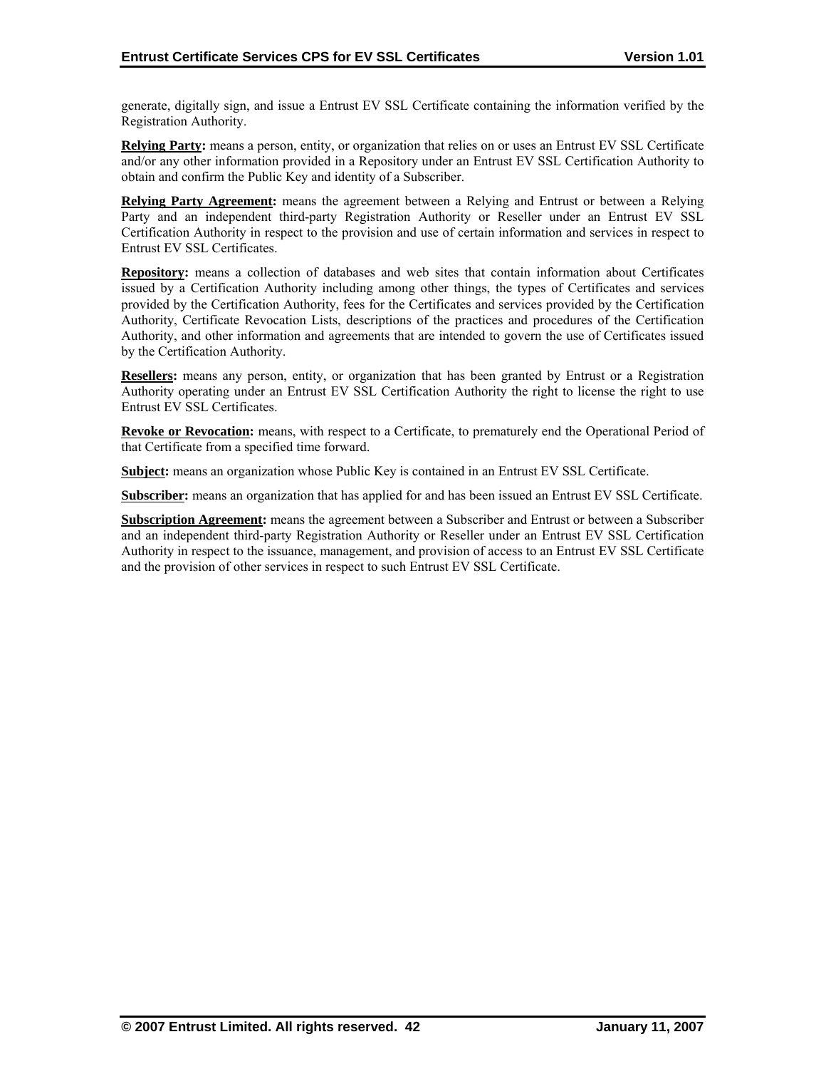generate, digitally sign, and issue a Entrust EV SSL Certificate containing the information verified by the Registration Authority.

**Relying Party:** means a person, entity, or organization that relies on or uses an Entrust EV SSL Certificate and/or any other information provided in a Repository under an Entrust EV SSL Certification Authority to obtain and confirm the Public Key and identity of a Subscriber.

**Relying Party Agreement:** means the agreement between a Relying and Entrust or between a Relying Party and an independent third-party Registration Authority or Reseller under an Entrust EV SSL Certification Authority in respect to the provision and use of certain information and services in respect to Entrust EV SSL Certificates.

**Repository:** means a collection of databases and web sites that contain information about Certificates issued by a Certification Authority including among other things, the types of Certificates and services provided by the Certification Authority, fees for the Certificates and services provided by the Certification Authority, Certificate Revocation Lists, descriptions of the practices and procedures of the Certification Authority, and other information and agreements that are intended to govern the use of Certificates issued by the Certification Authority.

**Resellers:** means any person, entity, or organization that has been granted by Entrust or a Registration Authority operating under an Entrust EV SSL Certification Authority the right to license the right to use Entrust EV SSL Certificates.

**Revoke or Revocation:** means, with respect to a Certificate, to prematurely end the Operational Period of that Certificate from a specified time forward.

**Subject:** means an organization whose Public Key is contained in an Entrust EV SSL Certificate.

**Subscriber:** means an organization that has applied for and has been issued an Entrust EV SSL Certificate.

**Subscription Agreement:** means the agreement between a Subscriber and Entrust or between a Subscriber and an independent third-party Registration Authority or Reseller under an Entrust EV SSL Certification Authority in respect to the issuance, management, and provision of access to an Entrust EV SSL Certificate and the provision of other services in respect to such Entrust EV SSL Certificate.